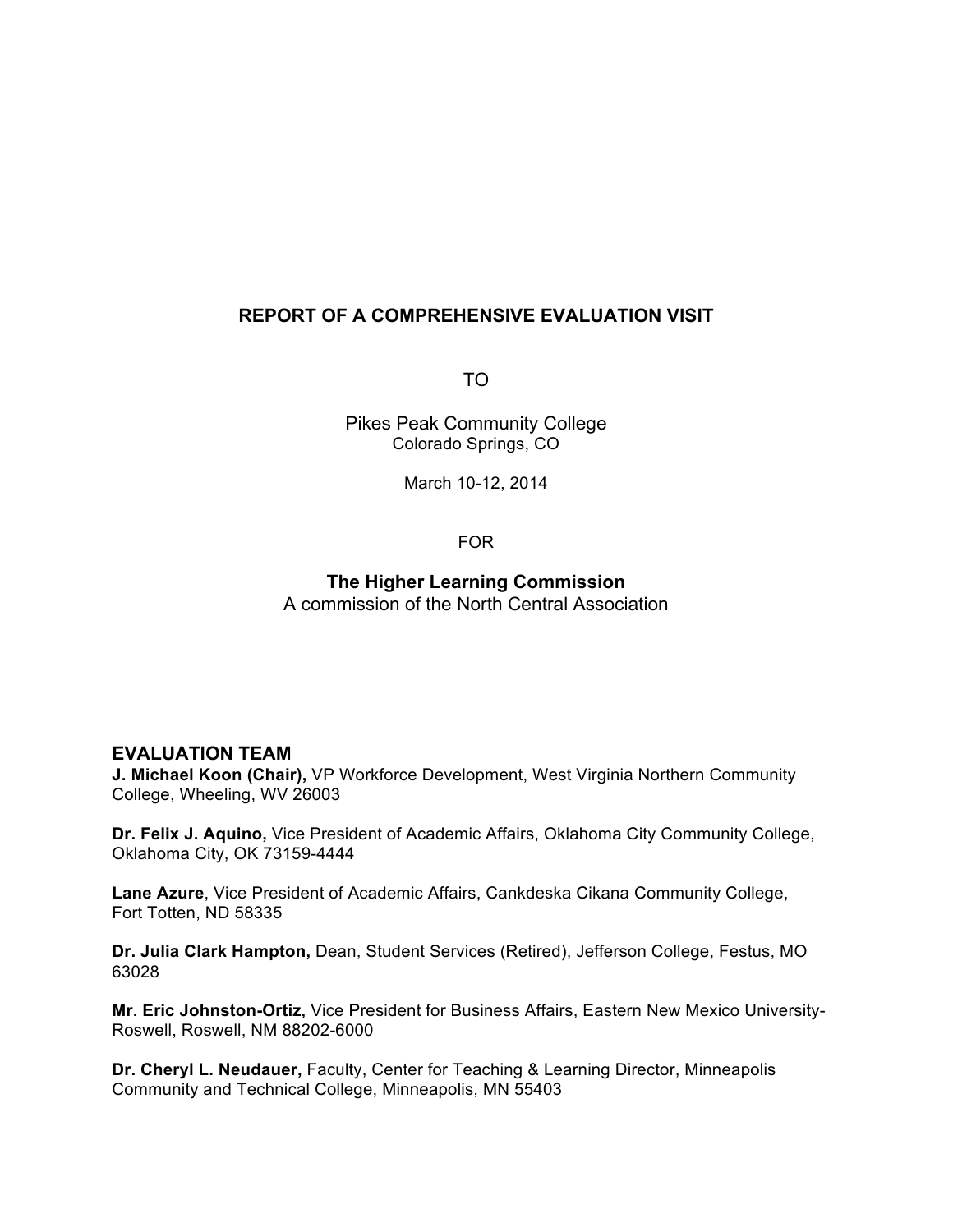# REPORT OF A COMPREHENSIVE EVALUATION VISIT

TO

Pikes Peak Community College
Colorado Springs, CO

March 10-12, 2014

FOR

**The Higher Learning Commission**
A commission of the North Central Association

## EVALUATION TEAM

**J. Michael Koon (Chair),** VP Workforce Development, West Virginia Northern Community College, Wheeling, WV 26003

**Dr. Felix J. Aquino,** Vice President of Academic Affairs, Oklahoma City Community College, Oklahoma City, OK 73159-4444

**Lane Azure**, Vice President of Academic Affairs, Cankdeska Cikana Community College, Fort Totten, ND 58335

**Dr. Julia Clark Hampton,** Dean, Student Services (Retired), Jefferson College, Festus, MO 63028

**Mr. Eric Johnston-Ortiz,** Vice President for Business Affairs, Eastern New Mexico University-Roswell, Roswell, NM 88202-6000

**Dr. Cheryl L. Neudauer,** Faculty, Center for Teaching & Learning Director, Minneapolis Community and Technical College, Minneapolis, MN 55403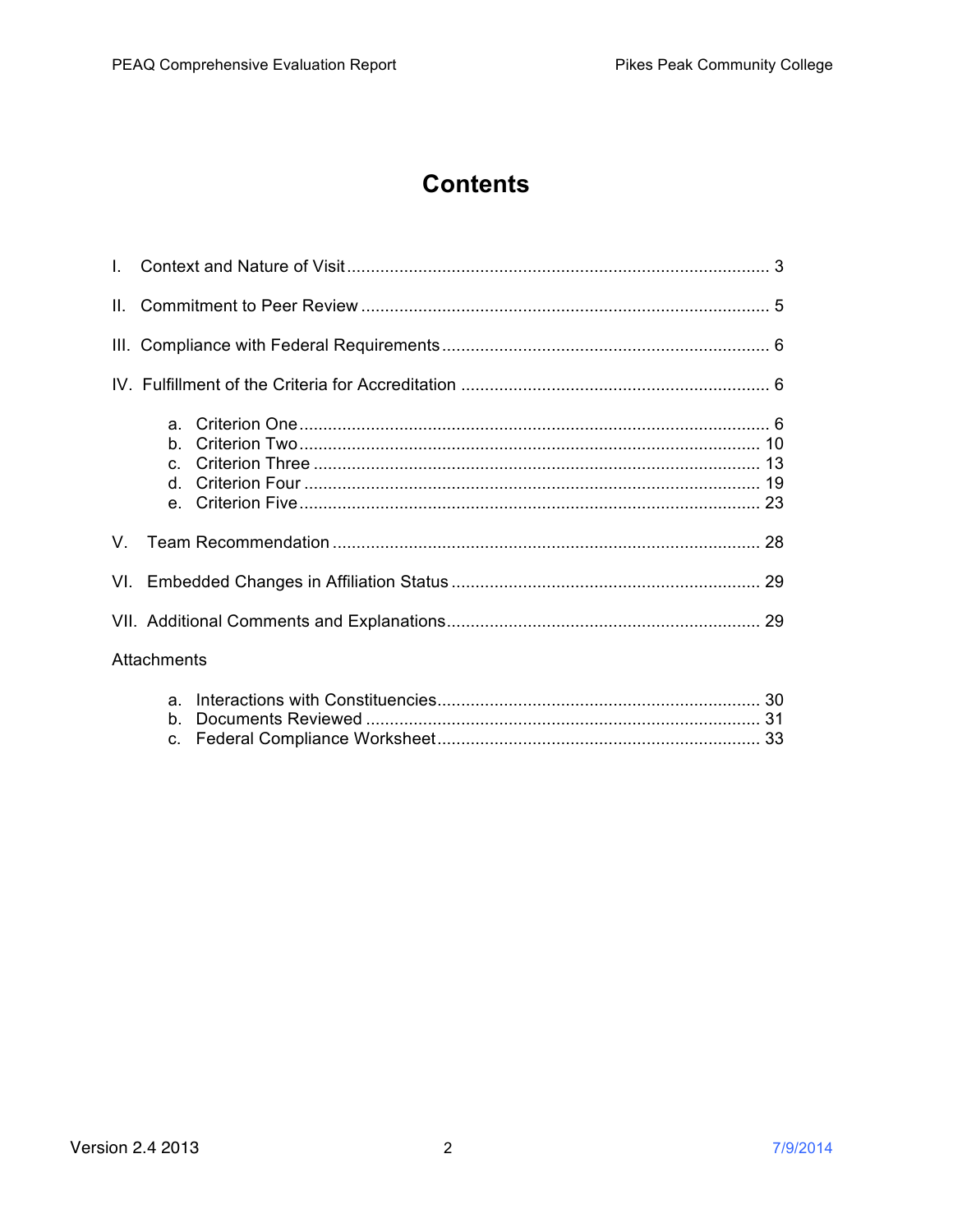# Contents

I. Context and Nature of Visit ........................................................................................ 3

II. Commitment to Peer Review ...................................................................................... 5

III. Compliance with Federal Requirements .................................................................... 6

IV. Fulfillment of the Criteria for Accreditation ................................................................. 6

a. Criterion One .................................................................................................. 6
b. Criterion Two ................................................................................................. 10
c. Criterion Three .............................................................................................. 13
d. Criterion Four ................................................................................................ 19
e. Criterion Five ................................................................................................. 23

V. Team Recommendation ......................................................................................... 28

VI. Embedded Changes in Affiliation Status ................................................................. 29

VII. Additional Comments and Explanations ................................................................. 29

Attachments

a. Interactions with Constituencies .................................................................... 30
b. Documents Reviewed ................................................................................... 31
c. Federal Compliance Worksheet .................................................................... 33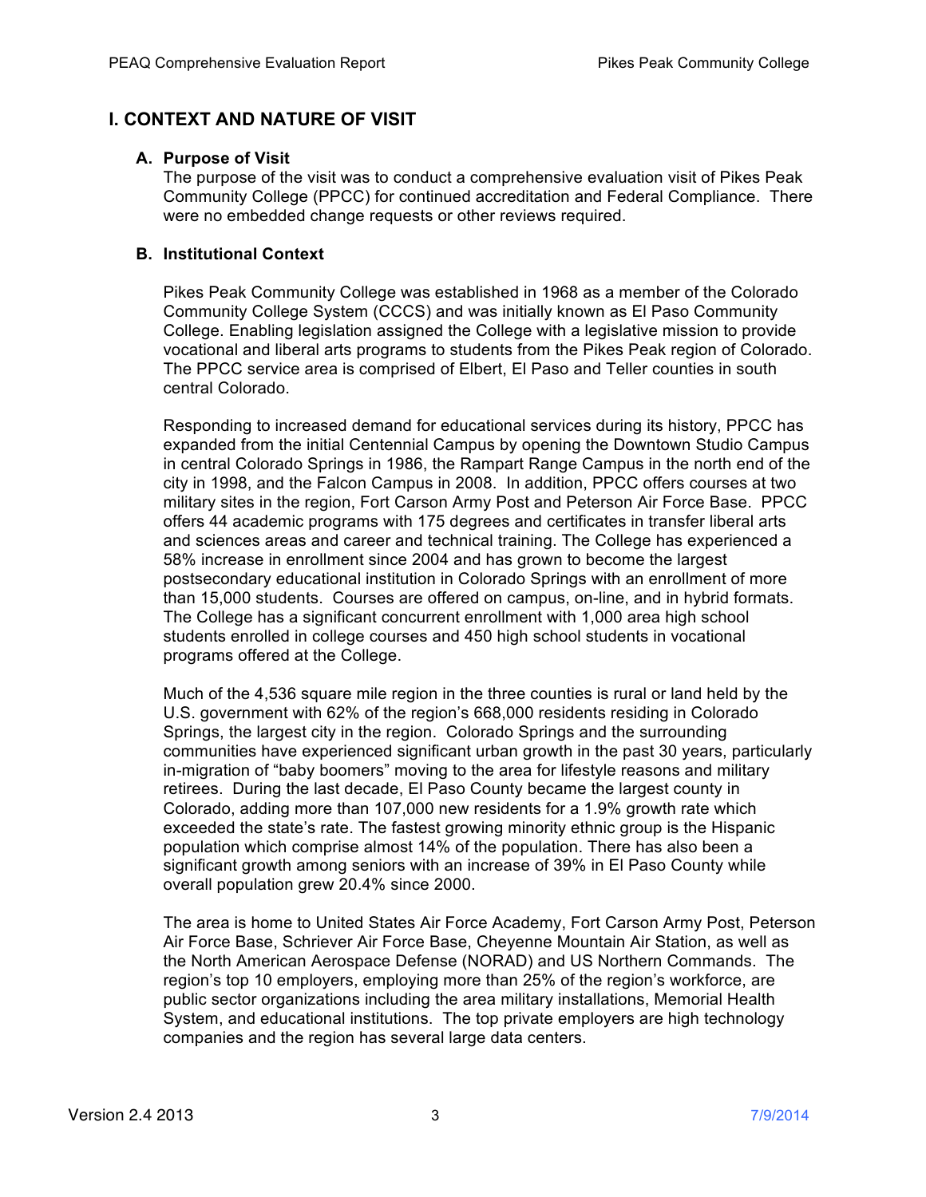## I. CONTEXT AND NATURE OF VISIT

### A. Purpose of Visit

The purpose of the visit was to conduct a comprehensive evaluation visit of Pikes Peak Community College (PPCC) for continued accreditation and Federal Compliance. There were no embedded change requests or other reviews required.

### B. Institutional Context

Pikes Peak Community College was established in 1968 as a member of the Colorado Community College System (CCCS) and was initially known as El Paso Community College. Enabling legislation assigned the College with a legislative mission to provide vocational and liberal arts programs to students from the Pikes Peak region of Colorado. The PPCC service area is comprised of Elbert, El Paso and Teller counties in south central Colorado.

Responding to increased demand for educational services during its history, PPCC has expanded from the initial Centennial Campus by opening the Downtown Studio Campus in central Colorado Springs in 1986, the Rampart Range Campus in the north end of the city in 1998, and the Falcon Campus in 2008. In addition, PPCC offers courses at two military sites in the region, Fort Carson Army Post and Peterson Air Force Base. PPCC offers 44 academic programs with 175 degrees and certificates in transfer liberal arts and sciences areas and career and technical training. The College has experienced a 58% increase in enrollment since 2004 and has grown to become the largest postsecondary educational institution in Colorado Springs with an enrollment of more than 15,000 students. Courses are offered on campus, on-line, and in hybrid formats. The College has a significant concurrent enrollment with 1,000 area high school students enrolled in college courses and 450 high school students in vocational programs offered at the College.

Much of the 4,536 square mile region in the three counties is rural or land held by the U.S. government with 62% of the region's 668,000 residents residing in Colorado Springs, the largest city in the region. Colorado Springs and the surrounding communities have experienced significant urban growth in the past 30 years, particularly in-migration of "baby boomers" moving to the area for lifestyle reasons and military retirees. During the last decade, El Paso County became the largest county in Colorado, adding more than 107,000 new residents for a 1.9% growth rate which exceeded the state's rate. The fastest growing minority ethnic group is the Hispanic population which comprise almost 14% of the population. There has also been a significant growth among seniors with an increase of 39% in El Paso County while overall population grew 20.4% since 2000.

The area is home to United States Air Force Academy, Fort Carson Army Post, Peterson Air Force Base, Schriever Air Force Base, Cheyenne Mountain Air Station, as well as the North American Aerospace Defense (NORAD) and US Northern Commands. The region's top 10 employers, employing more than 25% of the region's workforce, are public sector organizations including the area military installations, Memorial Health System, and educational institutions. The top private employers are high technology companies and the region has several large data centers.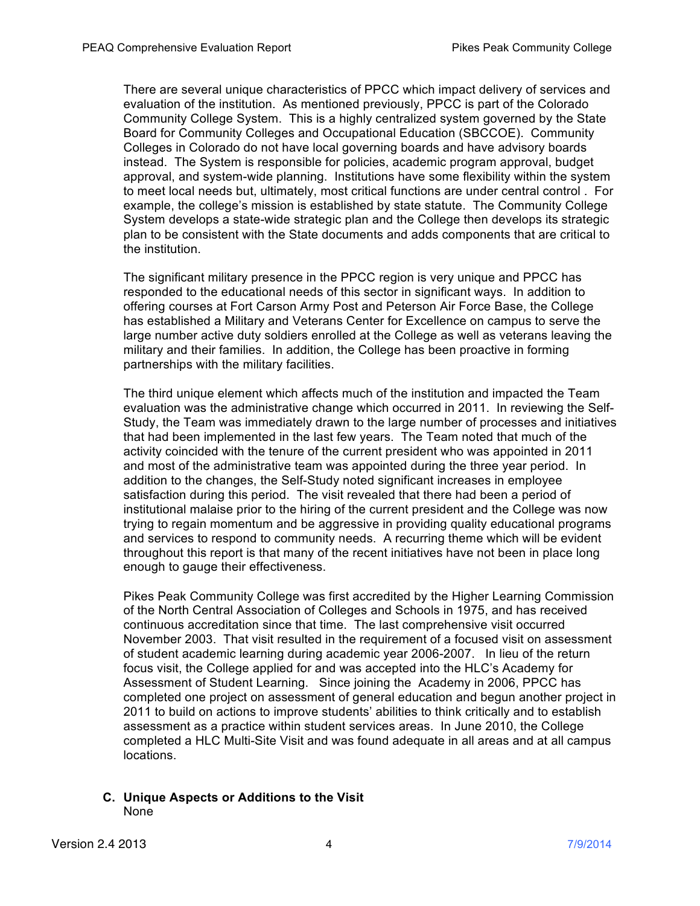There are several unique characteristics of PPCC which impact delivery of services and evaluation of the institution. As mentioned previously, PPCC is part of the Colorado Community College System. This is a highly centralized system governed by the State Board for Community Colleges and Occupational Education (SBCCOE). Community Colleges in Colorado do not have local governing boards and have advisory boards instead. The System is responsible for policies, academic program approval, budget approval, and system-wide planning. Institutions have some flexibility within the system to meet local needs but, ultimately, most critical functions are under central control . For example, the college's mission is established by state statute. The Community College System develops a state-wide strategic plan and the College then develops its strategic plan to be consistent with the State documents and adds components that are critical to the institution.

The significant military presence in the PPCC region is very unique and PPCC has responded to the educational needs of this sector in significant ways. In addition to offering courses at Fort Carson Army Post and Peterson Air Force Base, the College has established a Military and Veterans Center for Excellence on campus to serve the large number active duty soldiers enrolled at the College as well as veterans leaving the military and their families. In addition, the College has been proactive in forming partnerships with the military facilities.

The third unique element which affects much of the institution and impacted the Team evaluation was the administrative change which occurred in 2011. In reviewing the Self-Study, the Team was immediately drawn to the large number of processes and initiatives that had been implemented in the last few years. The Team noted that much of the activity coincided with the tenure of the current president who was appointed in 2011 and most of the administrative team was appointed during the three year period. In addition to the changes, the Self-Study noted significant increases in employee satisfaction during this period. The visit revealed that there had been a period of institutional malaise prior to the hiring of the current president and the College was now trying to regain momentum and be aggressive in providing quality educational programs and services to respond to community needs. A recurring theme which will be evident throughout this report is that many of the recent initiatives have not been in place long enough to gauge their effectiveness.

Pikes Peak Community College was first accredited by the Higher Learning Commission of the North Central Association of Colleges and Schools in 1975, and has received continuous accreditation since that time. The last comprehensive visit occurred November 2003. That visit resulted in the requirement of a focused visit on assessment of student academic learning during academic year 2006-2007. In lieu of the return focus visit, the College applied for and was accepted into the HLC's Academy for Assessment of Student Learning. Since joining the Academy in 2006, PPCC has completed one project on assessment of general education and begun another project in 2011 to build on actions to improve students' abilities to think critically and to establish assessment as a practice within student services areas. In June 2010, the College completed a HLC Multi-Site Visit and was found adequate in all areas and at all campus locations.

**C. Unique Aspects or Additions to the Visit**

None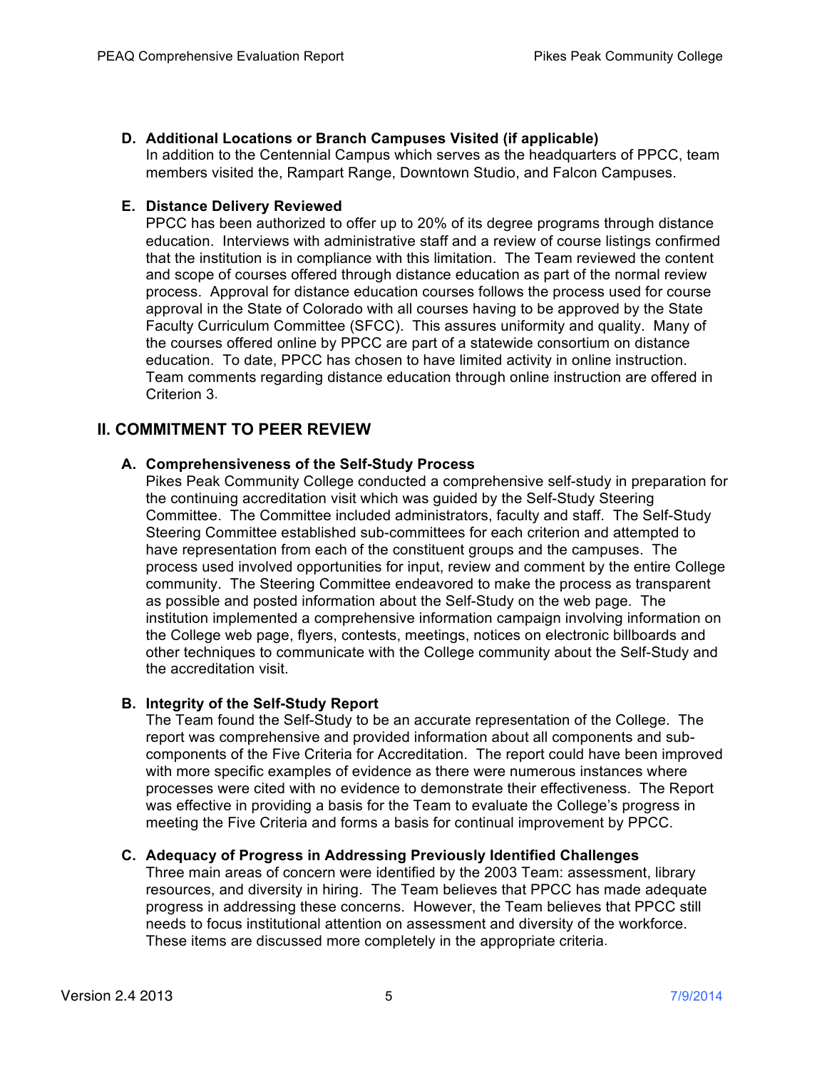**D. Additional Locations or Branch Campuses Visited (if applicable)**

In addition to the Centennial Campus which serves as the headquarters of PPCC, team members visited the, Rampart Range, Downtown Studio, and Falcon Campuses.

**E. Distance Delivery Reviewed**

PPCC has been authorized to offer up to 20% of its degree programs through distance education. Interviews with administrative staff and a review of course listings confirmed that the institution is in compliance with this limitation. The Team reviewed the content and scope of courses offered through distance education as part of the normal review process. Approval for distance education courses follows the process used for course approval in the State of Colorado with all courses having to be approved by the State Faculty Curriculum Committee (SFCC). This assures uniformity and quality. Many of the courses offered online by PPCC are part of a statewide consortium on distance education. To date, PPCC has chosen to have limited activity in online instruction. Team comments regarding distance education through online instruction are offered in Criterion 3.

## II. COMMITMENT TO PEER REVIEW

**A. Comprehensiveness of the Self-Study Process**

Pikes Peak Community College conducted a comprehensive self-study in preparation for the continuing accreditation visit which was guided by the Self-Study Steering Committee. The Committee included administrators, faculty and staff. The Self-Study Steering Committee established sub-committees for each criterion and attempted to have representation from each of the constituent groups and the campuses. The process used involved opportunities for input, review and comment by the entire College community. The Steering Committee endeavored to make the process as transparent as possible and posted information about the Self-Study on the web page. The institution implemented a comprehensive information campaign involving information on the College web page, flyers, contests, meetings, notices on electronic billboards and other techniques to communicate with the College community about the Self-Study and the accreditation visit.

**B. Integrity of the Self-Study Report**

The Team found the Self-Study to be an accurate representation of the College. The report was comprehensive and provided information about all components and sub-components of the Five Criteria for Accreditation. The report could have been improved with more specific examples of evidence as there were numerous instances where processes were cited with no evidence to demonstrate their effectiveness. The Report was effective in providing a basis for the Team to evaluate the College's progress in meeting the Five Criteria and forms a basis for continual improvement by PPCC.

**C. Adequacy of Progress in Addressing Previously Identified Challenges**

Three main areas of concern were identified by the 2003 Team: assessment, library resources, and diversity in hiring. The Team believes that PPCC has made adequate progress in addressing these concerns. However, the Team believes that PPCC still needs to focus institutional attention on assessment and diversity of the workforce. These items are discussed more completely in the appropriate criteria.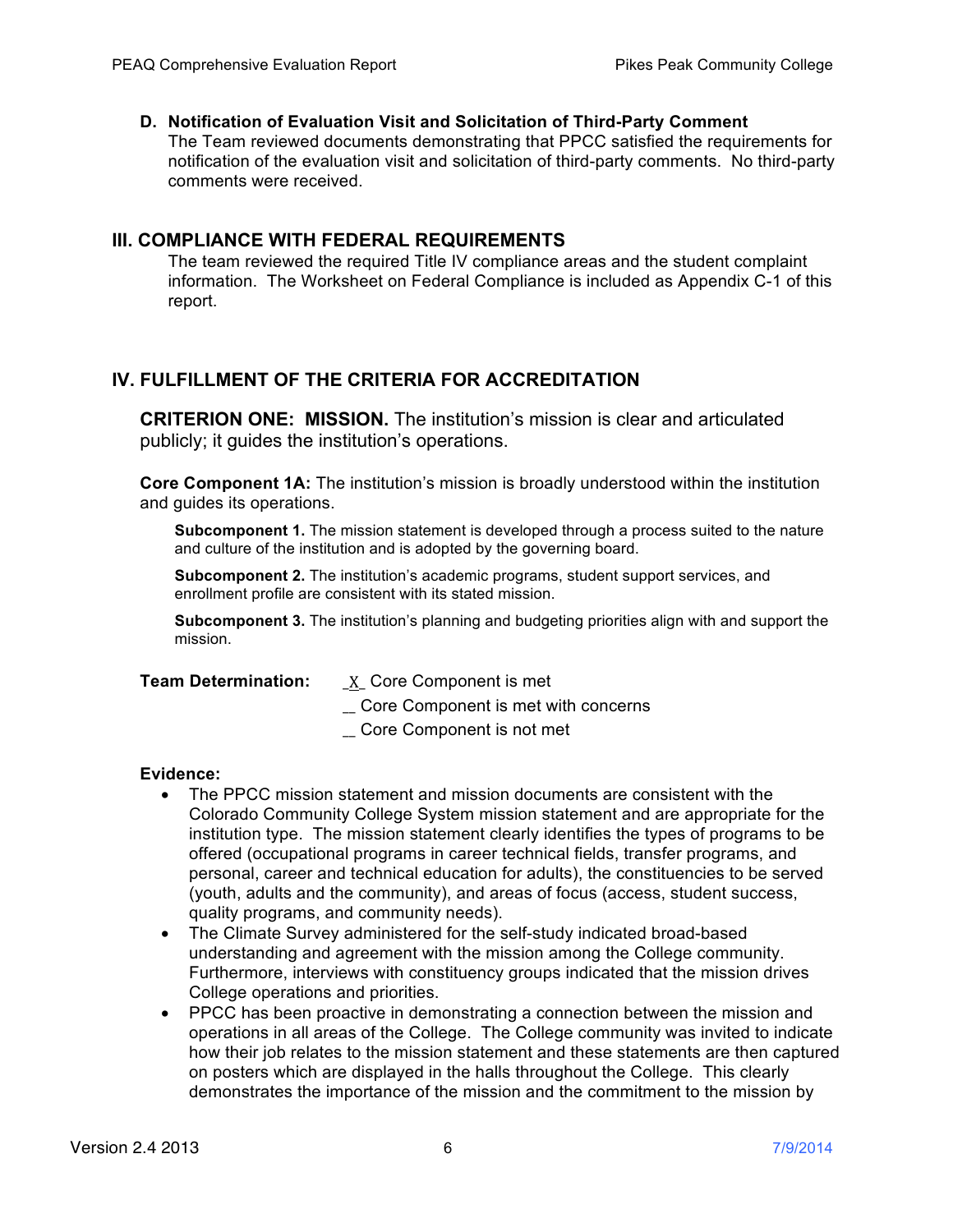**D. Notification of Evaluation Visit and Solicitation of Third-Party Comment**

The Team reviewed documents demonstrating that PPCC satisfied the requirements for notification of the evaluation visit and solicitation of third-party comments. No third-party comments were received.

## III. COMPLIANCE WITH FEDERAL REQUIREMENTS

The team reviewed the required Title IV compliance areas and the student complaint information. The Worksheet on Federal Compliance is included as Appendix C-1 of this report.

## IV. FULFILLMENT OF THE CRITERIA FOR ACCREDITATION

**CRITERION ONE: MISSION.** The institution's mission is clear and articulated publicly; it guides the institution's operations.

**Core Component 1A:** The institution's mission is broadly understood within the institution and guides its operations.

**Subcomponent 1.** The mission statement is developed through a process suited to the nature and culture of the institution and is adopted by the governing board.

**Subcomponent 2.** The institution's academic programs, student support services, and enrollment profile are consistent with its stated mission.

**Subcomponent 3.** The institution's planning and budgeting priorities align with and support the mission.

**Team Determination:** _X_ Core Component is met
__ Core Component is met with concerns
__ Core Component is not met

**Evidence:**

- The PPCC mission statement and mission documents are consistent with the Colorado Community College System mission statement and are appropriate for the institution type. The mission statement clearly identifies the types of programs to be offered (occupational programs in career technical fields, transfer programs, and personal, career and technical education for adults), the constituencies to be served (youth, adults and the community), and areas of focus (access, student success, quality programs, and community needs).
- The Climate Survey administered for the self-study indicated broad-based understanding and agreement with the mission among the College community. Furthermore, interviews with constituency groups indicated that the mission drives College operations and priorities.
- PPCC has been proactive in demonstrating a connection between the mission and operations in all areas of the College. The College community was invited to indicate how their job relates to the mission statement and these statements are then captured on posters which are displayed in the halls throughout the College. This clearly demonstrates the importance of the mission and the commitment to the mission by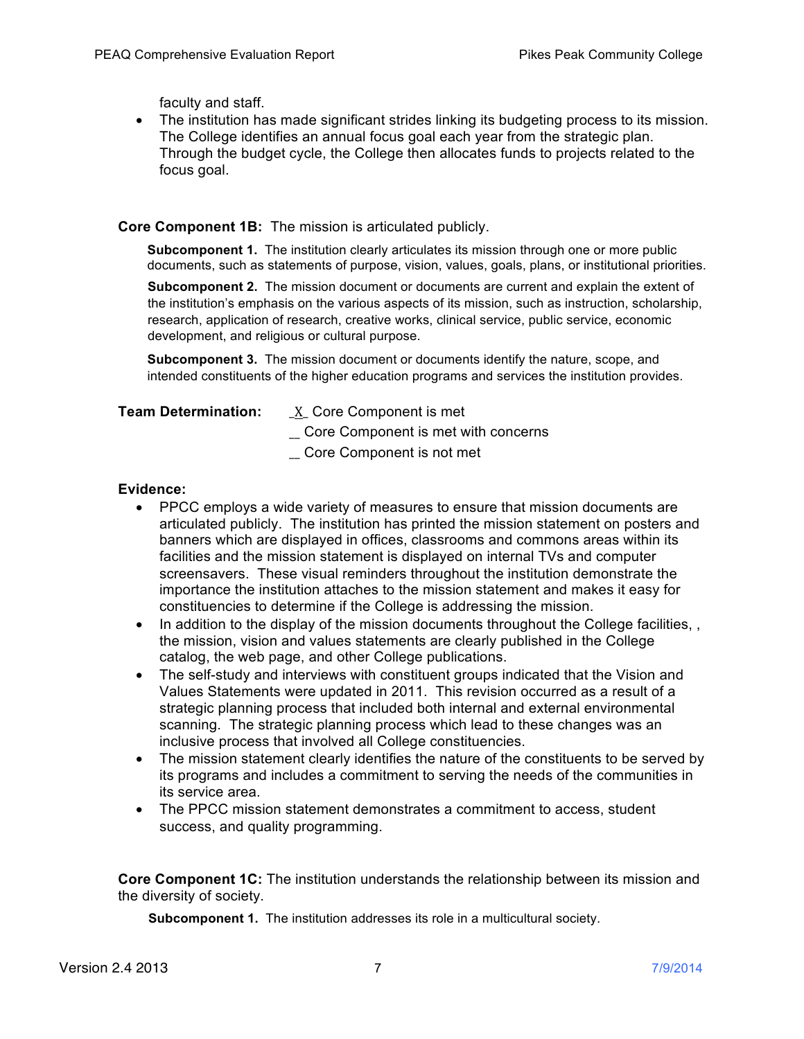faculty and staff.

- The institution has made significant strides linking its budgeting process to its mission. The College identifies an annual focus goal each year from the strategic plan. Through the budget cycle, the College then allocates funds to projects related to the focus goal.

**Core Component 1B:** The mission is articulated publicly.

**Subcomponent 1.** The institution clearly articulates its mission through one or more public documents, such as statements of purpose, vision, values, goals, plans, or institutional priorities.

**Subcomponent 2.** The mission document or documents are current and explain the extent of the institution's emphasis on the various aspects of its mission, such as instruction, scholarship, research, application of research, creative works, clinical service, public service, economic development, and religious or cultural purpose.

**Subcomponent 3.** The mission document or documents identify the nature, scope, and intended constituents of the higher education programs and services the institution provides.

**Team Determination:** _X_ Core Component is met
__ Core Component is met with concerns
__ Core Component is not met

**Evidence:**

- PPCC employs a wide variety of measures to ensure that mission documents are articulated publicly. The institution has printed the mission statement on posters and banners which are displayed in offices, classrooms and commons areas within its facilities and the mission statement is displayed on internal TVs and computer screensavers. These visual reminders throughout the institution demonstrate the importance the institution attaches to the mission statement and makes it easy for constituencies to determine if the College is addressing the mission.
- In addition to the display of the mission documents throughout the College facilities, , the mission, vision and values statements are clearly published in the College catalog, the web page, and other College publications.
- The self-study and interviews with constituent groups indicated that the Vision and Values Statements were updated in 2011. This revision occurred as a result of a strategic planning process that included both internal and external environmental scanning. The strategic planning process which lead to these changes was an inclusive process that involved all College constituencies.
- The mission statement clearly identifies the nature of the constituents to be served by its programs and includes a commitment to serving the needs of the communities in its service area.
- The PPCC mission statement demonstrates a commitment to access, student success, and quality programming.

**Core Component 1C:** The institution understands the relationship between its mission and the diversity of society.

**Subcomponent 1.** The institution addresses its role in a multicultural society.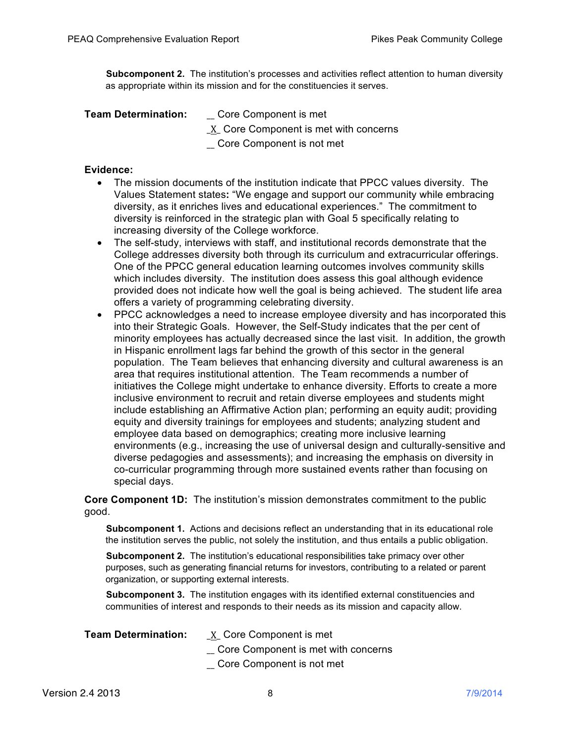**Subcomponent 2.** The institution's processes and activities reflect attention to human diversity as appropriate within its mission and for the constituencies it serves.

**Team Determination:**

_\_ Core Component is met_
_X_ Core Component is met with concerns
_\_ Core Component is not met_

**Evidence:**

- The mission documents of the institution indicate that PPCC values diversity. The Values Statement states**:** "We engage and support our community while embracing diversity, as it enriches lives and educational experiences." The commitment to diversity is reinforced in the strategic plan with Goal 5 specifically relating to increasing diversity of the College workforce.
- The self-study, interviews with staff, and institutional records demonstrate that the College addresses diversity both through its curriculum and extracurricular offerings. One of the PPCC general education learning outcomes involves community skills which includes diversity. The institution does assess this goal although evidence provided does not indicate how well the goal is being achieved. The student life area offers a variety of programming celebrating diversity.
- PPCC acknowledges a need to increase employee diversity and has incorporated this into their Strategic Goals. However, the Self-Study indicates that the per cent of minority employees has actually decreased since the last visit. In addition, the growth in Hispanic enrollment lags far behind the growth of this sector in the general population. The Team believes that enhancing diversity and cultural awareness is an area that requires institutional attention. The Team recommends a number of initiatives the College might undertake to enhance diversity. Efforts to create a more inclusive environment to recruit and retain diverse employees and students might include establishing an Affirmative Action plan; performing an equity audit; providing equity and diversity trainings for employees and students; analyzing student and employee data based on demographics; creating more inclusive learning environments (e.g., increasing the use of universal design and culturally-sensitive and diverse pedagogies and assessments); and increasing the emphasis on diversity in co-curricular programming through more sustained events rather than focusing on special days.

**Core Component 1D:** The institution's mission demonstrates commitment to the public good.

**Subcomponent 1.** Actions and decisions reflect an understanding that in its educational role the institution serves the public, not solely the institution, and thus entails a public obligation.

**Subcomponent 2.** The institution's educational responsibilities take primacy over other purposes, such as generating financial returns for investors, contributing to a related or parent organization, or supporting external interests.

**Subcomponent 3.** The institution engages with its identified external constituencies and communities of interest and responds to their needs as its mission and capacity allow.

**Team Determination:**

_X_ Core Component is met
_\_ Core Component is met with concerns_
_\_ Core Component is not met_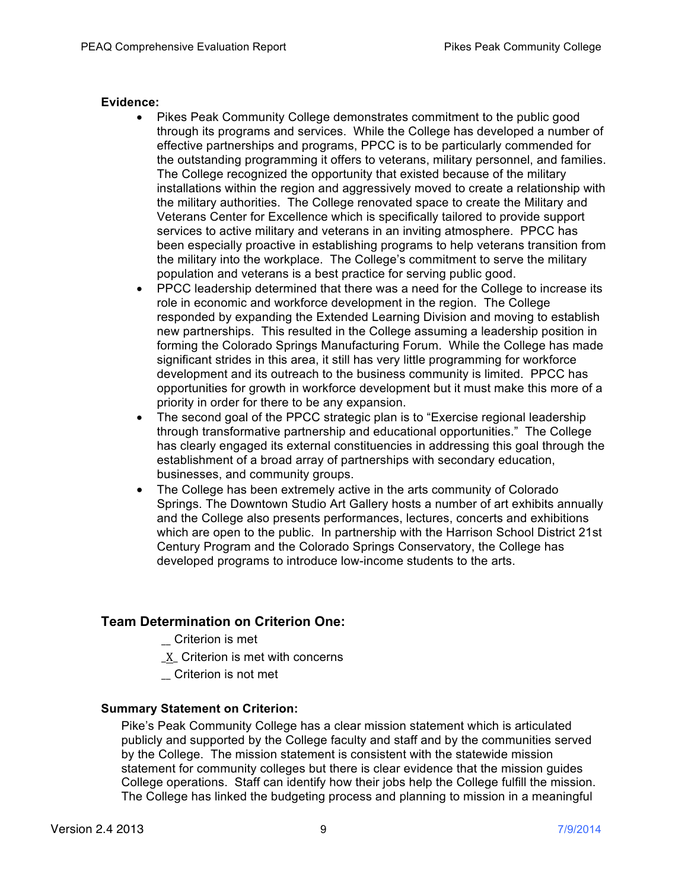**Evidence:**

- Pikes Peak Community College demonstrates commitment to the public good through its programs and services. While the College has developed a number of effective partnerships and programs, PPCC is to be particularly commended for the outstanding programming it offers to veterans, military personnel, and families. The College recognized the opportunity that existed because of the military installations within the region and aggressively moved to create a relationship with the military authorities. The College renovated space to create the Military and Veterans Center for Excellence which is specifically tailored to provide support services to active military and veterans in an inviting atmosphere. PPCC has been especially proactive in establishing programs to help veterans transition from the military into the workplace. The College's commitment to serve the military population and veterans is a best practice for serving public good.
- PPCC leadership determined that there was a need for the College to increase its role in economic and workforce development in the region. The College responded by expanding the Extended Learning Division and moving to establish new partnerships. This resulted in the College assuming a leadership position in forming the Colorado Springs Manufacturing Forum. While the College has made significant strides in this area, it still has very little programming for workforce development and its outreach to the business community is limited. PPCC has opportunities for growth in workforce development but it must make this more of a priority in order for there to be any expansion.
- The second goal of the PPCC strategic plan is to "Exercise regional leadership through transformative partnership and educational opportunities." The College has clearly engaged its external constituencies in addressing this goal through the establishment of a broad array of partnerships with secondary education, businesses, and community groups.
- The College has been extremely active in the arts community of Colorado Springs. The Downtown Studio Art Gallery hosts a number of art exhibits annually and the College also presents performances, lectures, concerts and exhibitions which are open to the public. In partnership with the Harrison School District 21st Century Program and the Colorado Springs Conservatory, the College has developed programs to introduce low-income students to the arts.

## Team Determination on Criterion One:

__ Criterion is met

_X_ Criterion is met with concerns

__ Criterion is not met

**Summary Statement on Criterion:**

Pike's Peak Community College has a clear mission statement which is articulated publicly and supported by the College faculty and staff and by the communities served by the College. The mission statement is consistent with the statewide mission statement for community colleges but there is clear evidence that the mission guides College operations. Staff can identify how their jobs help the College fulfill the mission. The College has linked the budgeting process and planning to mission in a meaningful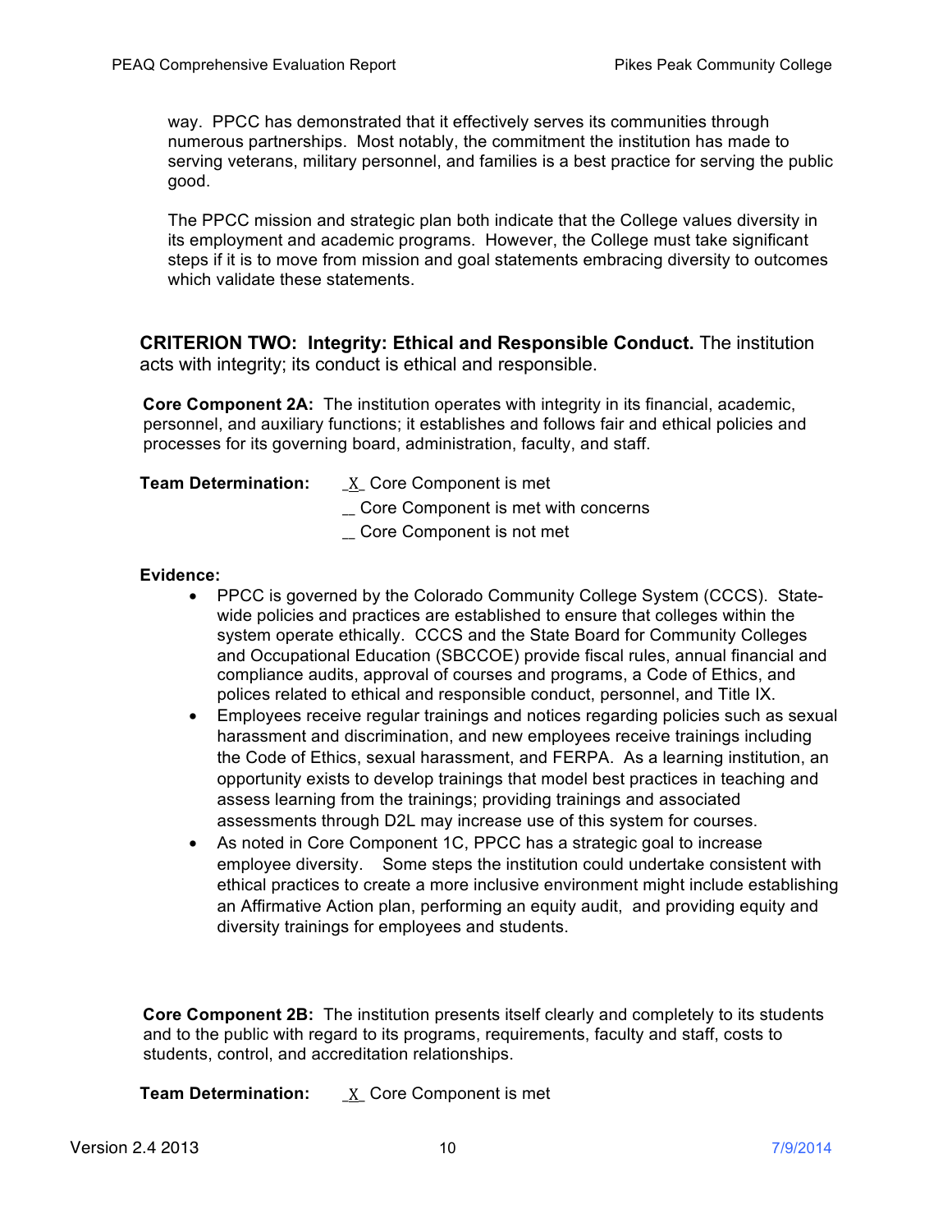way. PPCC has demonstrated that it effectively serves its communities through numerous partnerships. Most notably, the commitment the institution has made to serving veterans, military personnel, and families is a best practice for serving the public good.

The PPCC mission and strategic plan both indicate that the College values diversity in its employment and academic programs. However, the College must take significant steps if it is to move from mission and goal statements embracing diversity to outcomes which validate these statements.

## CRITERION TWO: Integrity: Ethical and Responsible Conduct. The institution acts with integrity; its conduct is ethical and responsible.

**Core Component 2A:** The institution operates with integrity in its financial, academic, personnel, and auxiliary functions; it establishes and follows fair and ethical policies and processes for its governing board, administration, faculty, and staff.

**Team Determination:** _X_ Core Component is met
__ Core Component is met with concerns
__ Core Component is not met

**Evidence:**

- PPCC is governed by the Colorado Community College System (CCCS). State-wide policies and practices are established to ensure that colleges within the system operate ethically. CCCS and the State Board for Community Colleges and Occupational Education (SBCCOE) provide fiscal rules, annual financial and compliance audits, approval of courses and programs, a Code of Ethics, and polices related to ethical and responsible conduct, personnel, and Title IX.
- Employees receive regular trainings and notices regarding policies such as sexual harassment and discrimination, and new employees receive trainings including the Code of Ethics, sexual harassment, and FERPA. As a learning institution, an opportunity exists to develop trainings that model best practices in teaching and assess learning from the trainings; providing trainings and associated assessments through D2L may increase use of this system for courses.
- As noted in Core Component 1C, PPCC has a strategic goal to increase employee diversity. Some steps the institution could undertake consistent with ethical practices to create a more inclusive environment might include establishing an Affirmative Action plan, performing an equity audit, and providing equity and diversity trainings for employees and students.

**Core Component 2B:** The institution presents itself clearly and completely to its students and to the public with regard to its programs, requirements, faculty and staff, costs to students, control, and accreditation relationships.

**Team Determination:** _X_ Core Component is met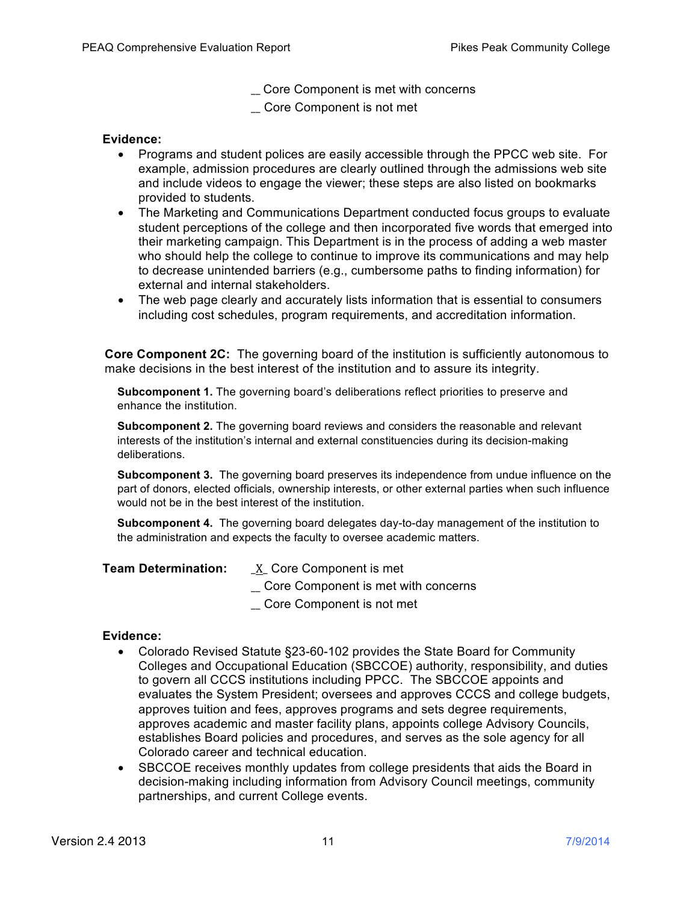_ Core Component is met with concerns

_ Core Component is not met

**Evidence:**

- Programs and student polices are easily accessible through the PPCC web site. For example, admission procedures are clearly outlined through the admissions web site and include videos to engage the viewer; these steps are also listed on bookmarks provided to students.
- The Marketing and Communications Department conducted focus groups to evaluate student perceptions of the college and then incorporated five words that emerged into their marketing campaign. This Department is in the process of adding a web master who should help the college to continue to improve its communications and may help to decrease unintended barriers (e.g., cumbersome paths to finding information) for external and internal stakeholders.
- The web page clearly and accurately lists information that is essential to consumers including cost schedules, program requirements, and accreditation information.

**Core Component 2C:** The governing board of the institution is sufficiently autonomous to make decisions in the best interest of the institution and to assure its integrity.

**Subcomponent 1.** The governing board's deliberations reflect priorities to preserve and enhance the institution.

**Subcomponent 2.** The governing board reviews and considers the reasonable and relevant interests of the institution's internal and external constituencies during its decision-making deliberations.

**Subcomponent 3.** The governing board preserves its independence from undue influence on the part of donors, elected officials, ownership interests, or other external parties when such influence would not be in the best interest of the institution.

**Subcomponent 4.** The governing board delegates day-to-day management of the institution to the administration and expects the faculty to oversee academic matters.

**Team Determination:** _X_ Core Component is met

_ Core Component is met with concerns

_ Core Component is not met

**Evidence:**

- Colorado Revised Statute §23-60-102 provides the State Board for Community Colleges and Occupational Education (SBCCOE) authority, responsibility, and duties to govern all CCCS institutions including PPCC. The SBCCOE appoints and evaluates the System President; oversees and approves CCCS and college budgets, approves tuition and fees, approves programs and sets degree requirements, approves academic and master facility plans, appoints college Advisory Councils, establishes Board policies and procedures, and serves as the sole agency for all Colorado career and technical education.
- SBCCOE receives monthly updates from college presidents that aids the Board in decision-making including information from Advisory Council meetings, community partnerships, and current College events.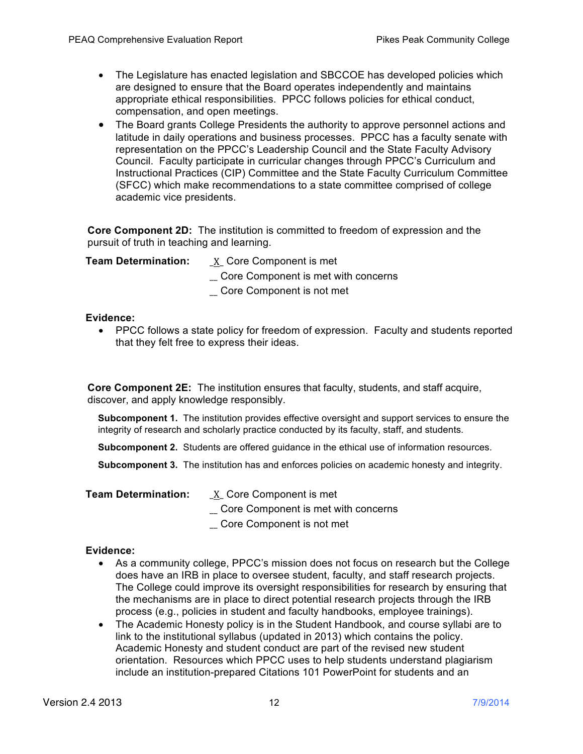- The Legislature has enacted legislation and SBCCOE has developed policies which are designed to ensure that the Board operates independently and maintains appropriate ethical responsibilities. PPCC follows policies for ethical conduct, compensation, and open meetings.
- The Board grants College Presidents the authority to approve personnel actions and latitude in daily operations and business processes. PPCC has a faculty senate with representation on the PPCC's Leadership Council and the State Faculty Advisory Council. Faculty participate in curricular changes through PPCC's Curriculum and Instructional Practices (CIP) Committee and the State Faculty Curriculum Committee (SFCC) which make recommendations to a state committee comprised of college academic vice presidents.

**Core Component 2D:** The institution is committed to freedom of expression and the pursuit of truth in teaching and learning.

**Team Determination:** _X_ Core Component is met
_ Core Component is met with concerns
_ Core Component is not met

**Evidence:**

- PPCC follows a state policy for freedom of expression. Faculty and students reported that they felt free to express their ideas.

**Core Component 2E:** The institution ensures that faculty, students, and staff acquire, discover, and apply knowledge responsibly.

**Subcomponent 1.** The institution provides effective oversight and support services to ensure the integrity of research and scholarly practice conducted by its faculty, staff, and students.

**Subcomponent 2.** Students are offered guidance in the ethical use of information resources.

**Subcomponent 3.** The institution has and enforces policies on academic honesty and integrity.

**Team Determination:** _X_ Core Component is met
_ Core Component is met with concerns
_ Core Component is not met

**Evidence:**

- As a community college, PPCC's mission does not focus on research but the College does have an IRB in place to oversee student, faculty, and staff research projects. The College could improve its oversight responsibilities for research by ensuring that the mechanisms are in place to direct potential research projects through the IRB process (e.g., policies in student and faculty handbooks, employee trainings).
- The Academic Honesty policy is in the Student Handbook, and course syllabi are to link to the institutional syllabus (updated in 2013) which contains the policy. Academic Honesty and student conduct are part of the revised new student orientation. Resources which PPCC uses to help students understand plagiarism include an institution-prepared Citations 101 PowerPoint for students and an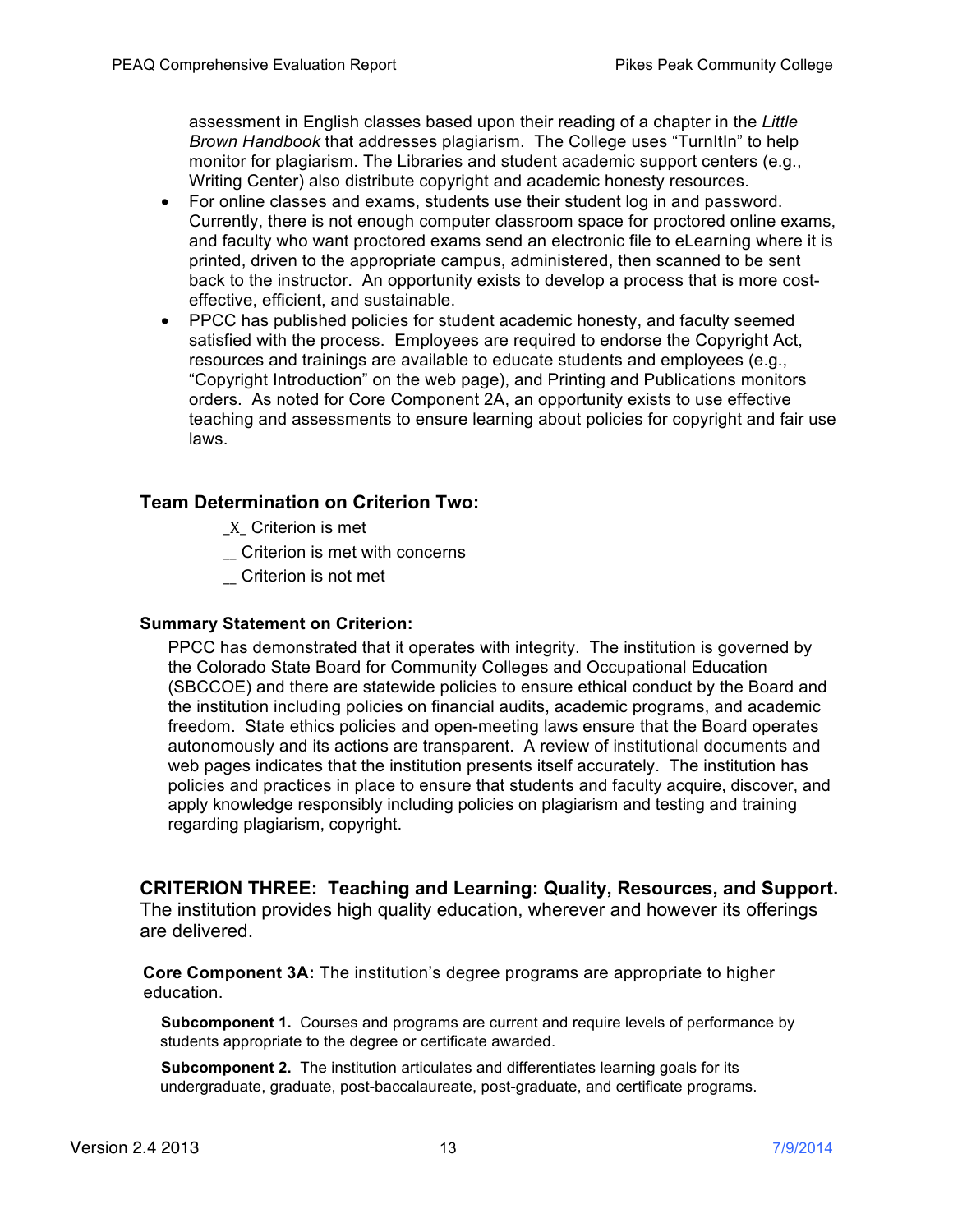assessment in English classes based upon their reading of a chapter in the *Little Brown Handbook* that addresses plagiarism. The College uses "TurnItIn" to help monitor for plagiarism. The Libraries and student academic support centers (e.g., Writing Center) also distribute copyright and academic honesty resources.

- For online classes and exams, students use their student log in and password. Currently, there is not enough computer classroom space for proctored online exams, and faculty who want proctored exams send an electronic file to eLearning where it is printed, driven to the appropriate campus, administered, then scanned to be sent back to the instructor. An opportunity exists to develop a process that is more cost-effective, efficient, and sustainable.
- PPCC has published policies for student academic honesty, and faculty seemed satisfied with the process. Employees are required to endorse the Copyright Act, resources and trainings are available to educate students and employees (e.g., "Copyright Introduction" on the web page), and Printing and Publications monitors orders. As noted for Core Component 2A, an opportunity exists to use effective teaching and assessments to ensure learning about policies for copyright and fair use laws.

### Team Determination on Criterion Two:

_X_ Criterion is met

__ Criterion is met with concerns

__ Criterion is not met

#### Summary Statement on Criterion:

PPCC has demonstrated that it operates with integrity. The institution is governed by the Colorado State Board for Community Colleges and Occupational Education (SBCCOE) and there are statewide policies to ensure ethical conduct by the Board and the institution including policies on financial audits, academic programs, and academic freedom. State ethics policies and open-meeting laws ensure that the Board operates autonomously and its actions are transparent. A review of institutional documents and web pages indicates that the institution presents itself accurately. The institution has policies and practices in place to ensure that students and faculty acquire, discover, and apply knowledge responsibly including policies on plagiarism and testing and training regarding plagiarism, copyright.

## CRITERION THREE: Teaching and Learning: Quality, Resources, and Support.

The institution provides high quality education, wherever and however its offerings are delivered.

**Core Component 3A:** The institution's degree programs are appropriate to higher education.

**Subcomponent 1.** Courses and programs are current and require levels of performance by students appropriate to the degree or certificate awarded.

**Subcomponent 2.** The institution articulates and differentiates learning goals for its undergraduate, graduate, post-baccalaureate, post-graduate, and certificate programs.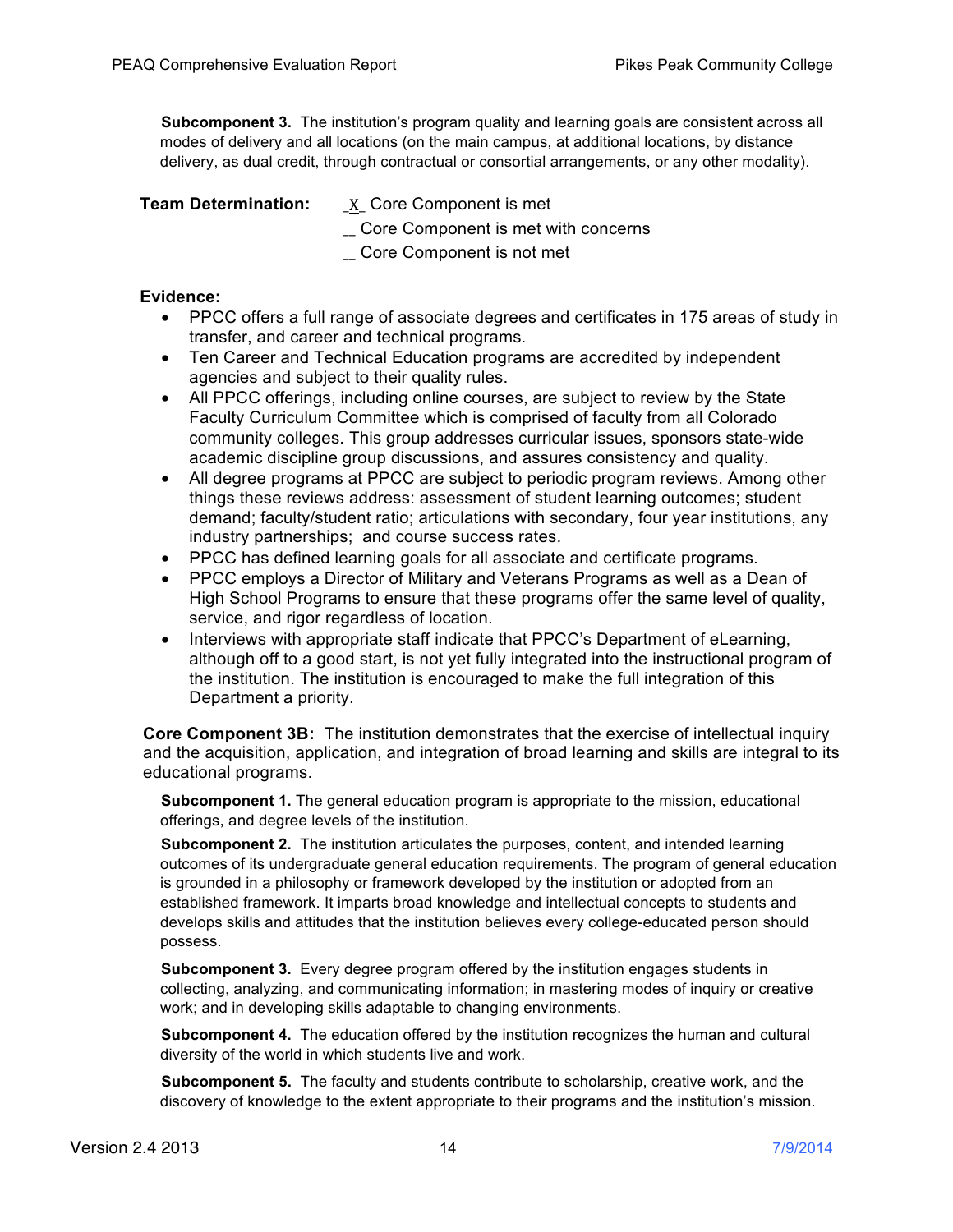**Subcomponent 3.** The institution's program quality and learning goals are consistent across all modes of delivery and all locations (on the main campus, at additional locations, by distance delivery, as dual credit, through contractual or consortial arrangements, or any other modality).

**Team Determination:** _X_ Core Component is met
__ Core Component is met with concerns
__ Core Component is not met

**Evidence:**

- PPCC offers a full range of associate degrees and certificates in 175 areas of study in transfer, and career and technical programs.
- Ten Career and Technical Education programs are accredited by independent agencies and subject to their quality rules.
- All PPCC offerings, including online courses, are subject to review by the State Faculty Curriculum Committee which is comprised of faculty from all Colorado community colleges. This group addresses curricular issues, sponsors state-wide academic discipline group discussions, and assures consistency and quality.
- All degree programs at PPCC are subject to periodic program reviews. Among other things these reviews address: assessment of student learning outcomes; student demand; faculty/student ratio; articulations with secondary, four year institutions, any industry partnerships; and course success rates.
- PPCC has defined learning goals for all associate and certificate programs.
- PPCC employs a Director of Military and Veterans Programs as well as a Dean of High School Programs to ensure that these programs offer the same level of quality, service, and rigor regardless of location.
- Interviews with appropriate staff indicate that PPCC's Department of eLearning, although off to a good start, is not yet fully integrated into the instructional program of the institution. The institution is encouraged to make the full integration of this Department a priority.

**Core Component 3B:** The institution demonstrates that the exercise of intellectual inquiry and the acquisition, application, and integration of broad learning and skills are integral to its educational programs.

**Subcomponent 1.** The general education program is appropriate to the mission, educational offerings, and degree levels of the institution.

**Subcomponent 2.** The institution articulates the purposes, content, and intended learning outcomes of its undergraduate general education requirements. The program of general education is grounded in a philosophy or framework developed by the institution or adopted from an established framework. It imparts broad knowledge and intellectual concepts to students and develops skills and attitudes that the institution believes every college-educated person should possess.

**Subcomponent 3.** Every degree program offered by the institution engages students in collecting, analyzing, and communicating information; in mastering modes of inquiry or creative work; and in developing skills adaptable to changing environments.

**Subcomponent 4.** The education offered by the institution recognizes the human and cultural diversity of the world in which students live and work.

**Subcomponent 5.** The faculty and students contribute to scholarship, creative work, and the discovery of knowledge to the extent appropriate to their programs and the institution's mission.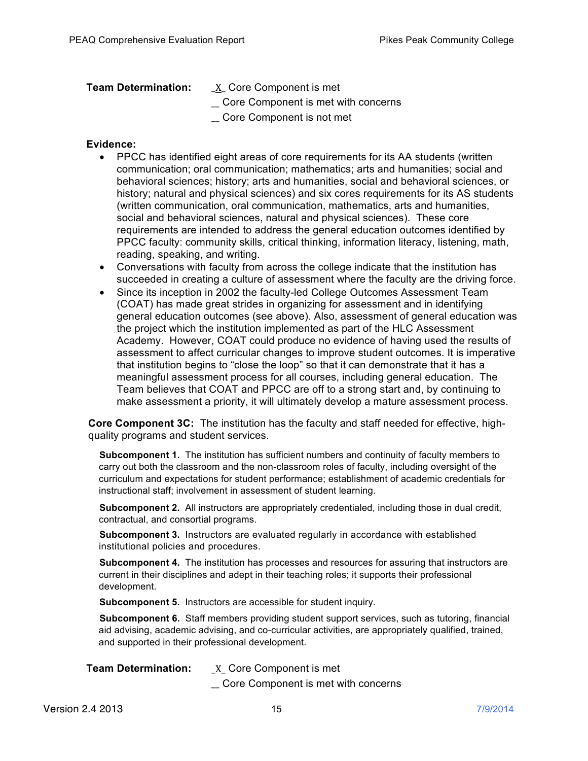**Team Determination:** _X_ Core Component is met
__ Core Component is met with concerns
__ Core Component is not met

**Evidence:**

- PPCC has identified eight areas of core requirements for its AA students (written communication; oral communication; mathematics; arts and humanities; social and behavioral sciences; history; arts and humanities, social and behavioral sciences, or history; natural and physical sciences) and six cores requirements for its AS students (written communication, oral communication, mathematics, arts and humanities, social and behavioral sciences, natural and physical sciences). These core requirements are intended to address the general education outcomes identified by PPCC faculty: community skills, critical thinking, information literacy, listening, math, reading, speaking, and writing.
- Conversations with faculty from across the college indicate that the institution has succeeded in creating a culture of assessment where the faculty are the driving force.
- Since its inception in 2002 the faculty-led College Outcomes Assessment Team (COAT) has made great strides in organizing for assessment and in identifying general education outcomes (see above). Also, assessment of general education was the project which the institution implemented as part of the HLC Assessment Academy. However, COAT could produce no evidence of having used the results of assessment to affect curricular changes to improve student outcomes. It is imperative that institution begins to "close the loop" so that it can demonstrate that it has a meaningful assessment process for all courses, including general education. The Team believes that COAT and PPCC are off to a strong start and, by continuing to make assessment a priority, it will ultimately develop a mature assessment process.

**Core Component 3C:** The institution has the faculty and staff needed for effective, high-quality programs and student services.

**Subcomponent 1.** The institution has sufficient numbers and continuity of faculty members to carry out both the classroom and the non-classroom roles of faculty, including oversight of the curriculum and expectations for student performance; establishment of academic credentials for instructional staff; involvement in assessment of student learning.

**Subcomponent 2.** All instructors are appropriately credentialed, including those in dual credit, contractual, and consortial programs.

**Subcomponent 3.** Instructors are evaluated regularly in accordance with established institutional policies and procedures.

**Subcomponent 4.** The institution has processes and resources for assuring that instructors are current in their disciplines and adept in their teaching roles; it supports their professional development.

**Subcomponent 5.** Instructors are accessible for student inquiry.

**Subcomponent 6.** Staff members providing student support services, such as tutoring, financial aid advising, academic advising, and co-curricular activities, are appropriately qualified, trained, and supported in their professional development.

**Team Determination:** _X_ Core Component is met
__ Core Component is met with concerns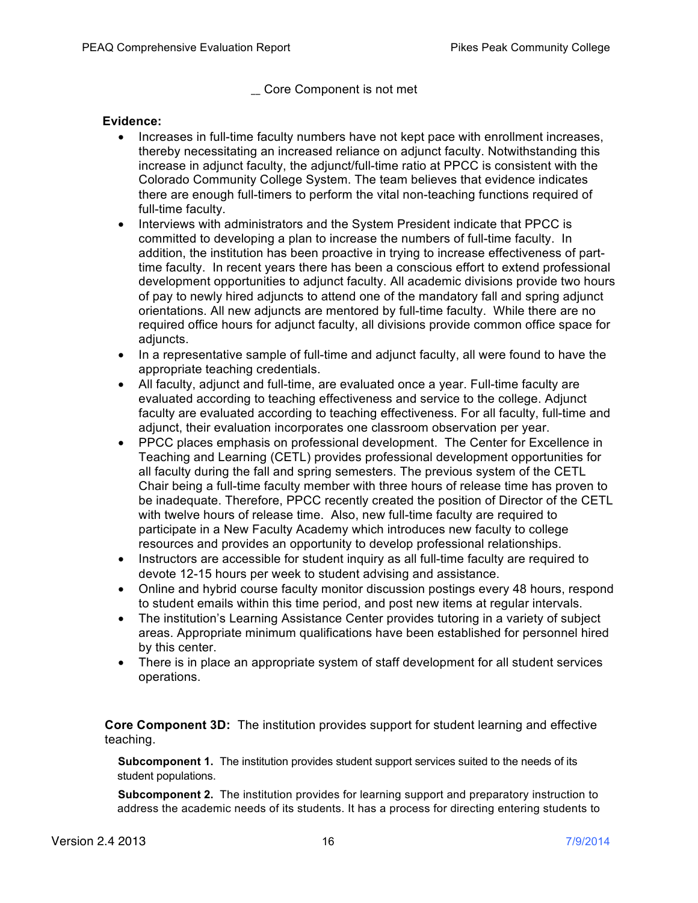_ Core Component is not met

**Evidence:**

- Increases in full-time faculty numbers have not kept pace with enrollment increases, thereby necessitating an increased reliance on adjunct faculty. Notwithstanding this increase in adjunct faculty, the adjunct/full-time ratio at PPCC is consistent with the Colorado Community College System. The team believes that evidence indicates there are enough full-timers to perform the vital non-teaching functions required of full-time faculty.
- Interviews with administrators and the System President indicate that PPCC is committed to developing a plan to increase the numbers of full-time faculty. In addition, the institution has been proactive in trying to increase effectiveness of part-time faculty. In recent years there has been a conscious effort to extend professional development opportunities to adjunct faculty. All academic divisions provide two hours of pay to newly hired adjuncts to attend one of the mandatory fall and spring adjunct orientations. All new adjuncts are mentored by full-time faculty. While there are no required office hours for adjunct faculty, all divisions provide common office space for adjuncts.
- In a representative sample of full-time and adjunct faculty, all were found to have the appropriate teaching credentials.
- All faculty, adjunct and full-time, are evaluated once a year. Full-time faculty are evaluated according to teaching effectiveness and service to the college. Adjunct faculty are evaluated according to teaching effectiveness. For all faculty, full-time and adjunct, their evaluation incorporates one classroom observation per year.
- PPCC places emphasis on professional development. The Center for Excellence in Teaching and Learning (CETL) provides professional development opportunities for all faculty during the fall and spring semesters. The previous system of the CETL Chair being a full-time faculty member with three hours of release time has proven to be inadequate. Therefore, PPCC recently created the position of Director of the CETL with twelve hours of release time. Also, new full-time faculty are required to participate in a New Faculty Academy which introduces new faculty to college resources and provides an opportunity to develop professional relationships.
- Instructors are accessible for student inquiry as all full-time faculty are required to devote 12-15 hours per week to student advising and assistance.
- Online and hybrid course faculty monitor discussion postings every 48 hours, respond to student emails within this time period, and post new items at regular intervals.
- The institution's Learning Assistance Center provides tutoring in a variety of subject areas. Appropriate minimum qualifications have been established for personnel hired by this center.
- There is in place an appropriate system of staff development for all student services operations.

**Core Component 3D:** The institution provides support for student learning and effective teaching.

**Subcomponent 1.** The institution provides student support services suited to the needs of its student populations.

**Subcomponent 2.** The institution provides for learning support and preparatory instruction to address the academic needs of its students. It has a process for directing entering students to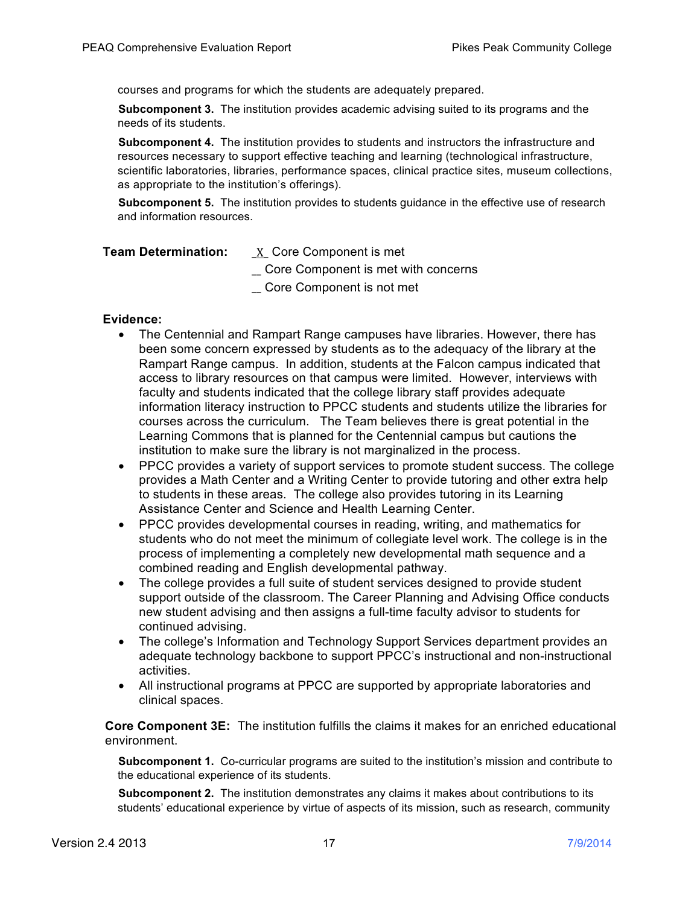courses and programs for which the students are adequately prepared.

**Subcomponent 3.** The institution provides academic advising suited to its programs and the needs of its students.

**Subcomponent 4.** The institution provides to students and instructors the infrastructure and resources necessary to support effective teaching and learning (technological infrastructure, scientific laboratories, libraries, performance spaces, clinical practice sites, museum collections, as appropriate to the institution's offerings).

**Subcomponent 5.** The institution provides to students guidance in the effective use of research and information resources.

**Team Determination:** _X_ Core Component is met
__ Core Component is met with concerns
__ Core Component is not met

**Evidence:**

- The Centennial and Rampart Range campuses have libraries. However, there has been some concern expressed by students as to the adequacy of the library at the Rampart Range campus. In addition, students at the Falcon campus indicated that access to library resources on that campus were limited. However, interviews with faculty and students indicated that the college library staff provides adequate information literacy instruction to PPCC students and students utilize the libraries for courses across the curriculum. The Team believes there is great potential in the Learning Commons that is planned for the Centennial campus but cautions the institution to make sure the library is not marginalized in the process.
- PPCC provides a variety of support services to promote student success. The college provides a Math Center and a Writing Center to provide tutoring and other extra help to students in these areas. The college also provides tutoring in its Learning Assistance Center and Science and Health Learning Center.
- PPCC provides developmental courses in reading, writing, and mathematics for students who do not meet the minimum of collegiate level work. The college is in the process of implementing a completely new developmental math sequence and a combined reading and English developmental pathway.
- The college provides a full suite of student services designed to provide student support outside of the classroom. The Career Planning and Advising Office conducts new student advising and then assigns a full-time faculty advisor to students for continued advising.
- The college's Information and Technology Support Services department provides an adequate technology backbone to support PPCC's instructional and non-instructional activities.
- All instructional programs at PPCC are supported by appropriate laboratories and clinical spaces.

**Core Component 3E:** The institution fulfills the claims it makes for an enriched educational environment.

**Subcomponent 1.** Co-curricular programs are suited to the institution's mission and contribute to the educational experience of its students.

**Subcomponent 2.** The institution demonstrates any claims it makes about contributions to its students' educational experience by virtue of aspects of its mission, such as research, community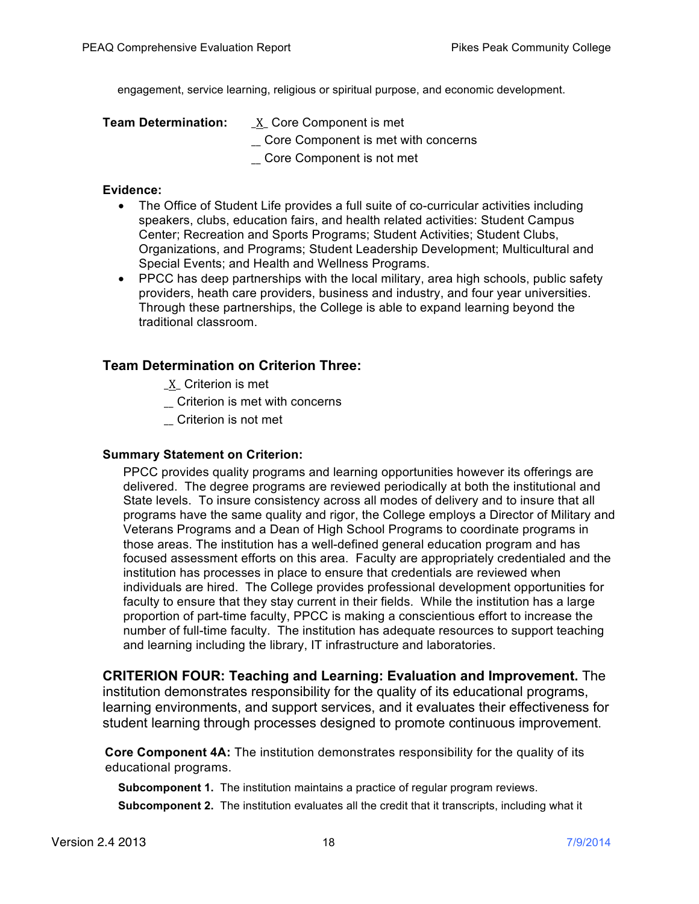engagement, service learning, religious or spiritual purpose, and economic development.

**Team Determination:** _X_ Core Component is met
__ Core Component is met with concerns
__ Core Component is not met

**Evidence:**

- The Office of Student Life provides a full suite of co-curricular activities including speakers, clubs, education fairs, and health related activities: Student Campus Center; Recreation and Sports Programs; Student Activities; Student Clubs, Organizations, and Programs; Student Leadership Development; Multicultural and Special Events; and Health and Wellness Programs.
- PPCC has deep partnerships with the local military, area high schools, public safety providers, heath care providers, business and industry, and four year universities. Through these partnerships, the College is able to expand learning beyond the traditional classroom.

## Team Determination on Criterion Three:

_X_ Criterion is met
__ Criterion is met with concerns
__ Criterion is not met

**Summary Statement on Criterion:**

PPCC provides quality programs and learning opportunities however its offerings are delivered. The degree programs are reviewed periodically at both the institutional and State levels. To insure consistency across all modes of delivery and to insure that all programs have the same quality and rigor, the College employs a Director of Military and Veterans Programs and a Dean of High School Programs to coordinate programs in those areas. The institution has a well-defined general education program and has focused assessment efforts on this area. Faculty are appropriately credentialed and the institution has processes in place to ensure that credentials are reviewed when individuals are hired. The College provides professional development opportunities for faculty to ensure that they stay current in their fields. While the institution has a large proportion of part-time faculty, PPCC is making a conscientious effort to increase the number of full-time faculty. The institution has adequate resources to support teaching and learning including the library, IT infrastructure and laboratories.

**CRITERION FOUR: Teaching and Learning: Evaluation and Improvement.** The institution demonstrates responsibility for the quality of its educational programs, learning environments, and support services, and it evaluates their effectiveness for student learning through processes designed to promote continuous improvement.

**Core Component 4A:** The institution demonstrates responsibility for the quality of its educational programs.

**Subcomponent 1.** The institution maintains a practice of regular program reviews.

**Subcomponent 2.** The institution evaluates all the credit that it transcripts, including what it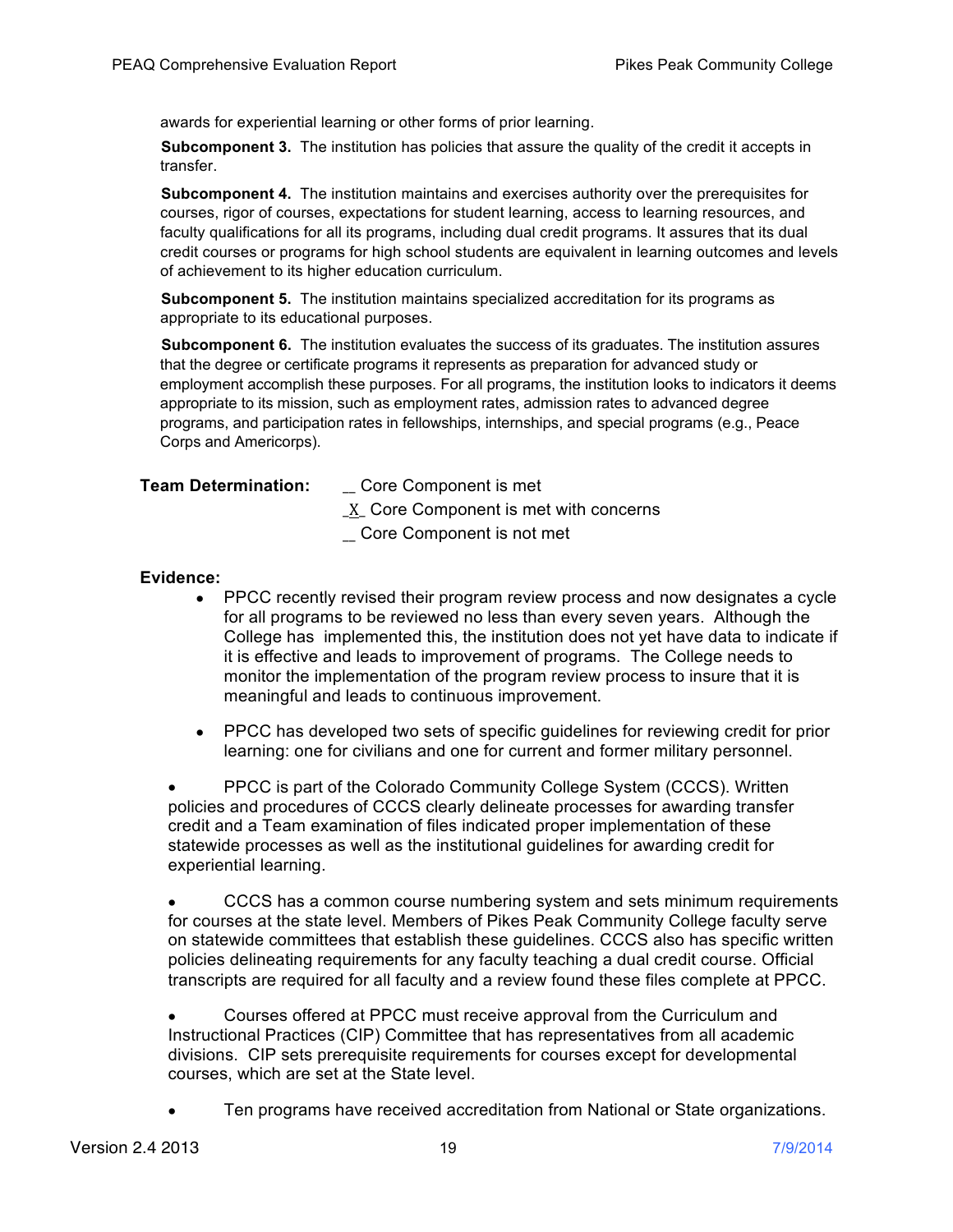awards for experiential learning or other forms of prior learning.

**Subcomponent 3.** The institution has policies that assure the quality of the credit it accepts in transfer.

**Subcomponent 4.** The institution maintains and exercises authority over the prerequisites for courses, rigor of courses, expectations for student learning, access to learning resources, and faculty qualifications for all its programs, including dual credit programs. It assures that its dual credit courses or programs for high school students are equivalent in learning outcomes and levels of achievement to its higher education curriculum.

**Subcomponent 5.** The institution maintains specialized accreditation for its programs as appropriate to its educational purposes.

**Subcomponent 6.** The institution evaluates the success of its graduates. The institution assures that the degree or certificate programs it represents as preparation for advanced study or employment accomplish these purposes. For all programs, the institution looks to indicators it deems appropriate to its mission, such as employment rates, admission rates to advanced degree programs, and participation rates in fellowships, internships, and special programs (e.g., Peace Corps and Americorps).

**Team Determination:**

__ Core Component is met
_X_ Core Component is met with concerns
__ Core Component is not met

**Evidence:**

- PPCC recently revised their program review process and now designates a cycle for all programs to be reviewed no less than every seven years. Although the College has implemented this, the institution does not yet have data to indicate if it is effective and leads to improvement of programs. The College needs to monitor the implementation of the program review process to insure that it is meaningful and leads to continuous improvement.

- PPCC has developed two sets of specific guidelines for reviewing credit for prior learning: one for civilians and one for current and former military personnel.

- PPCC is part of the Colorado Community College System (CCCS). Written policies and procedures of CCCS clearly delineate processes for awarding transfer credit and a Team examination of files indicated proper implementation of these statewide processes as well as the institutional guidelines for awarding credit for experiential learning.

- CCCS has a common course numbering system and sets minimum requirements for courses at the state level. Members of Pikes Peak Community College faculty serve on statewide committees that establish these guidelines. CCCS also has specific written policies delineating requirements for any faculty teaching a dual credit course. Official transcripts are required for all faculty and a review found these files complete at PPCC.

- Courses offered at PPCC must receive approval from the Curriculum and Instructional Practices (CIP) Committee that has representatives from all academic divisions. CIP sets prerequisite requirements for courses except for developmental courses, which are set at the State level.

- Ten programs have received accreditation from National or State organizations.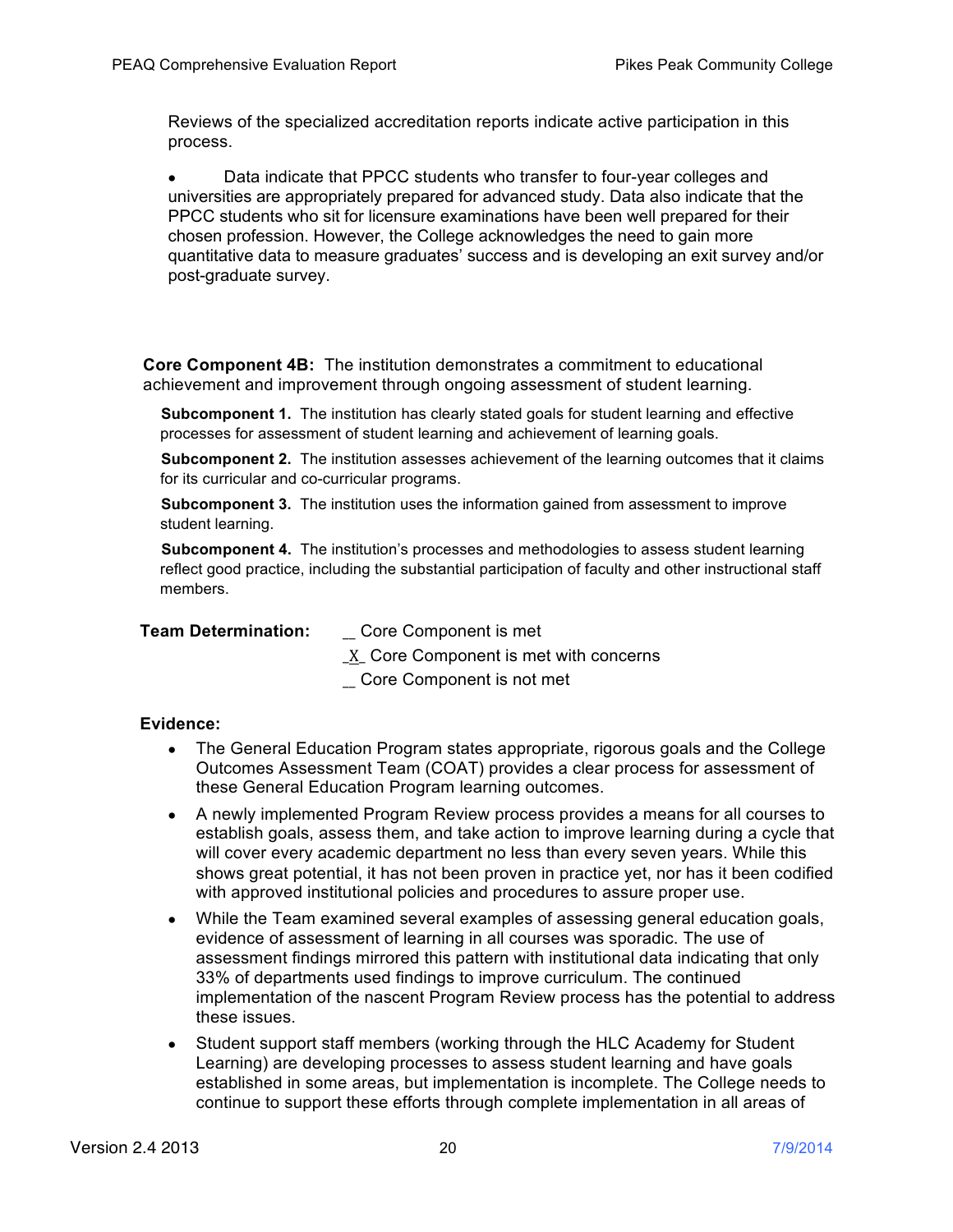Reviews of the specialized accreditation reports indicate active participation in this process.

- Data indicate that PPCC students who transfer to four-year colleges and universities are appropriately prepared for advanced study. Data also indicate that the PPCC students who sit for licensure examinations have been well prepared for their chosen profession. However, the College acknowledges the need to gain more quantitative data to measure graduates' success and is developing an exit survey and/or post-graduate survey.

**Core Component 4B:** The institution demonstrates a commitment to educational achievement and improvement through ongoing assessment of student learning.

**Subcomponent 1.** The institution has clearly stated goals for student learning and effective processes for assessment of student learning and achievement of learning goals.

**Subcomponent 2.** The institution assesses achievement of the learning outcomes that it claims for its curricular and co-curricular programs.

**Subcomponent 3.** The institution uses the information gained from assessment to improve student learning.

**Subcomponent 4.** The institution's processes and methodologies to assess student learning reflect good practice, including the substantial participation of faculty and other instructional staff members.

**Team Determination:**

__ Core Component is met
_X_ Core Component is met with concerns
__ Core Component is not met

**Evidence:**

- The General Education Program states appropriate, rigorous goals and the College Outcomes Assessment Team (COAT) provides a clear process for assessment of these General Education Program learning outcomes.
- A newly implemented Program Review process provides a means for all courses to establish goals, assess them, and take action to improve learning during a cycle that will cover every academic department no less than every seven years. While this shows great potential, it has not been proven in practice yet, nor has it been codified with approved institutional policies and procedures to assure proper use.
- While the Team examined several examples of assessing general education goals, evidence of assessment of learning in all courses was sporadic. The use of assessment findings mirrored this pattern with institutional data indicating that only 33% of departments used findings to improve curriculum. The continued implementation of the nascent Program Review process has the potential to address these issues.
- Student support staff members (working through the HLC Academy for Student Learning) are developing processes to assess student learning and have goals established in some areas, but implementation is incomplete. The College needs to continue to support these efforts through complete implementation in all areas of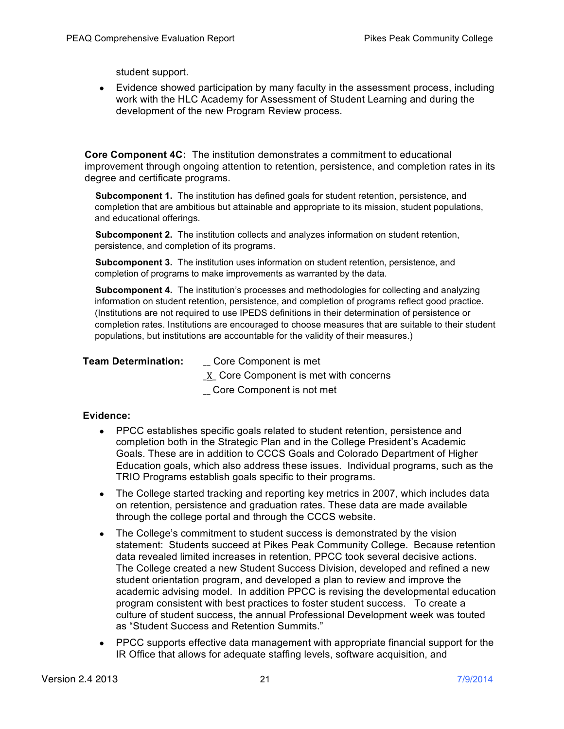student support.

- Evidence showed participation by many faculty in the assessment process, including work with the HLC Academy for Assessment of Student Learning and during the development of the new Program Review process.

**Core Component 4C:** The institution demonstrates a commitment to educational improvement through ongoing attention to retention, persistence, and completion rates in its degree and certificate programs.

**Subcomponent 1.** The institution has defined goals for student retention, persistence, and completion that are ambitious but attainable and appropriate to its mission, student populations, and educational offerings.

**Subcomponent 2.** The institution collects and analyzes information on student retention, persistence, and completion of its programs.

**Subcomponent 3.** The institution uses information on student retention, persistence, and completion of programs to make improvements as warranted by the data.

**Subcomponent 4.** The institution's processes and methodologies for collecting and analyzing information on student retention, persistence, and completion of programs reflect good practice. (Institutions are not required to use IPEDS definitions in their determination of persistence or completion rates. Institutions are encouraged to choose measures that are suitable to their student populations, but institutions are accountable for the validity of their measures.)

**Team Determination:**
__ Core Component is met
_X_ Core Component is met with concerns
__ Core Component is not met

**Evidence:**

- PPCC establishes specific goals related to student retention, persistence and completion both in the Strategic Plan and in the College President's Academic Goals. These are in addition to CCCS Goals and Colorado Department of Higher Education goals, which also address these issues. Individual programs, such as the TRIO Programs establish goals specific to their programs.
- The College started tracking and reporting key metrics in 2007, which includes data on retention, persistence and graduation rates. These data are made available through the college portal and through the CCCS website.
- The College's commitment to student success is demonstrated by the vision statement: Students succeed at Pikes Peak Community College. Because retention data revealed limited increases in retention, PPCC took several decisive actions. The College created a new Student Success Division, developed and refined a new student orientation program, and developed a plan to review and improve the academic advising model. In addition PPCC is revising the developmental education program consistent with best practices to foster student success. To create a culture of student success, the annual Professional Development week was touted as "Student Success and Retention Summits."
- PPCC supports effective data management with appropriate financial support for the IR Office that allows for adequate staffing levels, software acquisition, and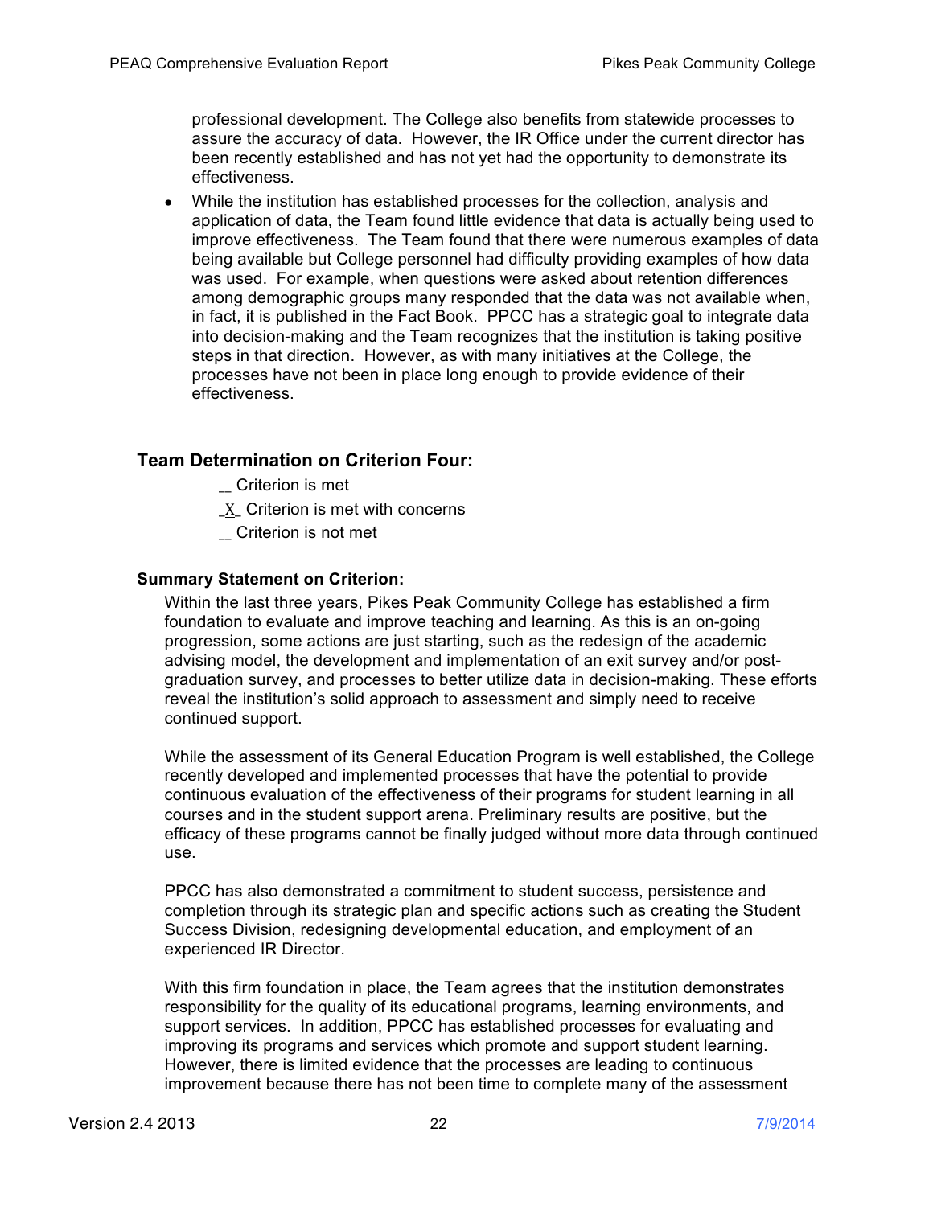professional development. The College also benefits from statewide processes to assure the accuracy of data. However, the IR Office under the current director has been recently established and has not yet had the opportunity to demonstrate its effectiveness.

- While the institution has established processes for the collection, analysis and application of data, the Team found little evidence that data is actually being used to improve effectiveness. The Team found that there were numerous examples of data being available but College personnel had difficulty providing examples of how data was used. For example, when questions were asked about retention differences among demographic groups many responded that the data was not available when, in fact, it is published in the Fact Book. PPCC has a strategic goal to integrate data into decision-making and the Team recognizes that the institution is taking positive steps in that direction. However, as with many initiatives at the College, the processes have not been in place long enough to provide evidence of their effectiveness.

## Team Determination on Criterion Four:

__ Criterion is met

_X_ Criterion is met with concerns

__ Criterion is not met

### Summary Statement on Criterion:

Within the last three years, Pikes Peak Community College has established a firm foundation to evaluate and improve teaching and learning. As this is an on-going progression, some actions are just starting, such as the redesign of the academic advising model, the development and implementation of an exit survey and/or post-graduation survey, and processes to better utilize data in decision-making. These efforts reveal the institution's solid approach to assessment and simply need to receive continued support.

While the assessment of its General Education Program is well established, the College recently developed and implemented processes that have the potential to provide continuous evaluation of the effectiveness of their programs for student learning in all courses and in the student support arena. Preliminary results are positive, but the efficacy of these programs cannot be finally judged without more data through continued use.

PPCC has also demonstrated a commitment to student success, persistence and completion through its strategic plan and specific actions such as creating the Student Success Division, redesigning developmental education, and employment of an experienced IR Director.

With this firm foundation in place, the Team agrees that the institution demonstrates responsibility for the quality of its educational programs, learning environments, and support services. In addition, PPCC has established processes for evaluating and improving its programs and services which promote and support student learning. However, there is limited evidence that the processes are leading to continuous improvement because there has not been time to complete many of the assessment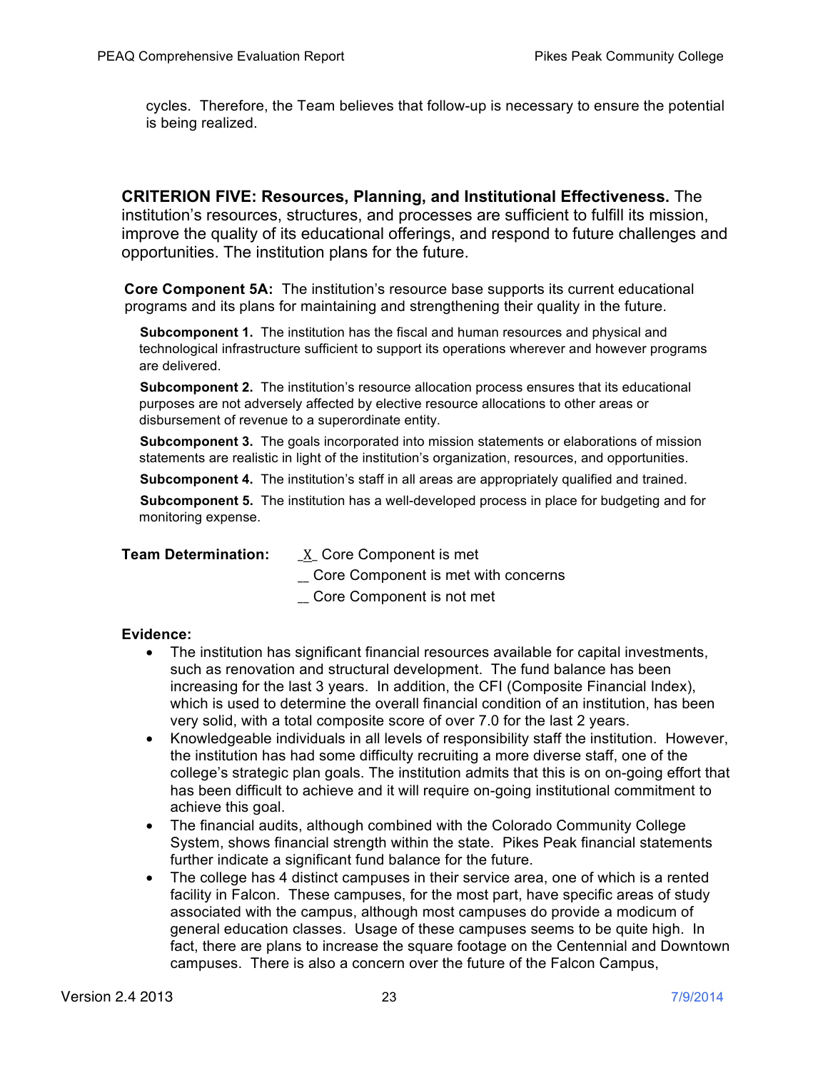cycles. Therefore, the Team believes that follow-up is necessary to ensure the potential is being realized.

**CRITERION FIVE: Resources, Planning, and Institutional Effectiveness.** The institution's resources, structures, and processes are sufficient to fulfill its mission, improve the quality of its educational offerings, and respond to future challenges and opportunities. The institution plans for the future.

**Core Component 5A:** The institution's resource base supports its current educational programs and its plans for maintaining and strengthening their quality in the future.

**Subcomponent 1.** The institution has the fiscal and human resources and physical and technological infrastructure sufficient to support its operations wherever and however programs are delivered.

**Subcomponent 2.** The institution's resource allocation process ensures that its educational purposes are not adversely affected by elective resource allocations to other areas or disbursement of revenue to a superordinate entity.

**Subcomponent 3.** The goals incorporated into mission statements or elaborations of mission statements are realistic in light of the institution's organization, resources, and opportunities.

**Subcomponent 4.** The institution's staff in all areas are appropriately qualified and trained.

**Subcomponent 5.** The institution has a well-developed process in place for budgeting and for monitoring expense.

**Team Determination:**
_X_ Core Component is met
__ Core Component is met with concerns
__ Core Component is not met

**Evidence:**

- The institution has significant financial resources available for capital investments, such as renovation and structural development. The fund balance has been increasing for the last 3 years. In addition, the CFI (Composite Financial Index), which is used to determine the overall financial condition of an institution, has been very solid, with a total composite score of over 7.0 for the last 2 years.
- Knowledgeable individuals in all levels of responsibility staff the institution. However, the institution has had some difficulty recruiting a more diverse staff, one of the college's strategic plan goals. The institution admits that this is on on-going effort that has been difficult to achieve and it will require on-going institutional commitment to achieve this goal.
- The financial audits, although combined with the Colorado Community College System, shows financial strength within the state. Pikes Peak financial statements further indicate a significant fund balance for the future.
- The college has 4 distinct campuses in their service area, one of which is a rented facility in Falcon. These campuses, for the most part, have specific areas of study associated with the campus, although most campuses do provide a modicum of general education classes. Usage of these campuses seems to be quite high. In fact, there are plans to increase the square footage on the Centennial and Downtown campuses. There is also a concern over the future of the Falcon Campus,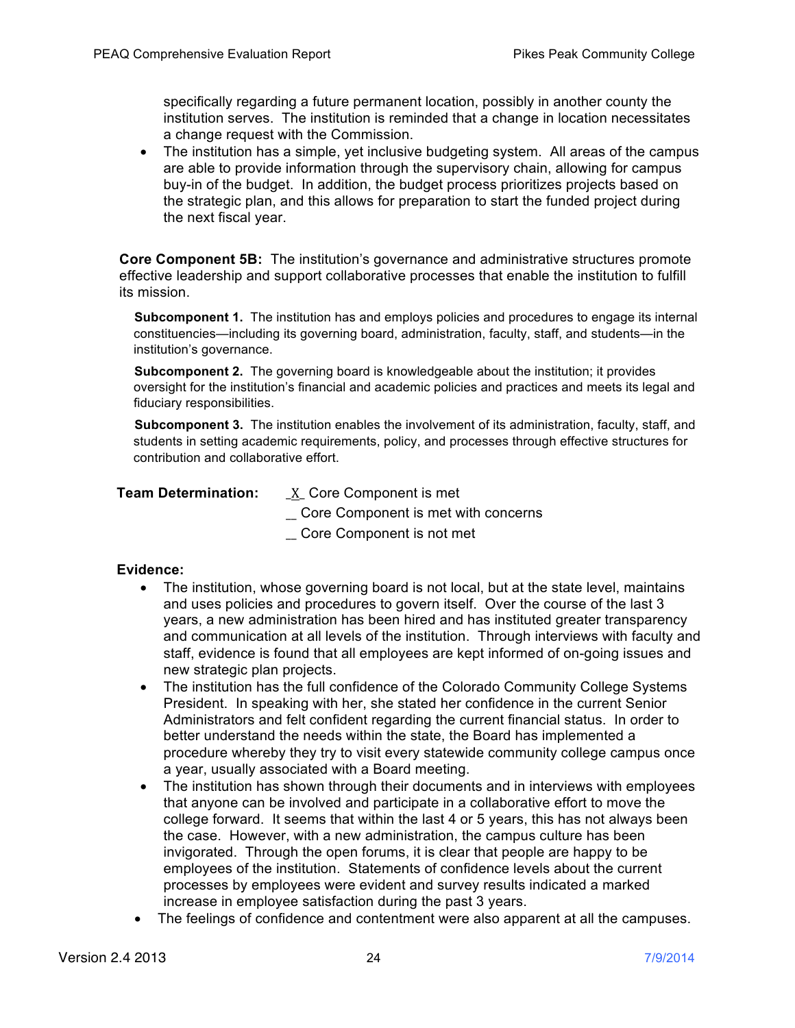specifically regarding a future permanent location, possibly in another county the institution serves. The institution is reminded that a change in location necessitates a change request with the Commission.

- The institution has a simple, yet inclusive budgeting system. All areas of the campus are able to provide information through the supervisory chain, allowing for campus buy-in of the budget. In addition, the budget process prioritizes projects based on the strategic plan, and this allows for preparation to start the funded project during the next fiscal year.

**Core Component 5B:** The institution's governance and administrative structures promote effective leadership and support collaborative processes that enable the institution to fulfill its mission.

**Subcomponent 1.** The institution has and employs policies and procedures to engage its internal constituencies—including its governing board, administration, faculty, staff, and students—in the institution's governance.

**Subcomponent 2.** The governing board is knowledgeable about the institution; it provides oversight for the institution's financial and academic policies and practices and meets its legal and fiduciary responsibilities.

**Subcomponent 3.** The institution enables the involvement of its administration, faculty, staff, and students in setting academic requirements, policy, and processes through effective structures for contribution and collaborative effort.

**Team Determination:** _X_ Core Component is met
__ Core Component is met with concerns
__ Core Component is not met

**Evidence:**

- The institution, whose governing board is not local, but at the state level, maintains and uses policies and procedures to govern itself. Over the course of the last 3 years, a new administration has been hired and has instituted greater transparency and communication at all levels of the institution. Through interviews with faculty and staff, evidence is found that all employees are kept informed of on-going issues and new strategic plan projects.
- The institution has the full confidence of the Colorado Community College Systems President. In speaking with her, she stated her confidence in the current Senior Administrators and felt confident regarding the current financial status. In order to better understand the needs within the state, the Board has implemented a procedure whereby they try to visit every statewide community college campus once a year, usually associated with a Board meeting.
- The institution has shown through their documents and in interviews with employees that anyone can be involved and participate in a collaborative effort to move the college forward. It seems that within the last 4 or 5 years, this has not always been the case. However, with a new administration, the campus culture has been invigorated. Through the open forums, it is clear that people are happy to be employees of the institution. Statements of confidence levels about the current processes by employees were evident and survey results indicated a marked increase in employee satisfaction during the past 3 years.
- The feelings of confidence and contentment were also apparent at all the campuses.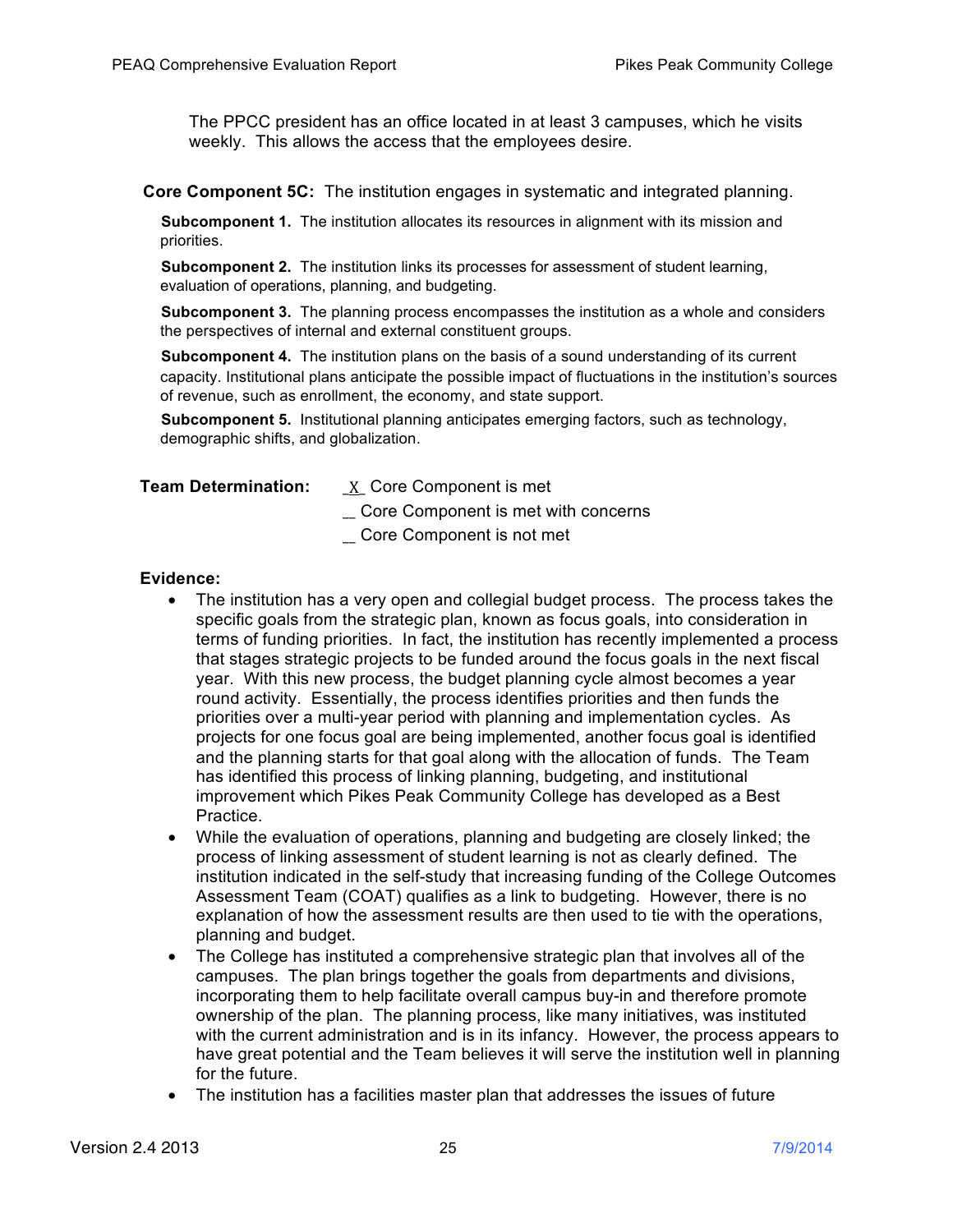The PPCC president has an office located in at least 3 campuses, which he visits weekly. This allows the access that the employees desire.

**Core Component 5C:** The institution engages in systematic and integrated planning.

**Subcomponent 1.** The institution allocates its resources in alignment with its mission and priorities.

**Subcomponent 2.** The institution links its processes for assessment of student learning, evaluation of operations, planning, and budgeting.

**Subcomponent 3.** The planning process encompasses the institution as a whole and considers the perspectives of internal and external constituent groups.

**Subcomponent 4.** The institution plans on the basis of a sound understanding of its current capacity. Institutional plans anticipate the possible impact of fluctuations in the institution's sources of revenue, such as enrollment, the economy, and state support.

**Subcomponent 5.** Institutional planning anticipates emerging factors, such as technology, demographic shifts, and globalization.

**Team Determination:** _X_ Core Component is met
__ Core Component is met with concerns
__ Core Component is not met

**Evidence:**

- The institution has a very open and collegial budget process. The process takes the specific goals from the strategic plan, known as focus goals, into consideration in terms of funding priorities. In fact, the institution has recently implemented a process that stages strategic projects to be funded around the focus goals in the next fiscal year. With this new process, the budget planning cycle almost becomes a year round activity. Essentially, the process identifies priorities and then funds the priorities over a multi-year period with planning and implementation cycles. As projects for one focus goal are being implemented, another focus goal is identified and the planning starts for that goal along with the allocation of funds. The Team has identified this process of linking planning, budgeting, and institutional improvement which Pikes Peak Community College has developed as a Best Practice.
- While the evaluation of operations, planning and budgeting are closely linked; the process of linking assessment of student learning is not as clearly defined. The institution indicated in the self-study that increasing funding of the College Outcomes Assessment Team (COAT) qualifies as a link to budgeting. However, there is no explanation of how the assessment results are then used to tie with the operations, planning and budget.
- The College has instituted a comprehensive strategic plan that involves all of the campuses. The plan brings together the goals from departments and divisions, incorporating them to help facilitate overall campus buy-in and therefore promote ownership of the plan. The planning process, like many initiatives, was instituted with the current administration and is in its infancy. However, the process appears to have great potential and the Team believes it will serve the institution well in planning for the future.
- The institution has a facilities master plan that addresses the issues of future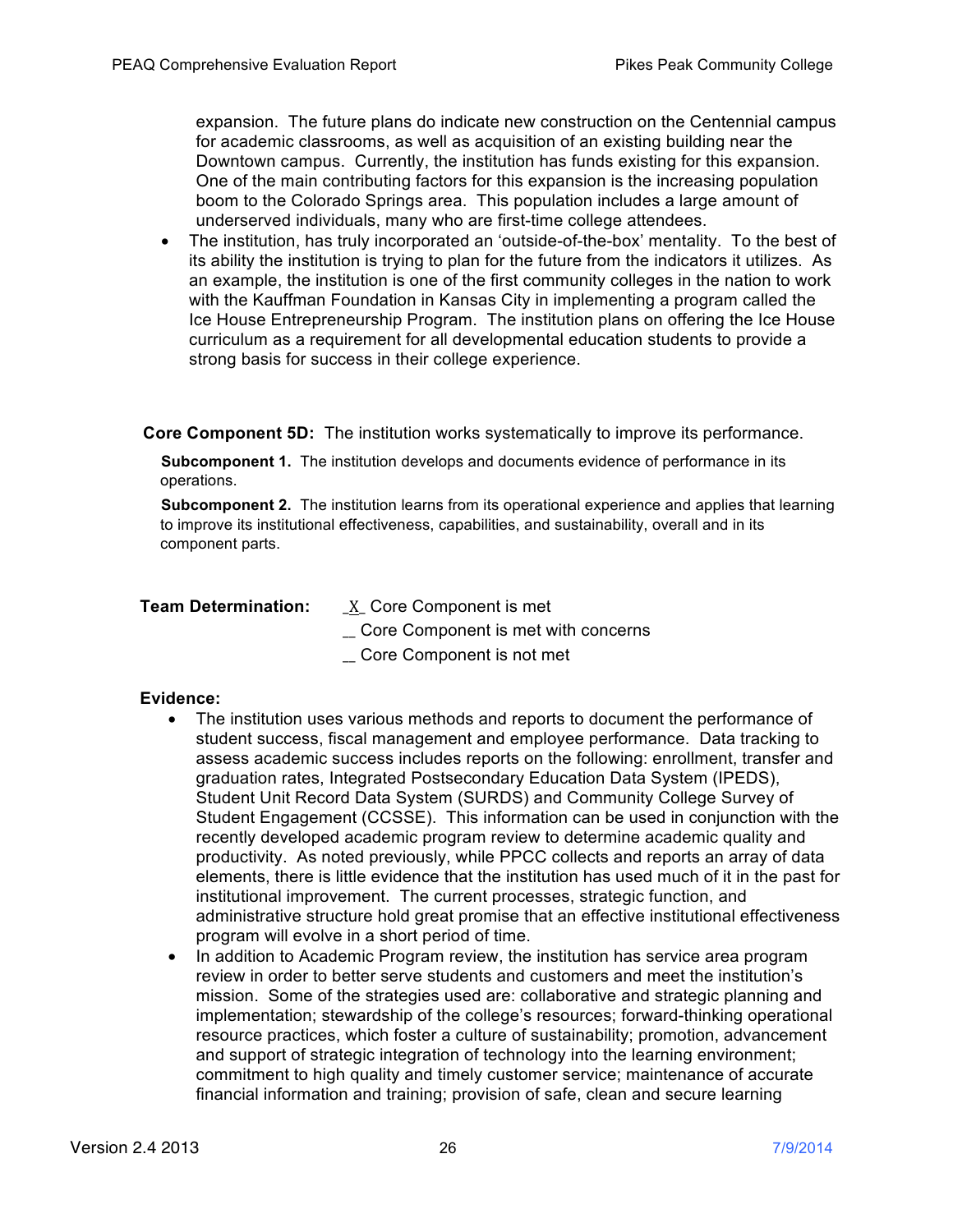expansion. The future plans do indicate new construction on the Centennial campus for academic classrooms, as well as acquisition of an existing building near the Downtown campus. Currently, the institution has funds existing for this expansion. One of the main contributing factors for this expansion is the increasing population boom to the Colorado Springs area. This population includes a large amount of underserved individuals, many who are first-time college attendees.

- The institution, has truly incorporated an 'outside-of-the-box' mentality. To the best of its ability the institution is trying to plan for the future from the indicators it utilizes. As an example, the institution is one of the first community colleges in the nation to work with the Kauffman Foundation in Kansas City in implementing a program called the Ice House Entrepreneurship Program. The institution plans on offering the Ice House curriculum as a requirement for all developmental education students to provide a strong basis for success in their college experience.

**Core Component 5D:** The institution works systematically to improve its performance.

**Subcomponent 1.** The institution develops and documents evidence of performance in its operations.

**Subcomponent 2.** The institution learns from its operational experience and applies that learning to improve its institutional effectiveness, capabilities, and sustainability, overall and in its component parts.

**Team Determination:** _X_ Core Component is met
__ Core Component is met with concerns
__ Core Component is not met

**Evidence:**

- The institution uses various methods and reports to document the performance of student success, fiscal management and employee performance. Data tracking to assess academic success includes reports on the following: enrollment, transfer and graduation rates, Integrated Postsecondary Education Data System (IPEDS), Student Unit Record Data System (SURDS) and Community College Survey of Student Engagement (CCSSE). This information can be used in conjunction with the recently developed academic program review to determine academic quality and productivity. As noted previously, while PPCC collects and reports an array of data elements, there is little evidence that the institution has used much of it in the past for institutional improvement. The current processes, strategic function, and administrative structure hold great promise that an effective institutional effectiveness program will evolve in a short period of time.
- In addition to Academic Program review, the institution has service area program review in order to better serve students and customers and meet the institution's mission. Some of the strategies used are: collaborative and strategic planning and implementation; stewardship of the college's resources; forward-thinking operational resource practices, which foster a culture of sustainability; promotion, advancement and support of strategic integration of technology into the learning environment; commitment to high quality and timely customer service; maintenance of accurate financial information and training; provision of safe, clean and secure learning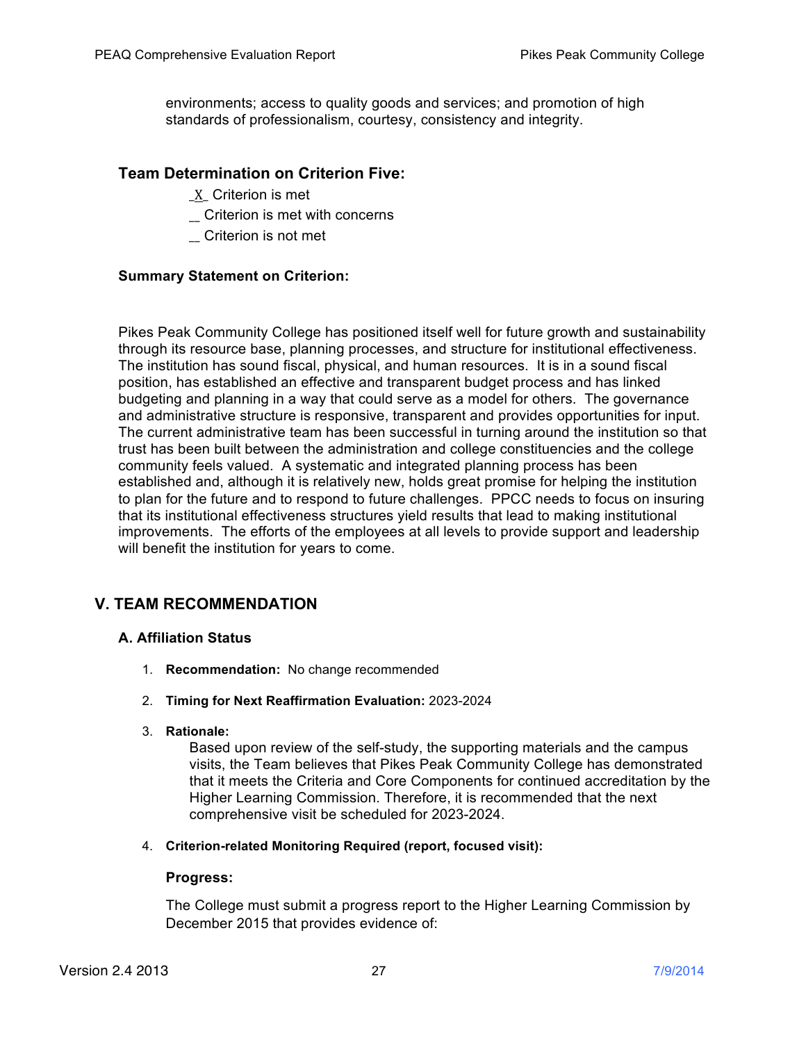environments; access to quality goods and services; and promotion of high standards of professionalism, courtesy, consistency and integrity.

### Team Determination on Criterion Five:

_X_ Criterion is met

_ Criterion is met with concerns

_ Criterion is not met

**Summary Statement on Criterion:**

Pikes Peak Community College has positioned itself well for future growth and sustainability through its resource base, planning processes, and structure for institutional effectiveness. The institution has sound fiscal, physical, and human resources. It is in a sound fiscal position, has established an effective and transparent budget process and has linked budgeting and planning in a way that could serve as a model for others. The governance and administrative structure is responsive, transparent and provides opportunities for input. The current administrative team has been successful in turning around the institution so that trust has been built between the administration and college constituencies and the college community feels valued. A systematic and integrated planning process has been established and, although it is relatively new, holds great promise for helping the institution to plan for the future and to respond to future challenges. PPCC needs to focus on insuring that its institutional effectiveness structures yield results that lead to making institutional improvements. The efforts of the employees at all levels to provide support and leadership will benefit the institution for years to come.

## V. TEAM RECOMMENDATION

### A. Affiliation Status

1. **Recommendation:** No change recommended

2. **Timing for Next Reaffirmation Evaluation:** 2023-2024

3. **Rationale:**
   Based upon review of the self-study, the supporting materials and the campus visits, the Team believes that Pikes Peak Community College has demonstrated that it meets the Criteria and Core Components for continued accreditation by the Higher Learning Commission. Therefore, it is recommended that the next comprehensive visit be scheduled for 2023-2024.

4. **Criterion-related Monitoring Required (report, focused visit):**

   **Progress:**

   The College must submit a progress report to the Higher Learning Commission by December 2015 that provides evidence of: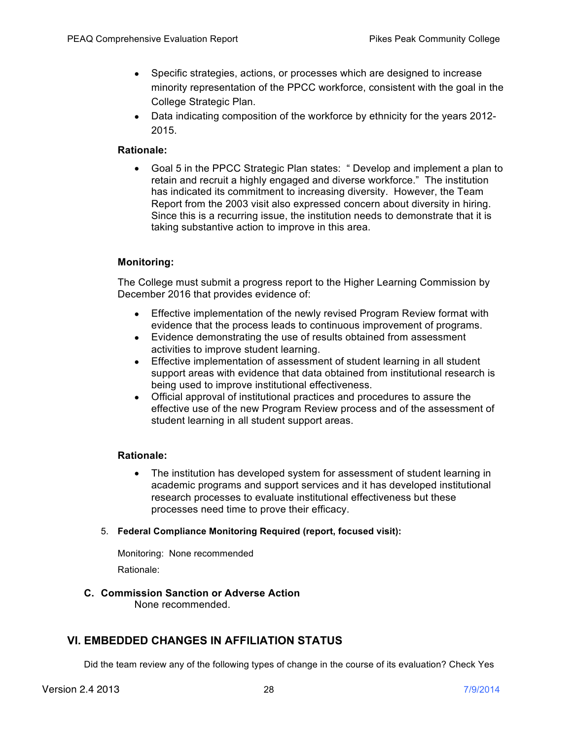- Specific strategies, actions, or processes which are designed to increase minority representation of the PPCC workforce, consistent with the goal in the College Strategic Plan.
- Data indicating composition of the workforce by ethnicity for the years 2012-2015.

**Rationale:**

- Goal 5 in the PPCC Strategic Plan states: " Develop and implement a plan to retain and recruit a highly engaged and diverse workforce." The institution has indicated its commitment to increasing diversity. However, the Team Report from the 2003 visit also expressed concern about diversity in hiring. Since this is a recurring issue, the institution needs to demonstrate that it is taking substantive action to improve in this area.

**Monitoring:**

The College must submit a progress report to the Higher Learning Commission by December 2016 that provides evidence of:

- Effective implementation of the newly revised Program Review format with evidence that the process leads to continuous improvement of programs.
- Evidence demonstrating the use of results obtained from assessment activities to improve student learning.
- Effective implementation of assessment of student learning in all student support areas with evidence that data obtained from institutional research is being used to improve institutional effectiveness.
- Official approval of institutional practices and procedures to assure the effective use of the new Program Review process and of the assessment of student learning in all student support areas.

**Rationale:**

- The institution has developed system for assessment of student learning in academic programs and support services and it has developed institutional research processes to evaluate institutional effectiveness but these processes need time to prove their efficacy.

5. **Federal Compliance Monitoring Required (report, focused visit):**

   Monitoring: None recommended

   Rationale:

**C. Commission Sanction or Adverse Action**

None recommended.

## VI. EMBEDDED CHANGES IN AFFILIATION STATUS

Did the team review any of the following types of change in the course of its evaluation? Check Yes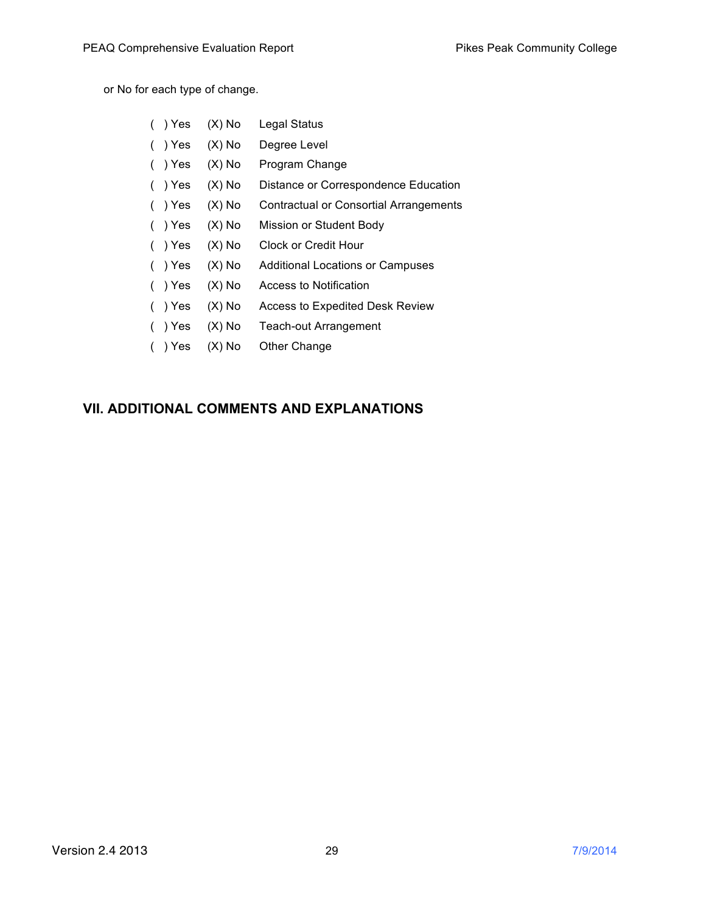or No for each type of change.

( ) Yes (X) No Legal Status
( ) Yes (X) No Degree Level
( ) Yes (X) No Program Change
( ) Yes (X) No Distance or Correspondence Education
( ) Yes (X) No Contractual or Consortial Arrangements
( ) Yes (X) No Mission or Student Body
( ) Yes (X) No Clock or Credit Hour
( ) Yes (X) No Additional Locations or Campuses
( ) Yes (X) No Access to Notification
( ) Yes (X) No Access to Expedited Desk Review
( ) Yes (X) No Teach-out Arrangement
( ) Yes (X) No Other Change

## VII. ADDITIONAL COMMENTS AND EXPLANATIONS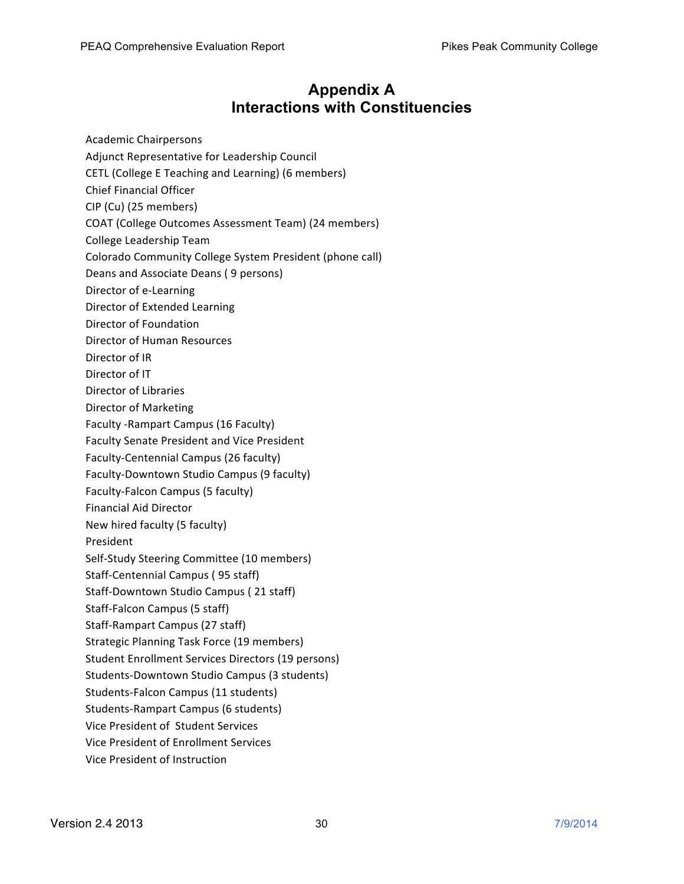# Appendix A
# Interactions with Constituencies

Academic Chairpersons
Adjunct Representative for Leadership Council
CETL (College E Teaching and Learning) (6 members)
Chief Financial Officer
CIP (Cu) (25 members)
COAT (College Outcomes Assessment Team) (24 members)
College Leadership Team
Colorado Community College System President (phone call)
Deans and Associate Deans ( 9 persons)
Director of e-Learning
Director of Extended Learning
Director of Foundation
Director of Human Resources
Director of IR
Director of IT
Director of Libraries
Director of Marketing
Faculty -Rampart Campus (16 Faculty)
Faculty Senate President and Vice President
Faculty-Centennial Campus (26 faculty)
Faculty-Downtown Studio Campus (9 faculty)
Faculty-Falcon Campus (5 faculty)
Financial Aid Director
New hired faculty (5 faculty)
President
Self-Study Steering Committee (10 members)
Staff-Centennial Campus ( 95 staff)
Staff-Downtown Studio Campus ( 21 staff)
Staff-Falcon Campus (5 staff)
Staff-Rampart Campus (27 staff)
Strategic Planning Task Force (19 members)
Student Enrollment Services Directors (19 persons)
Students-Downtown Studio Campus (3 students)
Students-Falcon Campus (11 students)
Students-Rampart Campus (6 students)
Vice President of Student Services
Vice President of Enrollment Services
Vice President of Instruction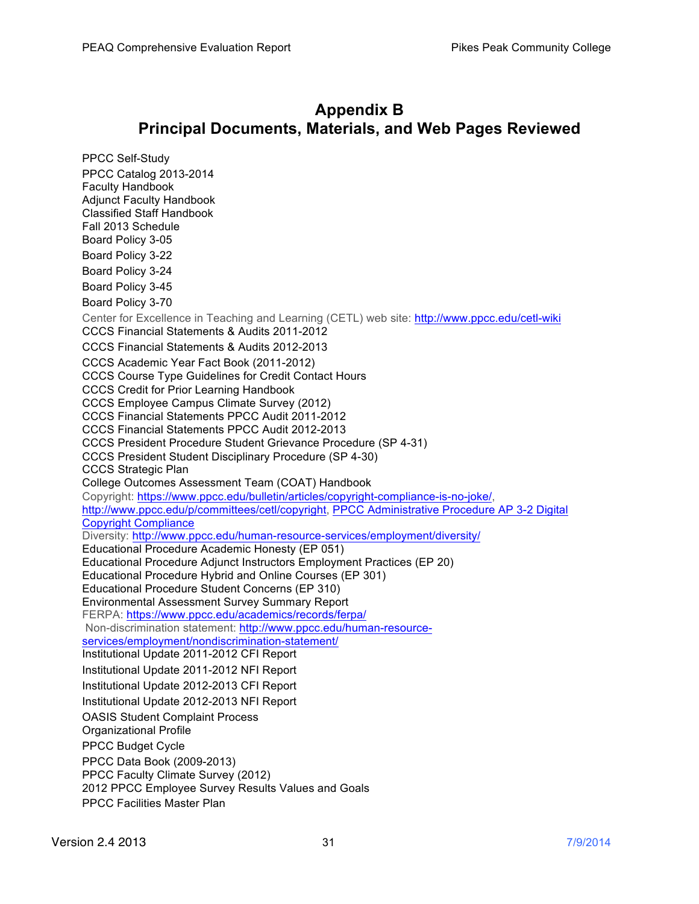# Appendix B
# Principal Documents, Materials, and Web Pages Reviewed

PPCC Self-Study
PPCC Catalog 2013-2014
Faculty Handbook
Adjunct Faculty Handbook
Classified Staff Handbook
Fall 2013 Schedule
Board Policy 3-05
Board Policy 3-22
Board Policy 3-24
Board Policy 3-45
Board Policy 3-70
Center for Excellence in Teaching and Learning (CETL) web site: http://www.ppcc.edu/cetl-wiki
CCCS Financial Statements & Audits 2011-2012
CCCS Financial Statements & Audits 2012-2013
CCCS Academic Year Fact Book (2011-2012)
CCCS Course Type Guidelines for Credit Contact Hours
CCCS Credit for Prior Learning Handbook
CCCS Employee Campus Climate Survey (2012)
CCCS Financial Statements PPCC Audit 2011-2012
CCCS Financial Statements PPCC Audit 2012-2013
CCCS President Procedure Student Grievance Procedure (SP 4-31)
CCCS President Student Disciplinary Procedure (SP 4-30)
CCCS Strategic Plan
College Outcomes Assessment Team (COAT) Handbook
Copyright: https://www.ppcc.edu/bulletin/articles/copyright-compliance-is-no-joke/, http://www.ppcc.edu/p/committees/cetl/copyright, PPCC Administrative Procedure AP 3-2 Digital Copyright Compliance
Diversity: http://www.ppcc.edu/human-resource-services/employment/diversity/
Educational Procedure Academic Honesty (EP 051)
Educational Procedure Adjunct Instructors Employment Practices (EP 20)
Educational Procedure Hybrid and Online Courses (EP 301)
Educational Procedure Student Concerns (EP 310)
Environmental Assessment Survey Summary Report
FERPA: https://www.ppcc.edu/academics/records/ferpa/
Non-discrimination statement: http://www.ppcc.edu/human-resource-services/employment/nondiscrimination-statement/
Institutional Update 2011-2012 CFI Report
Institutional Update 2011-2012 NFI Report
Institutional Update 2012-2013 CFI Report
Institutional Update 2012-2013 NFI Report
OASIS Student Complaint Process
Organizational Profile
PPCC Budget Cycle
PPCC Data Book (2009-2013)
PPCC Faculty Climate Survey (2012)
2012 PPCC Employee Survey Results Values and Goals
PPCC Facilities Master Plan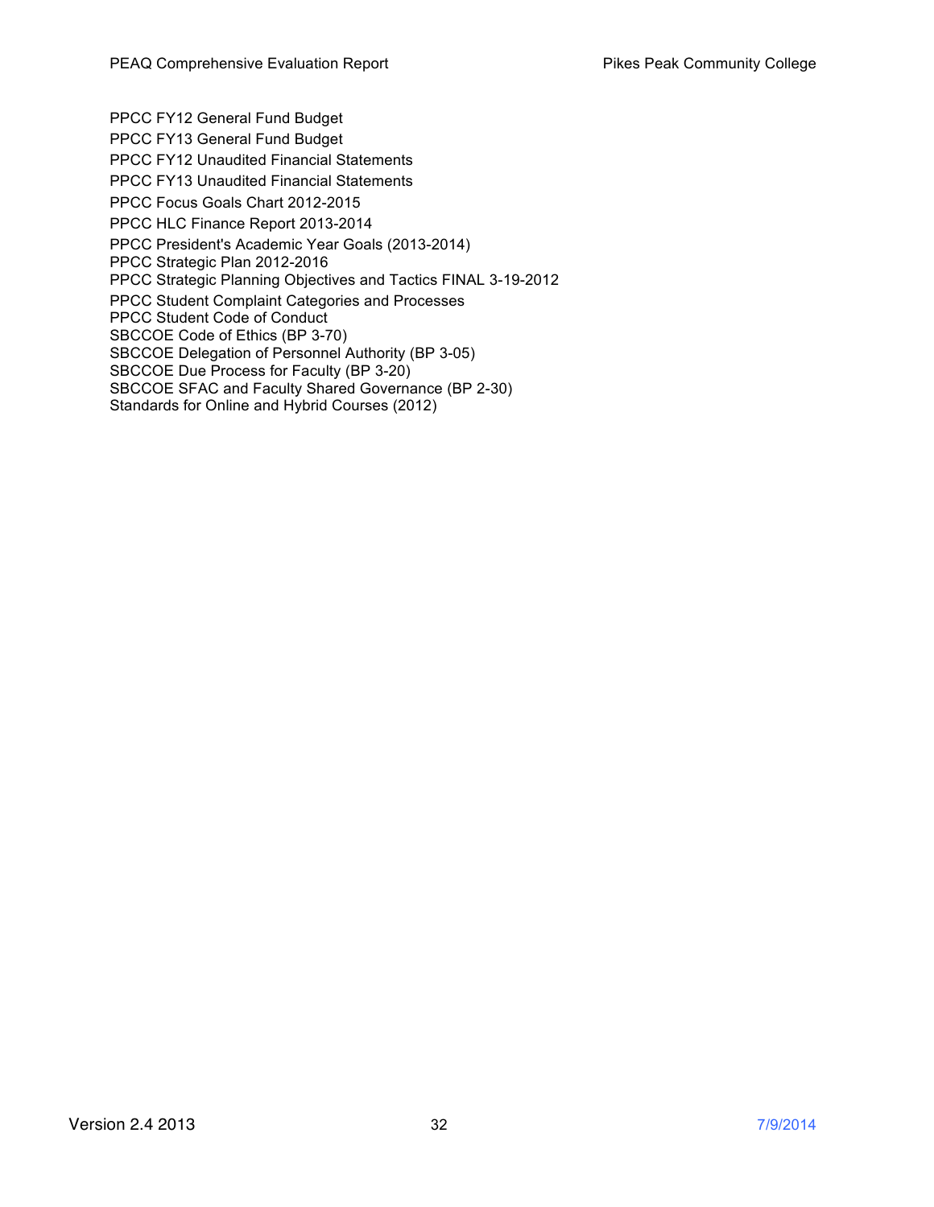PPCC FY12 General Fund Budget
PPCC FY13 General Fund Budget
PPCC FY12 Unaudited Financial Statements
PPCC FY13 Unaudited Financial Statements
PPCC Focus Goals Chart 2012-2015
PPCC HLC Finance Report 2013-2014
PPCC President's Academic Year Goals (2013-2014)
PPCC Strategic Plan 2012-2016
PPCC Strategic Planning Objectives and Tactics FINAL 3-19-2012
PPCC Student Complaint Categories and Processes
PPCC Student Code of Conduct
SBCCOE Code of Ethics (BP 3-70)
SBCCOE Delegation of Personnel Authority (BP 3-05)
SBCCOE Due Process for Faculty (BP 3-20)
SBCCOE SFAC and Faculty Shared Governance (BP 2-30)
Standards for Online and Hybrid Courses (2012)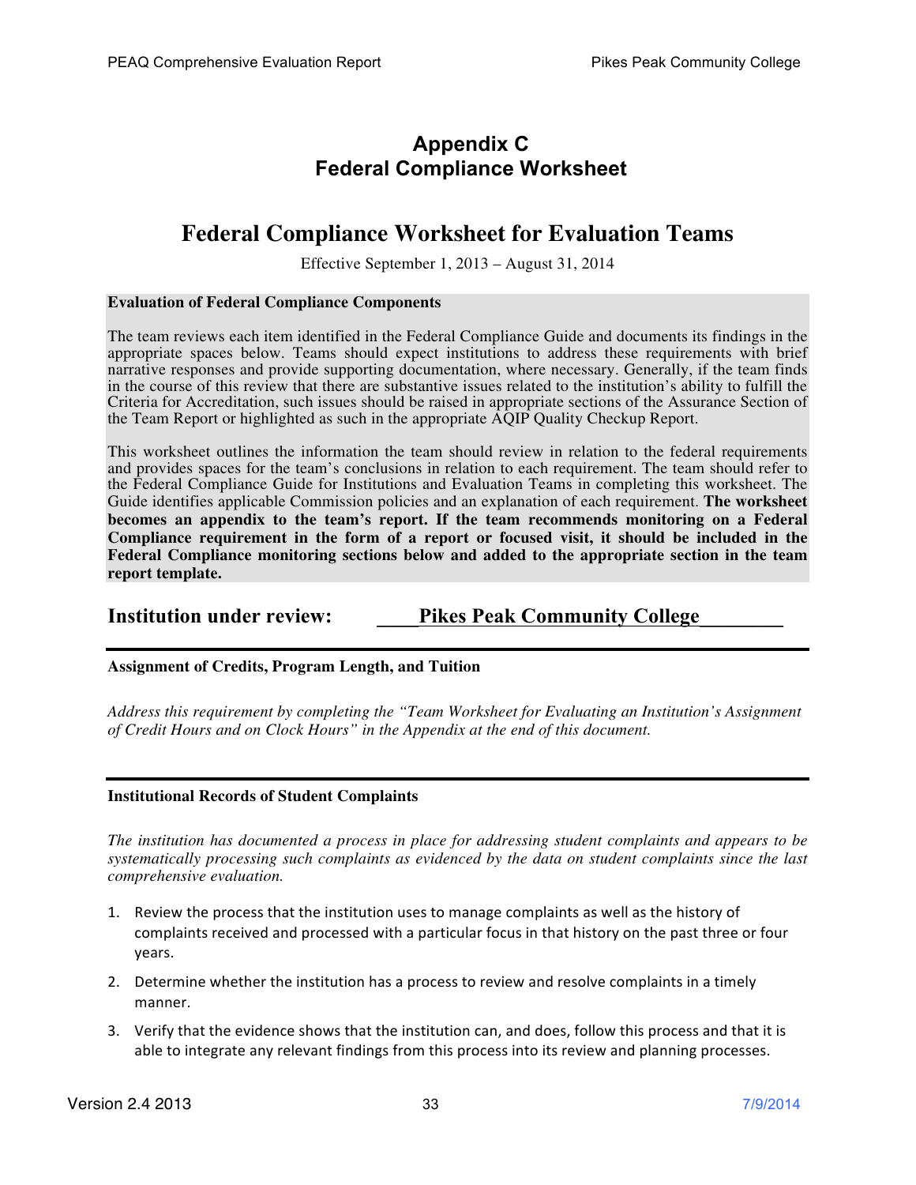# Appendix C
# Federal Compliance Worksheet

## Federal Compliance Worksheet for Evaluation Teams

Effective September 1, 2013 – August 31, 2014

**Evaluation of Federal Compliance Components**

The team reviews each item identified in the Federal Compliance Guide and documents its findings in the appropriate spaces below. Teams should expect institutions to address these requirements with brief narrative responses and provide supporting documentation, where necessary. Generally, if the team finds in the course of this review that there are substantive issues related to the institution's ability to fulfill the Criteria for Accreditation, such issues should be raised in appropriate sections of the Assurance Section of the Team Report or highlighted as such in the appropriate AQIP Quality Checkup Report.

This worksheet outlines the information the team should review in relation to the federal requirements and provides spaces for the team's conclusions in relation to each requirement. The team should refer to the Federal Compliance Guide for Institutions and Evaluation Teams in completing this worksheet. The Guide identifies applicable Commission policies and an explanation of each requirement. **The worksheet becomes an appendix to the team's report. If the team recommends monitoring on a Federal Compliance requirement in the form of a report or focused visit, it should be included in the Federal Compliance monitoring sections below and added to the appropriate section in the team report template.**

**Institution under review: Pikes Peak Community College**

---

**Assignment of Credits, Program Length, and Tuition**

*Address this requirement by completing the "Team Worksheet for Evaluating an Institution's Assignment of Credit Hours and on Clock Hours" in the Appendix at the end of this document.*

---

**Institutional Records of Student Complaints**

*The institution has documented a process in place for addressing student complaints and appears to be systematically processing such complaints as evidenced by the data on student complaints since the last comprehensive evaluation.*

1. Review the process that the institution uses to manage complaints as well as the history of complaints received and processed with a particular focus in that history on the past three or four years.
2. Determine whether the institution has a process to review and resolve complaints in a timely manner.
3. Verify that the evidence shows that the institution can, and does, follow this process and that it is able to integrate any relevant findings from this process into its review and planning processes.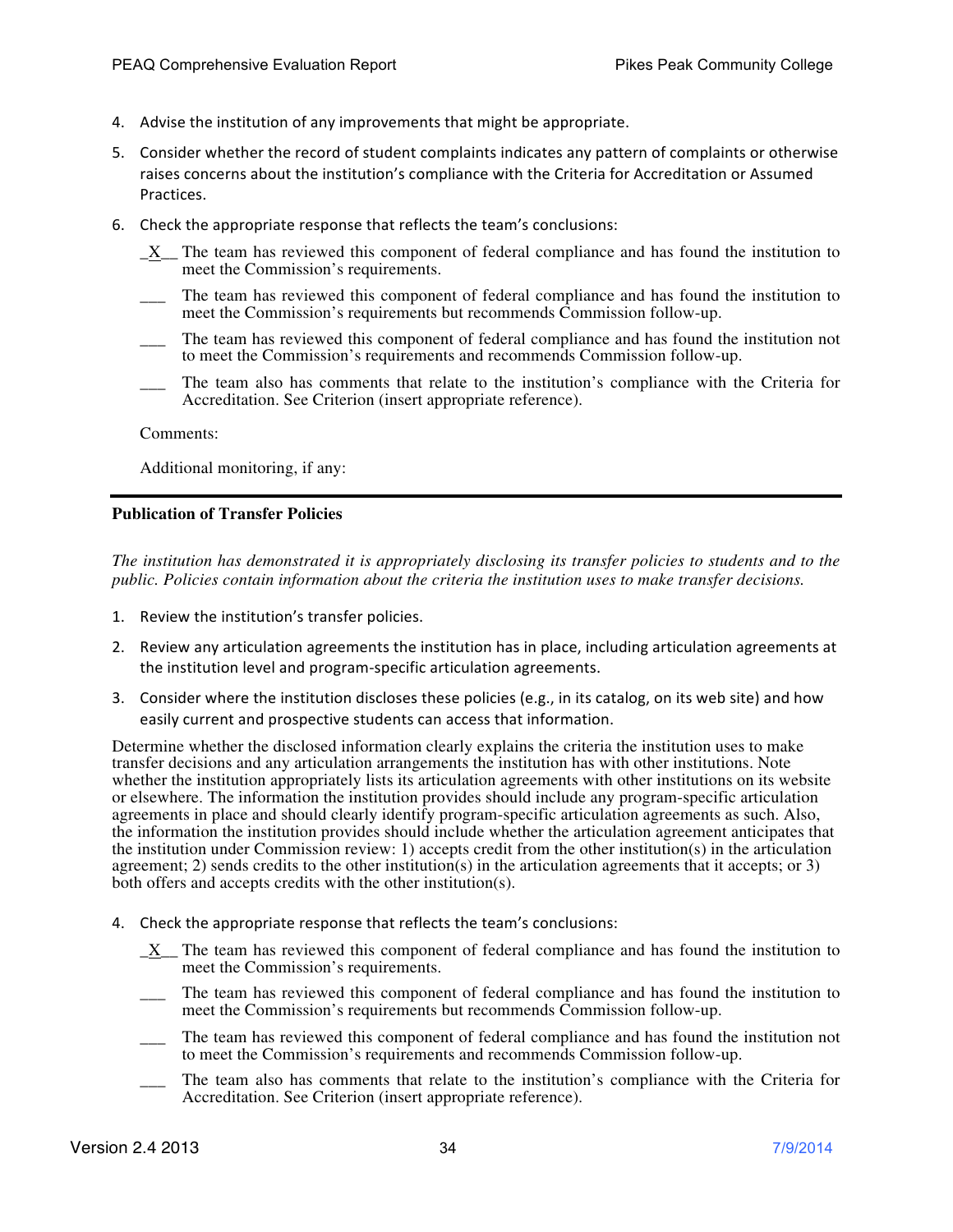4. Advise the institution of any improvements that might be appropriate.
5. Consider whether the record of student complaints indicates any pattern of complaints or otherwise raises concerns about the institution's compliance with the Criteria for Accreditation or Assumed Practices.
6. Check the appropriate response that reflects the team's conclusions:

   _X__ The team has reviewed this component of federal compliance and has found the institution to meet the Commission's requirements.

   ___ The team has reviewed this component of federal compliance and has found the institution to meet the Commission's requirements but recommends Commission follow-up.

   ___ The team has reviewed this component of federal compliance and has found the institution not to meet the Commission's requirements and recommends Commission follow-up.

   ___ The team also has comments that relate to the institution's compliance with the Criteria for Accreditation. See Criterion (insert appropriate reference).

   Comments:

   Additional monitoring, if any:

---

**Publication of Transfer Policies**

*The institution has demonstrated it is appropriately disclosing its transfer policies to students and to the public. Policies contain information about the criteria the institution uses to make transfer decisions.*

1. Review the institution's transfer policies.
2. Review any articulation agreements the institution has in place, including articulation agreements at the institution level and program-specific articulation agreements.
3. Consider where the institution discloses these policies (e.g., in its catalog, on its web site) and how easily current and prospective students can access that information.

Determine whether the disclosed information clearly explains the criteria the institution uses to make transfer decisions and any articulation arrangements the institution has with other institutions. Note whether the institution appropriately lists its articulation agreements with other institutions on its website or elsewhere. The information the institution provides should include any program-specific articulation agreements in place and should clearly identify program-specific articulation agreements as such. Also, the information the institution provides should include whether the articulation agreement anticipates that the institution under Commission review: 1) accepts credit from the other institution(s) in the articulation agreement; 2) sends credits to the other institution(s) in the articulation agreements that it accepts; or 3) both offers and accepts credits with the other institution(s).

4. Check the appropriate response that reflects the team's conclusions:

   _X__ The team has reviewed this component of federal compliance and has found the institution to meet the Commission's requirements.

   ___ The team has reviewed this component of federal compliance and has found the institution to meet the Commission's requirements but recommends Commission follow-up.

   ___ The team has reviewed this component of federal compliance and has found the institution not to meet the Commission's requirements and recommends Commission follow-up.

   ___ The team also has comments that relate to the institution's compliance with the Criteria for Accreditation. See Criterion (insert appropriate reference).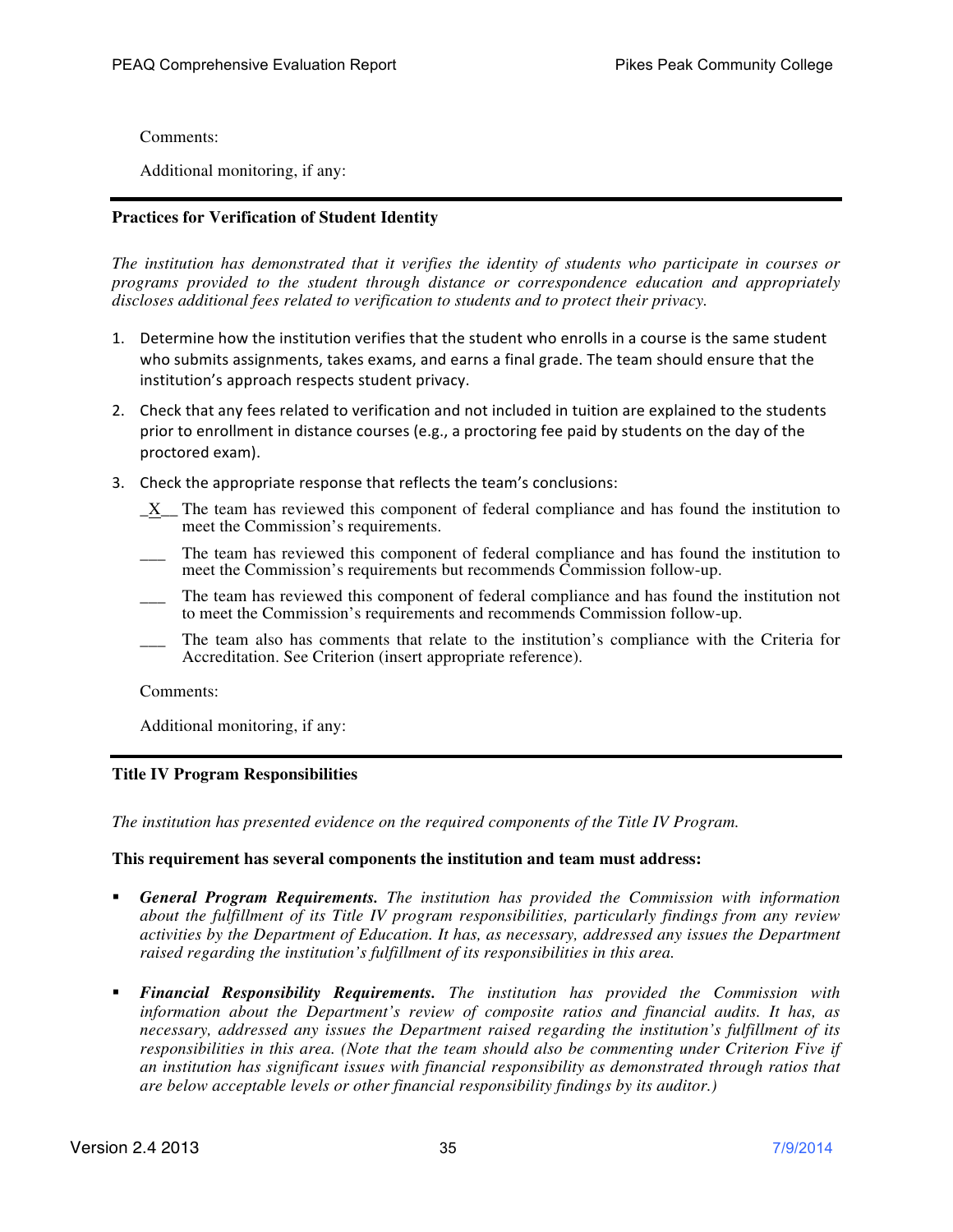Comments:

Additional monitoring, if any:

---

**Practices for Verification of Student Identity**

*The institution has demonstrated that it verifies the identity of students who participate in courses or programs provided to the student through distance or correspondence education and appropriately discloses additional fees related to verification to students and to protect their privacy.*

1. Determine how the institution verifies that the student who enrolls in a course is the same student who submits assignments, takes exams, and earns a final grade. The team should ensure that the institution's approach respects student privacy.
2. Check that any fees related to verification and not included in tuition are explained to the students prior to enrollment in distance courses (e.g., a proctoring fee paid by students on the day of the proctored exam).
3. Check the appropriate response that reflects the team's conclusions:

   _X__ The team has reviewed this component of federal compliance and has found the institution to meet the Commission's requirements.

   ___ The team has reviewed this component of federal compliance and has found the institution to meet the Commission's requirements but recommends Commission follow-up.

   ___ The team has reviewed this component of federal compliance and has found the institution not to meet the Commission's requirements and recommends Commission follow-up.

   ___ The team also has comments that relate to the institution's compliance with the Criteria for Accreditation. See Criterion (insert appropriate reference).

Comments:

Additional monitoring, if any:

---

**Title IV Program Responsibilities**

*The institution has presented evidence on the required components of the Title IV Program.*

**This requirement has several components the institution and team must address:**

- ***General Program Requirements.*** *The institution has provided the Commission with information about the fulfillment of its Title IV program responsibilities, particularly findings from any review activities by the Department of Education. It has, as necessary, addressed any issues the Department raised regarding the institution's fulfillment of its responsibilities in this area.*

- ***Financial Responsibility Requirements.*** *The institution has provided the Commission with information about the Department's review of composite ratios and financial audits. It has, as necessary, addressed any issues the Department raised regarding the institution's fulfillment of its responsibilities in this area. (Note that the team should also be commenting under Criterion Five if an institution has significant issues with financial responsibility as demonstrated through ratios that are below acceptable levels or other financial responsibility findings by its auditor.)*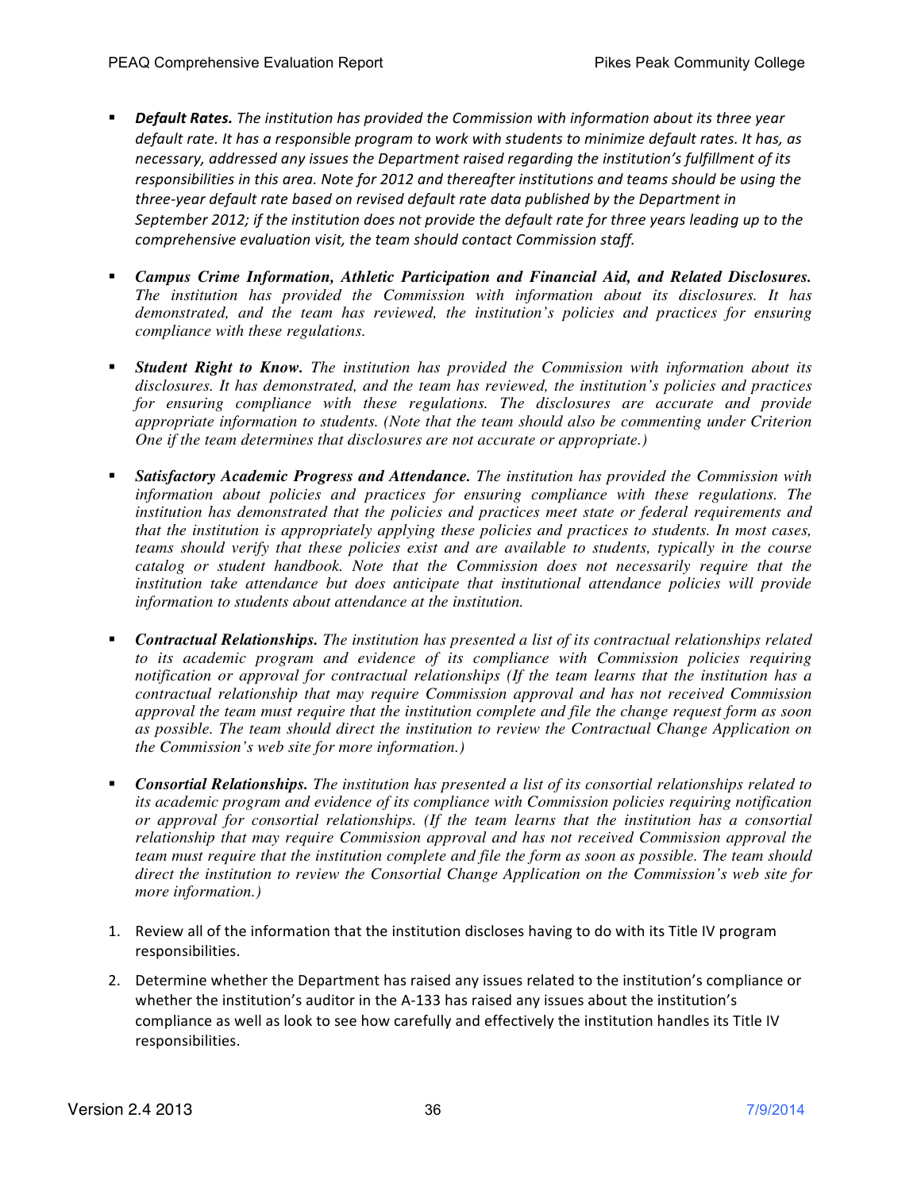- ***Default Rates.*** *The institution has provided the Commission with information about its three year default rate. It has a responsible program to work with students to minimize default rates. It has, as necessary, addressed any issues the Department raised regarding the institution's fulfillment of its responsibilities in this area. Note for 2012 and thereafter institutions and teams should be using the three-year default rate based on revised default rate data published by the Department in September 2012; if the institution does not provide the default rate for three years leading up to the comprehensive evaluation visit, the team should contact Commission staff.*

- ***Campus Crime Information, Athletic Participation and Financial Aid, and Related Disclosures.*** *The institution has provided the Commission with information about its disclosures. It has demonstrated, and the team has reviewed, the institution's policies and practices for ensuring compliance with these regulations.*

- ***Student Right to Know.*** *The institution has provided the Commission with information about its disclosures. It has demonstrated, and the team has reviewed, the institution's policies and practices for ensuring compliance with these regulations. The disclosures are accurate and provide appropriate information to students. (Note that the team should also be commenting under Criterion One if the team determines that disclosures are not accurate or appropriate.)*

- ***Satisfactory Academic Progress and Attendance.*** *The institution has provided the Commission with information about policies and practices for ensuring compliance with these regulations. The institution has demonstrated that the policies and practices meet state or federal requirements and that the institution is appropriately applying these policies and practices to students. In most cases, teams should verify that these policies exist and are available to students, typically in the course catalog or student handbook. Note that the Commission does not necessarily require that the institution take attendance but does anticipate that institutional attendance policies will provide information to students about attendance at the institution.*

- ***Contractual Relationships.*** *The institution has presented a list of its contractual relationships related to its academic program and evidence of its compliance with Commission policies requiring notification or approval for contractual relationships (If the team learns that the institution has a contractual relationship that may require Commission approval and has not received Commission approval the team must require that the institution complete and file the change request form as soon as possible. The team should direct the institution to review the Contractual Change Application on the Commission's web site for more information.)*

- ***Consortial Relationships.*** *The institution has presented a list of its consortial relationships related to its academic program and evidence of its compliance with Commission policies requiring notification or approval for consortial relationships. (If the team learns that the institution has a consortial relationship that may require Commission approval and has not received Commission approval the team must require that the institution complete and file the form as soon as possible. The team should direct the institution to review the Consortial Change Application on the Commission's web site for more information.)*

1. Review all of the information that the institution discloses having to do with its Title IV program responsibilities.
2. Determine whether the Department has raised any issues related to the institution's compliance or whether the institution's auditor in the A-133 has raised any issues about the institution's compliance as well as look to see how carefully and effectively the institution handles its Title IV responsibilities.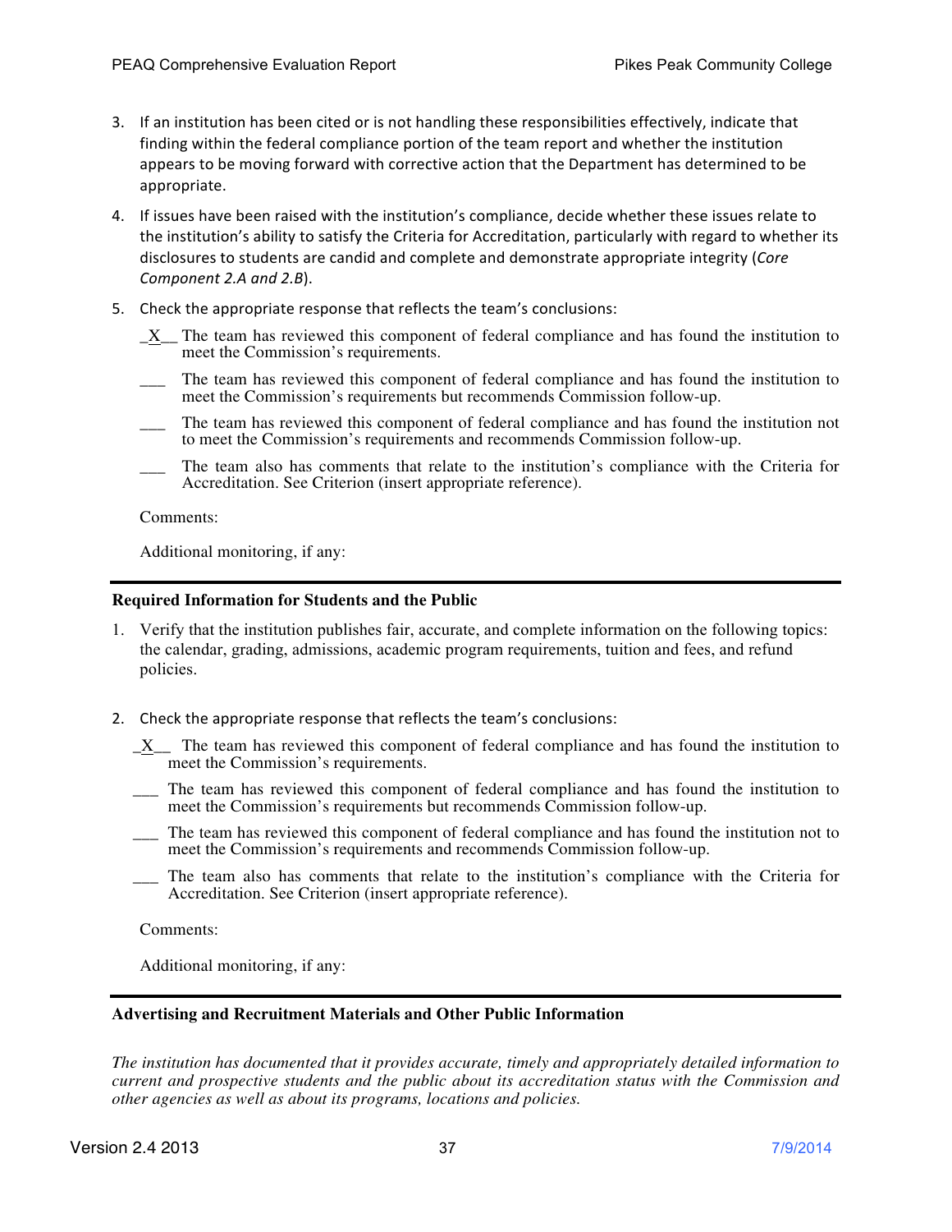3. If an institution has been cited or is not handling these responsibilities effectively, indicate that finding within the federal compliance portion of the team report and whether the institution appears to be moving forward with corrective action that the Department has determined to be appropriate.
4. If issues have been raised with the institution's compliance, decide whether these issues relate to the institution's ability to satisfy the Criteria for Accreditation, particularly with regard to whether its disclosures to students are candid and complete and demonstrate appropriate integrity (*Core Component 2.A and 2.B*).
5. Check the appropriate response that reflects the team's conclusions:

_X__ The team has reviewed this component of federal compliance and has found the institution to meet the Commission's requirements.

___ The team has reviewed this component of federal compliance and has found the institution to meet the Commission's requirements but recommends Commission follow-up.

___ The team has reviewed this component of federal compliance and has found the institution not to meet the Commission's requirements and recommends Commission follow-up.

___ The team also has comments that relate to the institution's compliance with the Criteria for Accreditation. See Criterion (insert appropriate reference).

Comments:

Additional monitoring, if any:

---

**Required Information for Students and the Public**

1. Verify that the institution publishes fair, accurate, and complete information on the following topics: the calendar, grading, admissions, academic program requirements, tuition and fees, and refund policies.

2. Check the appropriate response that reflects the team's conclusions:

_X__ The team has reviewed this component of federal compliance and has found the institution to meet the Commission's requirements.

___ The team has reviewed this component of federal compliance and has found the institution to meet the Commission's requirements but recommends Commission follow-up.

___ The team has reviewed this component of federal compliance and has found the institution not to meet the Commission's requirements and recommends Commission follow-up.

___ The team also has comments that relate to the institution's compliance with the Criteria for Accreditation. See Criterion (insert appropriate reference).

Comments:

Additional monitoring, if any:

---

**Advertising and Recruitment Materials and Other Public Information**

*The institution has documented that it provides accurate, timely and appropriately detailed information to current and prospective students and the public about its accreditation status with the Commission and other agencies as well as about its programs, locations and policies.*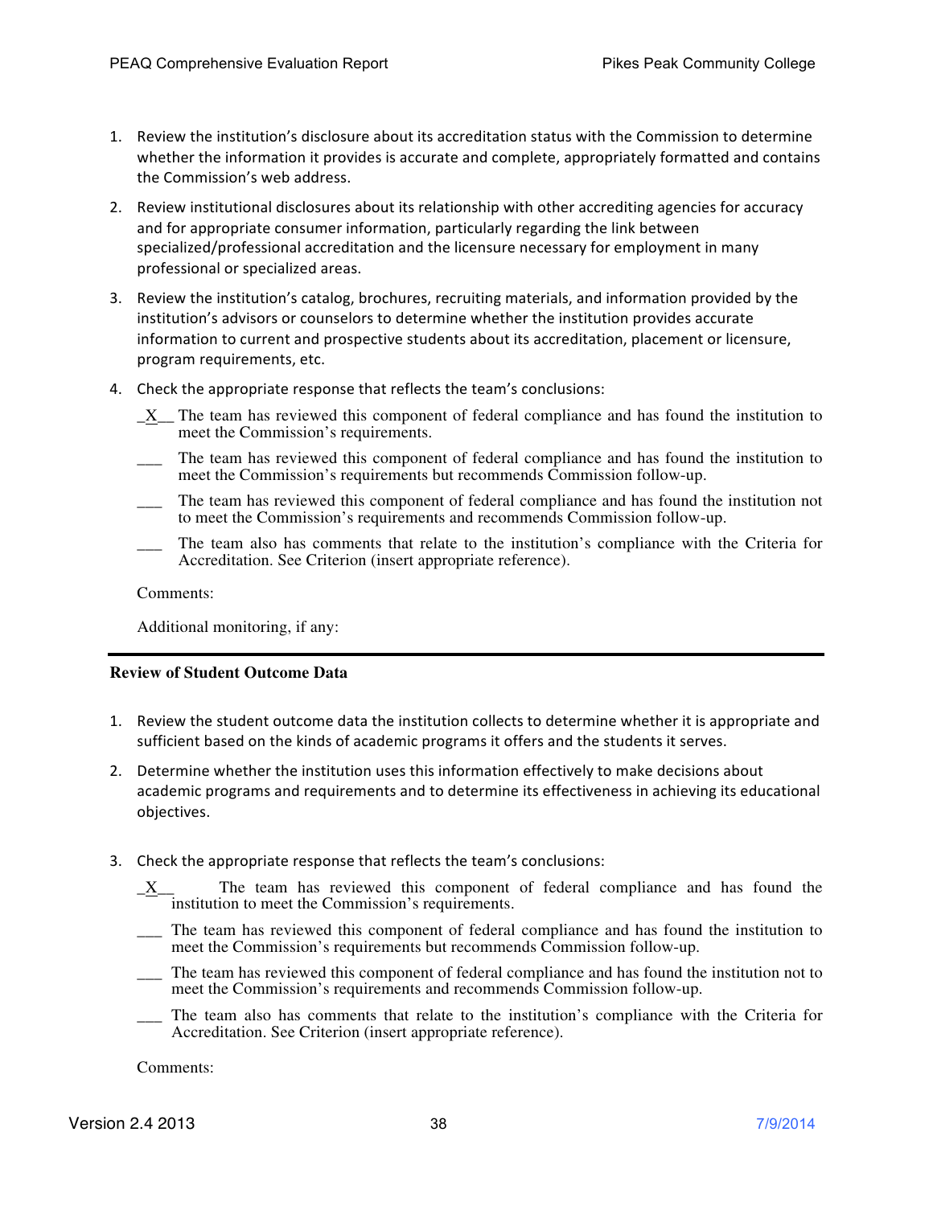1. Review the institution's disclosure about its accreditation status with the Commission to determine whether the information it provides is accurate and complete, appropriately formatted and contains the Commission's web address.

2. Review institutional disclosures about its relationship with other accrediting agencies for accuracy and for appropriate consumer information, particularly regarding the link between specialized/professional accreditation and the licensure necessary for employment in many professional or specialized areas.

3. Review the institution's catalog, brochures, recruiting materials, and information provided by the institution's advisors or counselors to determine whether the institution provides accurate information to current and prospective students about its accreditation, placement or licensure, program requirements, etc.

4. Check the appropriate response that reflects the team's conclusions:

   _X__ The team has reviewed this component of federal compliance and has found the institution to meet the Commission's requirements.

   ___ The team has reviewed this component of federal compliance and has found the institution to meet the Commission's requirements but recommends Commission follow-up.

   ___ The team has reviewed this component of federal compliance and has found the institution not to meet the Commission's requirements and recommends Commission follow-up.

   ___ The team also has comments that relate to the institution's compliance with the Criteria for Accreditation. See Criterion (insert appropriate reference).

   Comments:

   Additional monitoring, if any:

---

**Review of Student Outcome Data**

1. Review the student outcome data the institution collects to determine whether it is appropriate and sufficient based on the kinds of academic programs it offers and the students it serves.

2. Determine whether the institution uses this information effectively to make decisions about academic programs and requirements and to determine its effectiveness in achieving its educational objectives.

3. Check the appropriate response that reflects the team's conclusions:

   _X__ The team has reviewed this component of federal compliance and has found the institution to meet the Commission's requirements.

   ___ The team has reviewed this component of federal compliance and has found the institution to meet the Commission's requirements but recommends Commission follow-up.

   ___ The team has reviewed this component of federal compliance and has found the institution not to meet the Commission's requirements and recommends Commission follow-up.

   ___ The team also has comments that relate to the institution's compliance with the Criteria for Accreditation. See Criterion (insert appropriate reference).

   Comments: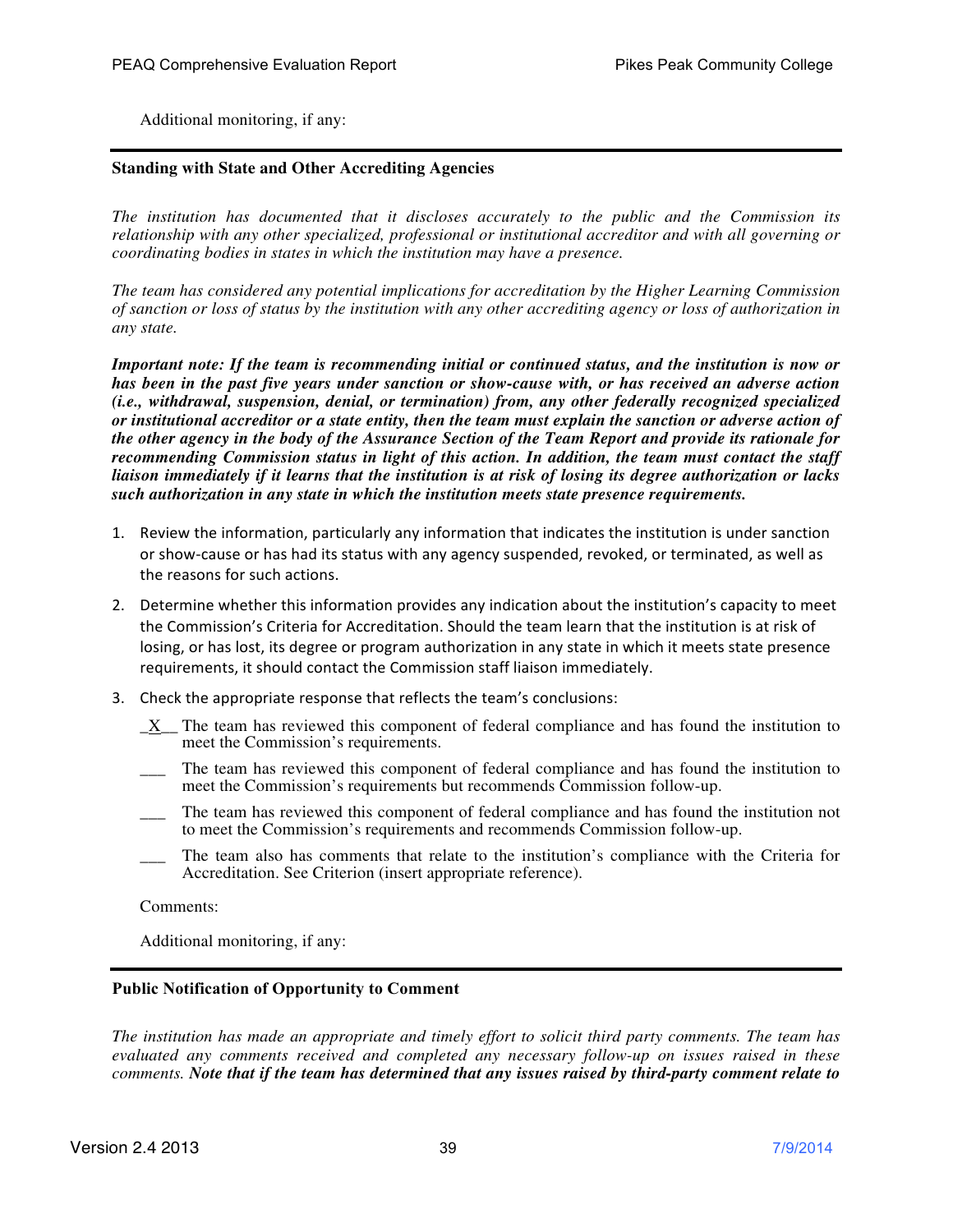Additional monitoring, if any:

---

**Standing with State and Other Accrediting Agencies**

*The institution has documented that it discloses accurately to the public and the Commission its relationship with any other specialized, professional or institutional accreditor and with all governing or coordinating bodies in states in which the institution may have a presence.*

*The team has considered any potential implications for accreditation by the Higher Learning Commission of sanction or loss of status by the institution with any other accrediting agency or loss of authorization in any state.*

***Important note: If the team is recommending initial or continued status, and the institution is now or has been in the past five years under sanction or show-cause with, or has received an adverse action (i.e., withdrawal, suspension, denial, or termination) from, any other federally recognized specialized or institutional accreditor or a state entity, then the team must explain the sanction or adverse action of the other agency in the body of the Assurance Section of the Team Report and provide its rationale for recommending Commission status in light of this action. In addition, the team must contact the staff liaison immediately if it learns that the institution is at risk of losing its degree authorization or lacks such authorization in any state in which the institution meets state presence requirements.***

1. Review the information, particularly any information that indicates the institution is under sanction or show-cause or has had its status with any agency suspended, revoked, or terminated, as well as the reasons for such actions.
2. Determine whether this information provides any indication about the institution's capacity to meet the Commission's Criteria for Accreditation. Should the team learn that the institution is at risk of losing, or has lost, its degree or program authorization in any state in which it meets state presence requirements, it should contact the Commission staff liaison immediately.
3. Check the appropriate response that reflects the team's conclusions:

_X__ The team has reviewed this component of federal compliance and has found the institution to meet the Commission's requirements.

___ The team has reviewed this component of federal compliance and has found the institution to meet the Commission's requirements but recommends Commission follow-up.

___ The team has reviewed this component of federal compliance and has found the institution not to meet the Commission's requirements and recommends Commission follow-up.

___ The team also has comments that relate to the institution's compliance with the Criteria for Accreditation. See Criterion (insert appropriate reference).

Comments:

Additional monitoring, if any:

---

**Public Notification of Opportunity to Comment**

*The institution has made an appropriate and timely effort to solicit third party comments. The team has evaluated any comments received and completed any necessary follow-up on issues raised in these comments.* ***Note that if the team has determined that any issues raised by third-party comment relate to***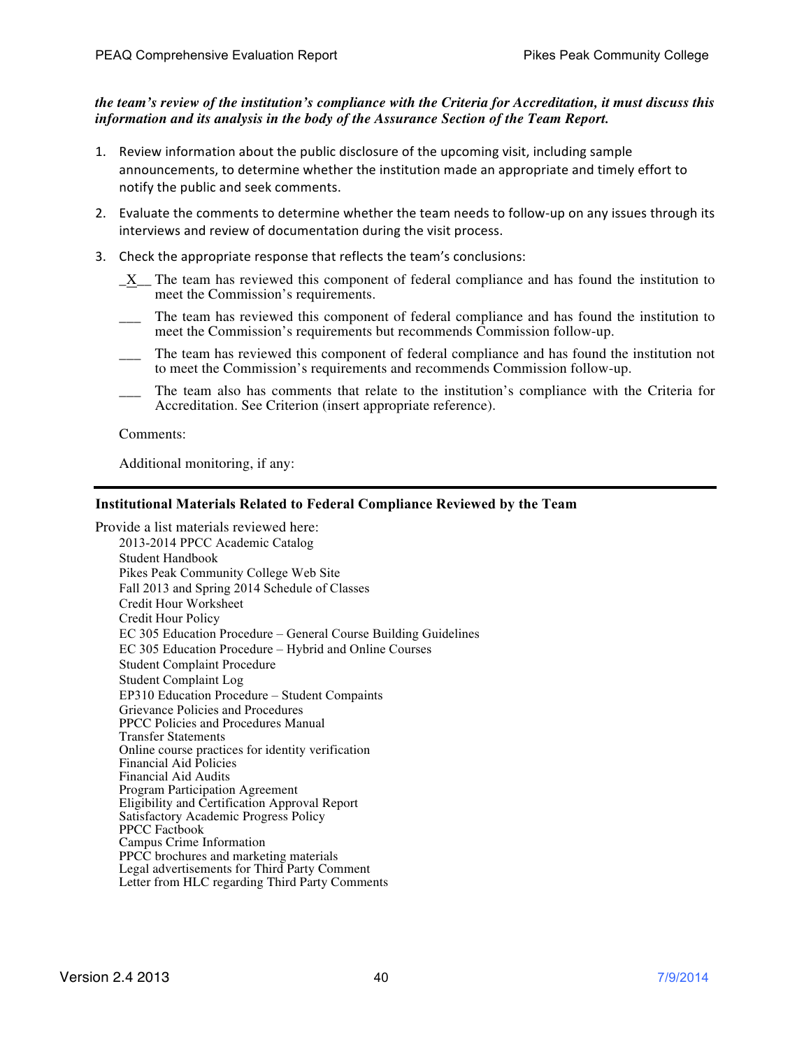***the team's review of the institution's compliance with the Criteria for Accreditation, it must discuss this information and its analysis in the body of the Assurance Section of the Team Report.***

1. Review information about the public disclosure of the upcoming visit, including sample announcements, to determine whether the institution made an appropriate and timely effort to notify the public and seek comments.
2. Evaluate the comments to determine whether the team needs to follow-up on any issues through its interviews and review of documentation during the visit process.
3. Check the appropriate response that reflects the team's conclusions:

   _X__ The team has reviewed this component of federal compliance and has found the institution to meet the Commission's requirements.

   ___ The team has reviewed this component of federal compliance and has found the institution to meet the Commission's requirements but recommends Commission follow-up.

   ___ The team has reviewed this component of federal compliance and has found the institution not to meet the Commission's requirements and recommends Commission follow-up.

   ___ The team also has comments that relate to the institution's compliance with the Criteria for Accreditation. See Criterion (insert appropriate reference).

   Comments:

   Additional monitoring, if any:

---

**Institutional Materials Related to Federal Compliance Reviewed by the Team**

Provide a list materials reviewed here:

2013-2014 PPCC Academic Catalog
Student Handbook
Pikes Peak Community College Web Site
Fall 2013 and Spring 2014 Schedule of Classes
Credit Hour Worksheet
Credit Hour Policy
EC 305 Education Procedure – General Course Building Guidelines
EC 305 Education Procedure – Hybrid and Online Courses
Student Complaint Procedure
Student Complaint Log
EP310 Education Procedure – Student Compaints
Grievance Policies and Procedures
PPCC Policies and Procedures Manual
Transfer Statements
Online course practices for identity verification
Financial Aid Policies
Financial Aid Audits
Program Participation Agreement
Eligibility and Certification Approval Report
Satisfactory Academic Progress Policy
PPCC Factbook
Campus Crime Information
PPCC brochures and marketing materials
Legal advertisements for Third Party Comment
Letter from HLC regarding Third Party Comments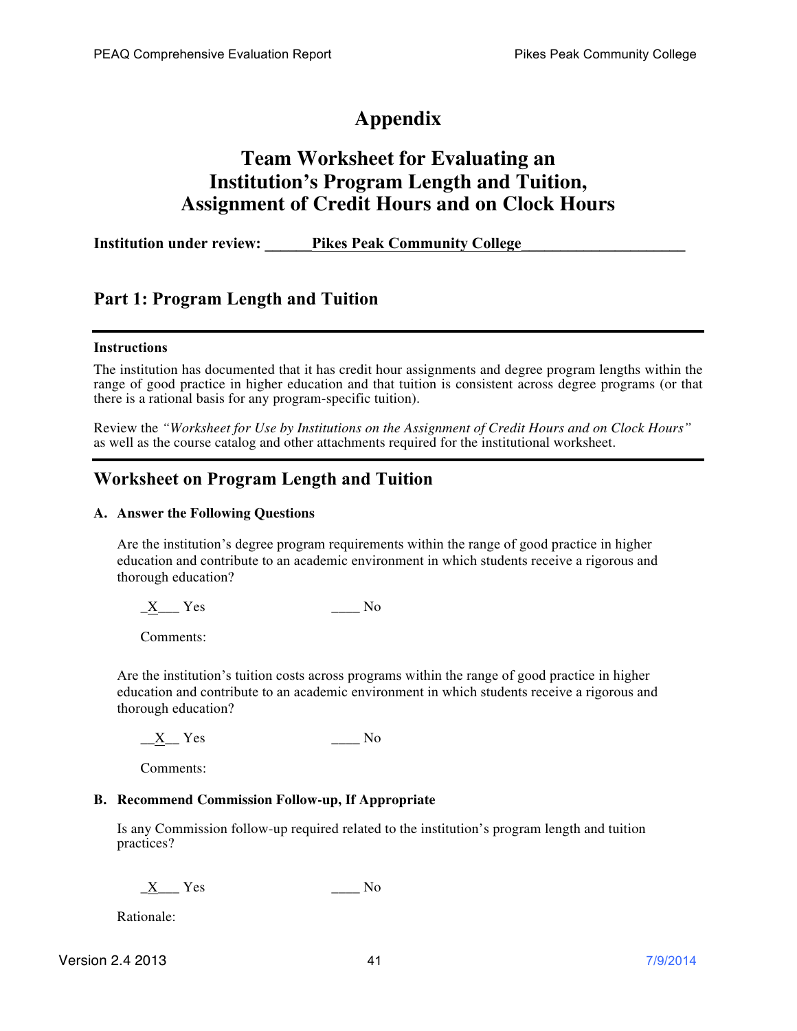# Appendix

# Team Worksheet for Evaluating an Institution's Program Length and Tuition, Assignment of Credit Hours and on Clock Hours

**Institution under review: ______Pikes Peak Community College_____________________**

## Part 1: Program Length and Tuition

---

**Instructions**

The institution has documented that it has credit hour assignments and degree program lengths within the range of good practice in higher education and that tuition is consistent across degree programs (or that there is a rational basis for any program-specific tuition).

Review the *"Worksheet for Use by Institutions on the Assignment of Credit Hours and on Clock Hours"* as well as the course catalog and other attachments required for the institutional worksheet.

---

## Worksheet on Program Length and Tuition

**A. Answer the Following Questions**

Are the institution's degree program requirements within the range of good practice in higher education and contribute to an academic environment in which students receive a rigorous and thorough education?

_X___ Yes ____ No

Comments:

Are the institution's tuition costs across programs within the range of good practice in higher education and contribute to an academic environment in which students receive a rigorous and thorough education?

__X__ Yes ____ No

Comments:

**B. Recommend Commission Follow-up, If Appropriate**

Is any Commission follow-up required related to the institution's program length and tuition practices?

_X___ Yes ____ No

Rationale: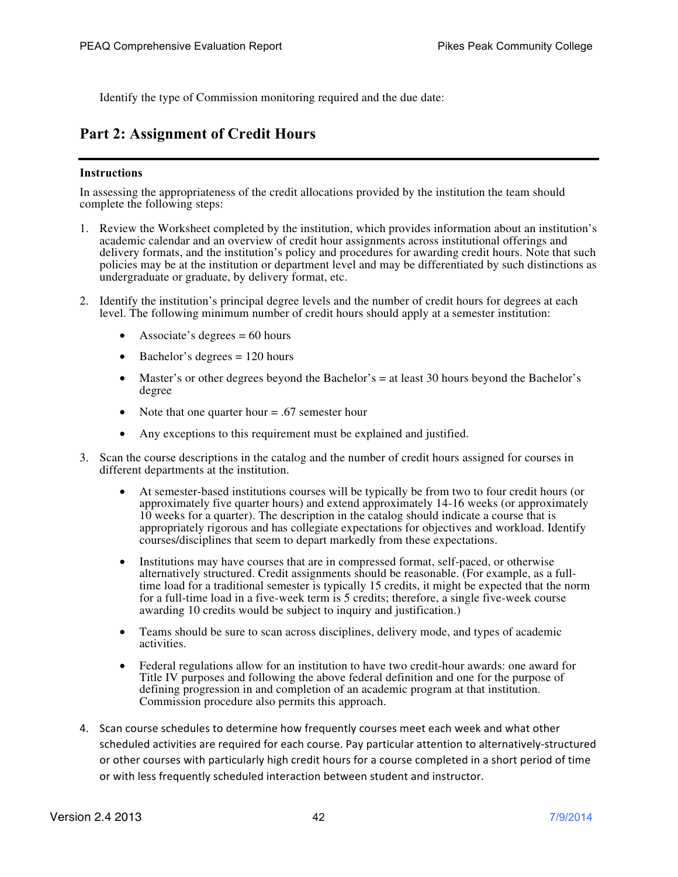Identify the type of Commission monitoring required and the due date:

## Part 2: Assignment of Credit Hours

---

**Instructions**

In assessing the appropriateness of the credit allocations provided by the institution the team should complete the following steps:

1. Review the Worksheet completed by the institution, which provides information about an institution's academic calendar and an overview of credit hour assignments across institutional offerings and delivery formats, and the institution's policy and procedures for awarding credit hours. Note that such policies may be at the institution or department level and may be differentiated by such distinctions as undergraduate or graduate, by delivery format, etc.

2. Identify the institution's principal degree levels and the number of credit hours for degrees at each level. The following minimum number of credit hours should apply at a semester institution:

   - Associate's degrees = 60 hours
   - Bachelor's degrees = 120 hours
   - Master's or other degrees beyond the Bachelor's = at least 30 hours beyond the Bachelor's degree
   - Note that one quarter hour = .67 semester hour
   - Any exceptions to this requirement must be explained and justified.

3. Scan the course descriptions in the catalog and the number of credit hours assigned for courses in different departments at the institution.

   - At semester-based institutions courses will be typically be from two to four credit hours (or approximately five quarter hours) and extend approximately 14-16 weeks (or approximately 10 weeks for a quarter). The description in the catalog should indicate a course that is appropriately rigorous and has collegiate expectations for objectives and workload. Identify courses/disciplines that seem to depart markedly from these expectations.
   - Institutions may have courses that are in compressed format, self-paced, or otherwise alternatively structured. Credit assignments should be reasonable. (For example, as a full-time load for a traditional semester is typically 15 credits, it might be expected that the norm for a full-time load in a five-week term is 5 credits; therefore, a single five-week course awarding 10 credits would be subject to inquiry and justification.)
   - Teams should be sure to scan across disciplines, delivery mode, and types of academic activities.
   - Federal regulations allow for an institution to have two credit-hour awards: one award for Title IV purposes and following the above federal definition and one for the purpose of defining progression in and completion of an academic program at that institution. Commission procedure also permits this approach.

4. Scan course schedules to determine how frequently courses meet each week and what other scheduled activities are required for each course. Pay particular attention to alternatively-structured or other courses with particularly high credit hours for a course completed in a short period of time or with less frequently scheduled interaction between student and instructor.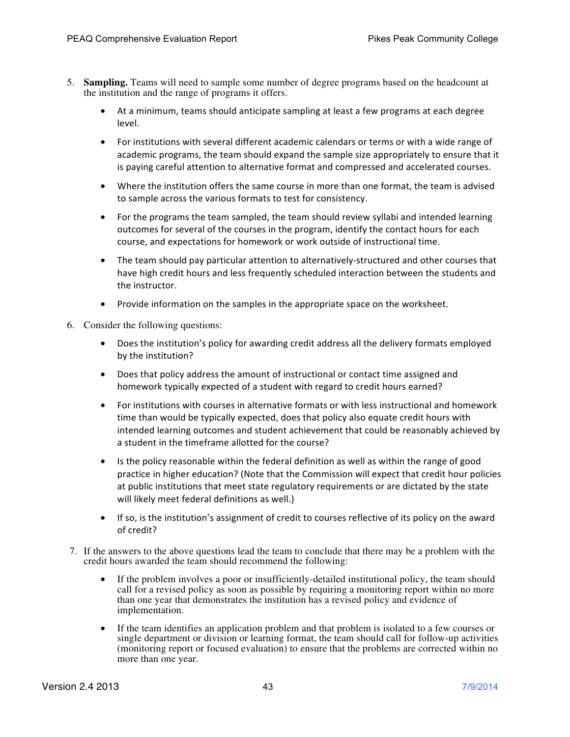5. **Sampling.** Teams will need to sample some number of degree programs based on the headcount at the institution and the range of programs it offers.

    - At a minimum, teams should anticipate sampling at least a few programs at each degree level.
    - For institutions with several different academic calendars or terms or with a wide range of academic programs, the team should expand the sample size appropriately to ensure that it is paying careful attention to alternative format and compressed and accelerated courses.
    - Where the institution offers the same course in more than one format, the team is advised to sample across the various formats to test for consistency.
    - For the programs the team sampled, the team should review syllabi and intended learning outcomes for several of the courses in the program, identify the contact hours for each course, and expectations for homework or work outside of instructional time.
    - The team should pay particular attention to alternatively-structured and other courses that have high credit hours and less frequently scheduled interaction between the students and the instructor.
    - Provide information on the samples in the appropriate space on the worksheet.

6. Consider the following questions:

    - Does the institution's policy for awarding credit address all the delivery formats employed by the institution?
    - Does that policy address the amount of instructional or contact time assigned and homework typically expected of a student with regard to credit hours earned?
    - For institutions with courses in alternative formats or with less instructional and homework time than would be typically expected, does that policy also equate credit hours with intended learning outcomes and student achievement that could be reasonably achieved by a student in the timeframe allotted for the course?
    - Is the policy reasonable within the federal definition as well as within the range of good practice in higher education? (Note that the Commission will expect that credit hour policies at public institutions that meet state regulatory requirements or are dictated by the state will likely meet federal definitions as well.)
    - If so, is the institution's assignment of credit to courses reflective of its policy on the award of credit?

7. If the answers to the above questions lead the team to conclude that there may be a problem with the credit hours awarded the team should recommend the following:

    - If the problem involves a poor or insufficiently-detailed institutional policy, the team should call for a revised policy as soon as possible by requiring a monitoring report within no more than one year that demonstrates the institution has a revised policy and evidence of implementation.
    - If the team identifies an application problem and that problem is isolated to a few courses or single department or division or learning format, the team should call for follow-up activities (monitoring report or focused evaluation) to ensure that the problems are corrected within no more than one year.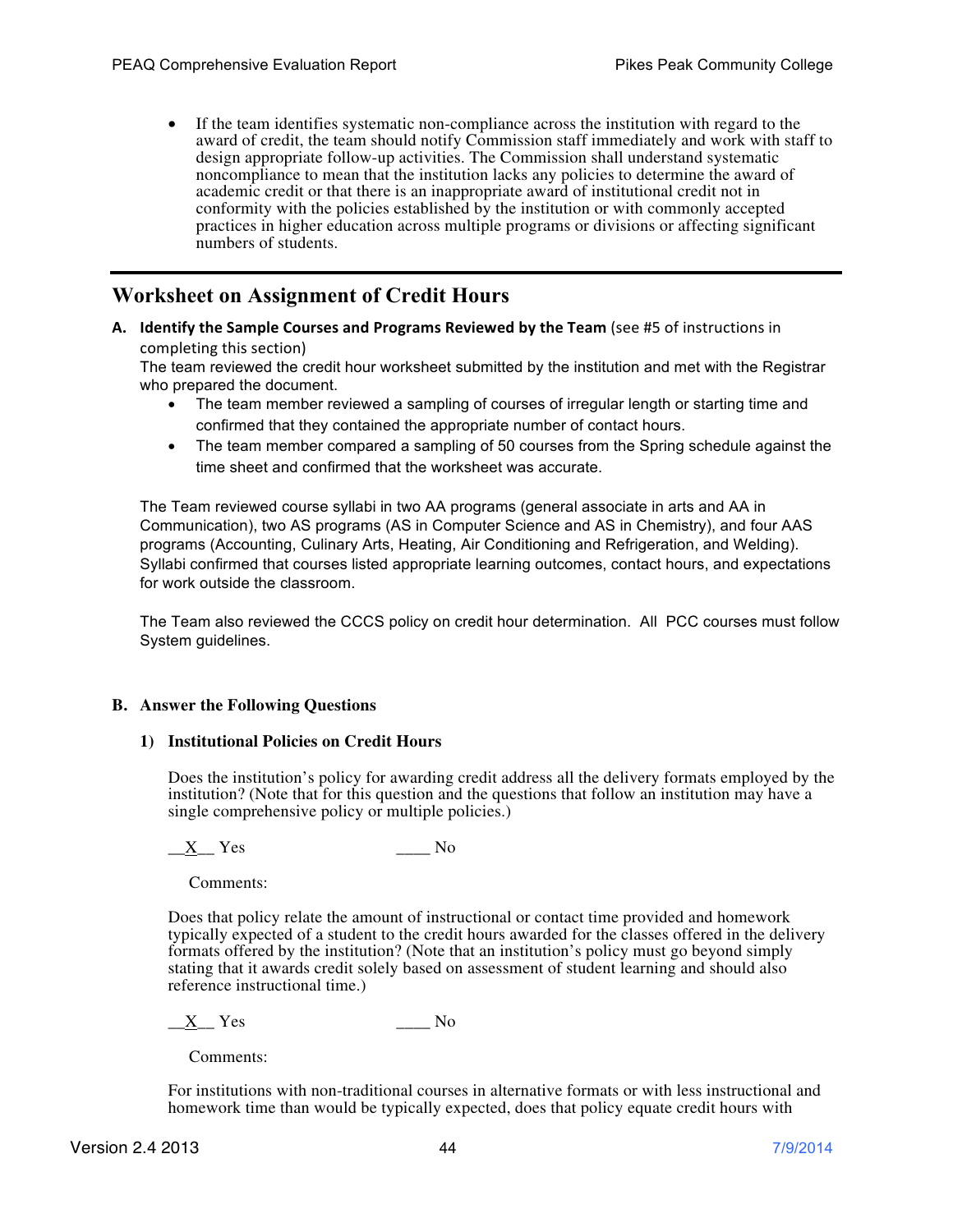- If the team identifies systematic non-compliance across the institution with regard to the award of credit, the team should notify Commission staff immediately and work with staff to design appropriate follow-up activities. The Commission shall understand systematic noncompliance to mean that the institution lacks any policies to determine the award of academic credit or that there is an inappropriate award of institutional credit not in conformity with the policies established by the institution or with commonly accepted practices in higher education across multiple programs or divisions or affecting significant numbers of students.

---

## Worksheet on Assignment of Credit Hours

**A. Identify the Sample Courses and Programs Reviewed by the Team** (see #5 of instructions in completing this section)

The team reviewed the credit hour worksheet submitted by the institution and met with the Registrar who prepared the document.

- The team member reviewed a sampling of courses of irregular length or starting time and confirmed that they contained the appropriate number of contact hours.
- The team member compared a sampling of 50 courses from the Spring schedule against the time sheet and confirmed that the worksheet was accurate.

The Team reviewed course syllabi in two AA programs (general associate in arts and AA in Communication), two AS programs (AS in Computer Science and AS in Chemistry), and four AAS programs (Accounting, Culinary Arts, Heating, Air Conditioning and Refrigeration, and Welding). Syllabi confirmed that courses listed appropriate learning outcomes, contact hours, and expectations for work outside the classroom.

The Team also reviewed the CCCS policy on credit hour determination. All PCC courses must follow System guidelines.

**B. Answer the Following Questions**

**1) Institutional Policies on Credit Hours**

Does the institution's policy for awarding credit address all the delivery formats employed by the institution? (Note that for this question and the questions that follow an institution may have a single comprehensive policy or multiple policies.)

__X__ Yes ____ No

Comments:

Does that policy relate the amount of instructional or contact time provided and homework typically expected of a student to the credit hours awarded for the classes offered in the delivery formats offered by the institution? (Note that an institution's policy must go beyond simply stating that it awards credit solely based on assessment of student learning and should also reference instructional time.)

__X__ Yes ____ No

Comments:

For institutions with non-traditional courses in alternative formats or with less instructional and homework time than would be typically expected, does that policy equate credit hours with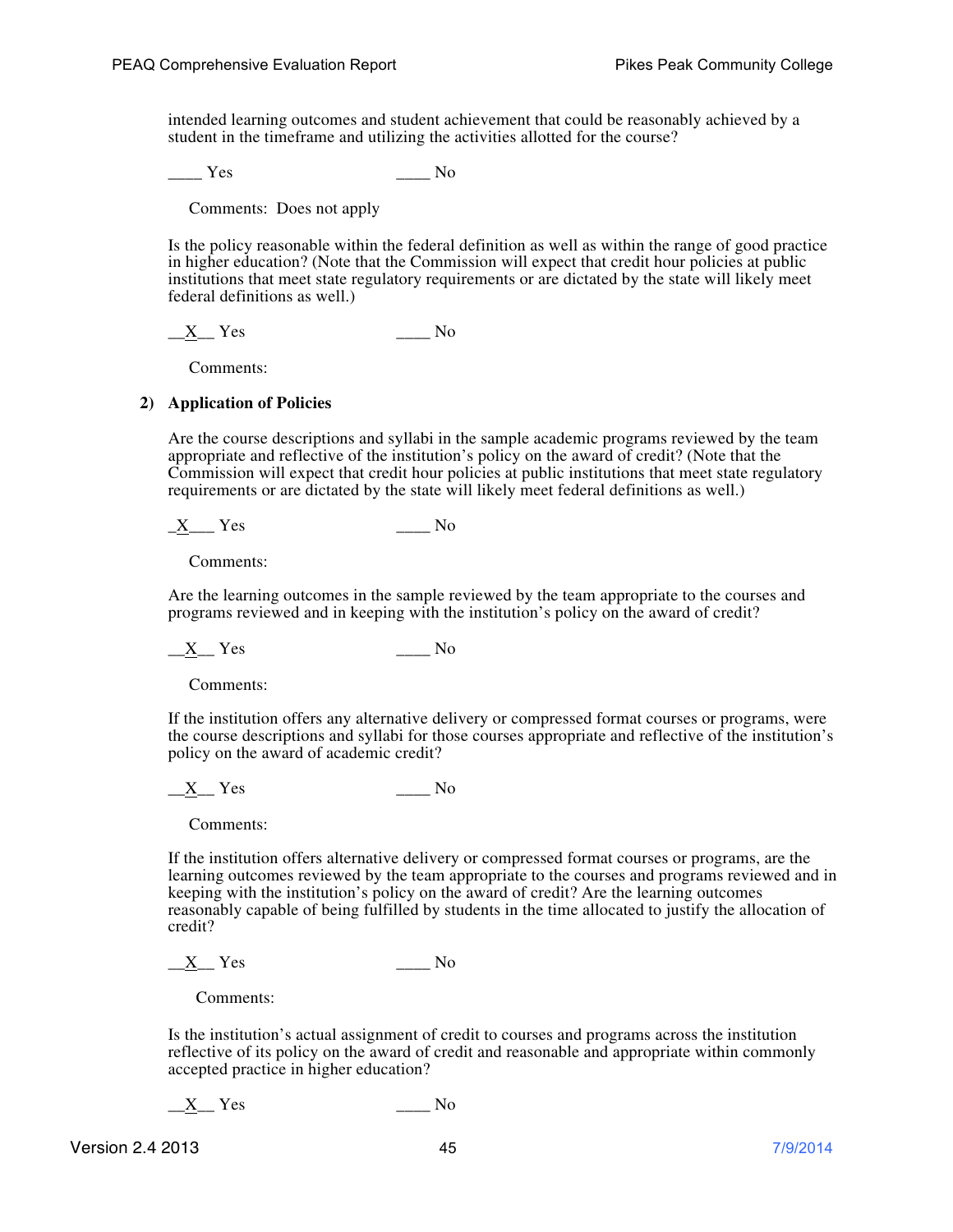intended learning outcomes and student achievement that could be reasonably achieved by a student in the timeframe and utilizing the activities allotted for the course?

____ Yes ____ No

Comments: Does not apply

Is the policy reasonable within the federal definition as well as within the range of good practice in higher education? (Note that the Commission will expect that credit hour policies at public institutions that meet state regulatory requirements or are dictated by the state will likely meet federal definitions as well.)

__X__ Yes ____ No

Comments:

**2) Application of Policies**

Are the course descriptions and syllabi in the sample academic programs reviewed by the team appropriate and reflective of the institution's policy on the award of credit? (Note that the Commission will expect that credit hour policies at public institutions that meet state regulatory requirements or are dictated by the state will likely meet federal definitions as well.)

_X___ Yes ____ No

Comments:

Are the learning outcomes in the sample reviewed by the team appropriate to the courses and programs reviewed and in keeping with the institution's policy on the award of credit?

__X__ Yes ____ No

Comments:

If the institution offers any alternative delivery or compressed format courses or programs, were the course descriptions and syllabi for those courses appropriate and reflective of the institution's policy on the award of academic credit?

__X__ Yes ____ No

Comments:

If the institution offers alternative delivery or compressed format courses or programs, are the learning outcomes reviewed by the team appropriate to the courses and programs reviewed and in keeping with the institution's policy on the award of credit? Are the learning outcomes reasonably capable of being fulfilled by students in the time allocated to justify the allocation of credit?

__X__ Yes ____ No

Comments:

Is the institution's actual assignment of credit to courses and programs across the institution reflective of its policy on the award of credit and reasonable and appropriate within commonly accepted practice in higher education?

__X__ Yes ____ No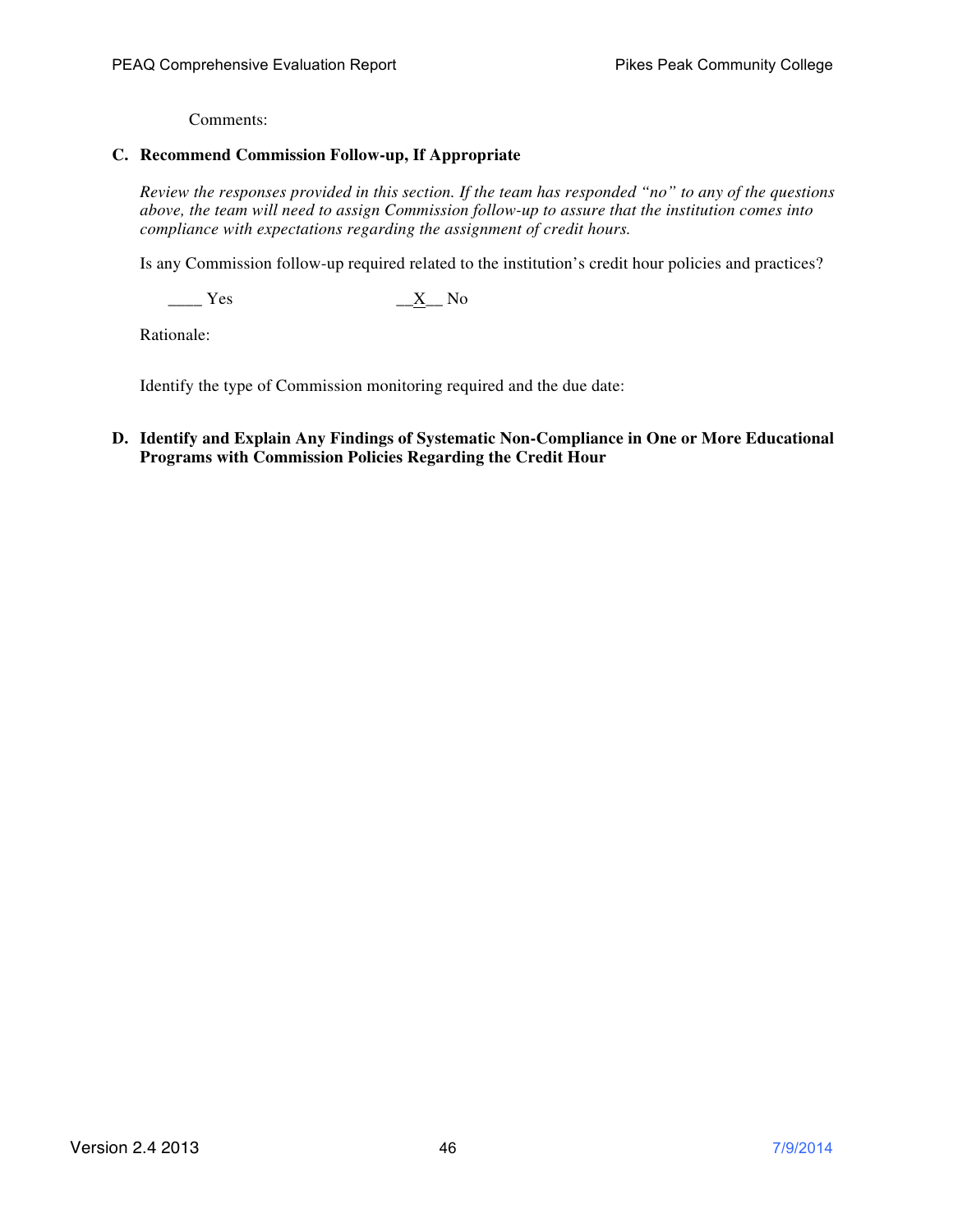Comments:

**C. Recommend Commission Follow-up, If Appropriate**

*Review the responses provided in this section. If the team has responded "no" to any of the questions above, the team will need to assign Commission follow-up to assure that the institution comes into compliance with expectations regarding the assignment of credit hours.*

Is any Commission follow-up required related to the institution's credit hour policies and practices?

____ Yes __X__ No

Rationale:

Identify the type of Commission monitoring required and the due date:

**D. Identify and Explain Any Findings of Systematic Non-Compliance in One or More Educational Programs with Commission Policies Regarding the Credit Hour**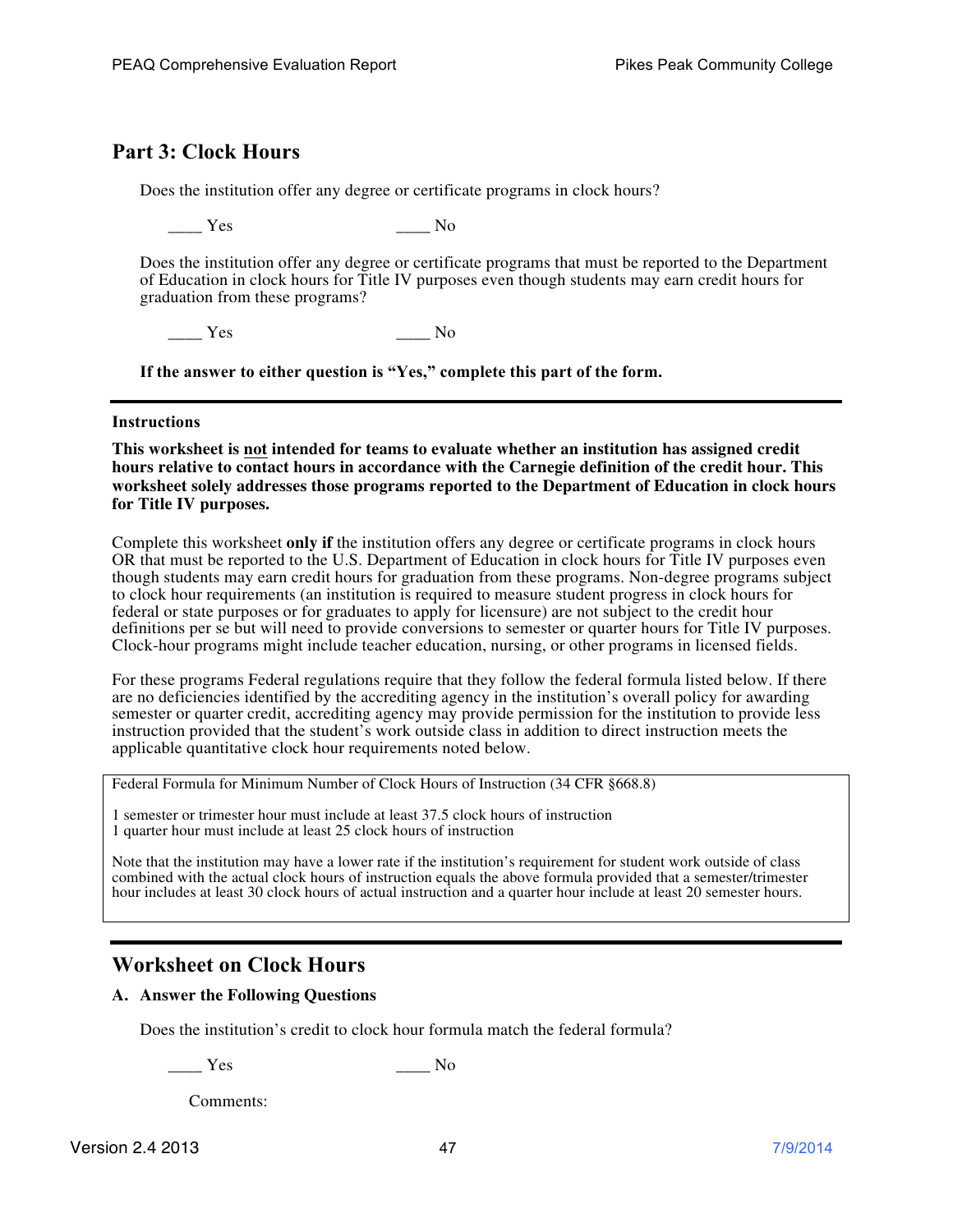## Part 3: Clock Hours

Does the institution offer any degree or certificate programs in clock hours?

____ Yes ____ No

Does the institution offer any degree or certificate programs that must be reported to the Department of Education in clock hours for Title IV purposes even though students may earn credit hours for graduation from these programs?

____ Yes ____ No

**If the answer to either question is "Yes," complete this part of the form.**

---

**Instructions**

**This worksheet is <u>not</u> intended for teams to evaluate whether an institution has assigned credit hours relative to contact hours in accordance with the Carnegie definition of the credit hour. This worksheet solely addresses those programs reported to the Department of Education in clock hours for Title IV purposes.**

Complete this worksheet **only if** the institution offers any degree or certificate programs in clock hours OR that must be reported to the U.S. Department of Education in clock hours for Title IV purposes even though students may earn credit hours for graduation from these programs. Non-degree programs subject to clock hour requirements (an institution is required to measure student progress in clock hours for federal or state purposes or for graduates to apply for licensure) are not subject to the credit hour definitions per se but will need to provide conversions to semester or quarter hours for Title IV purposes. Clock-hour programs might include teacher education, nursing, or other programs in licensed fields.

For these programs Federal regulations require that they follow the federal formula listed below. If there are no deficiencies identified by the accrediting agency in the institution's overall policy for awarding semester or quarter credit, accrediting agency may provide permission for the institution to provide less instruction provided that the student's work outside class in addition to direct instruction meets the applicable quantitative clock hour requirements noted below.

| Federal Formula for Minimum Number of Clock Hours of Instruction (34 CFR §668.8)<br><br>1 semester or trimester hour must include at least 37.5 clock hours of instruction<br>1 quarter hour must include at least 25 clock hours of instruction<br><br>Note that the institution may have a lower rate if the institution's requirement for student work outside of class combined with the actual clock hours of instruction equals the above formula provided that a semester/trimester hour includes at least 30 clock hours of actual instruction and a quarter hour include at least 20 semester hours. |
|---|

---

## Worksheet on Clock Hours

### A. Answer the Following Questions

Does the institution's credit to clock hour formula match the federal formula?

____ Yes ____ No

Comments: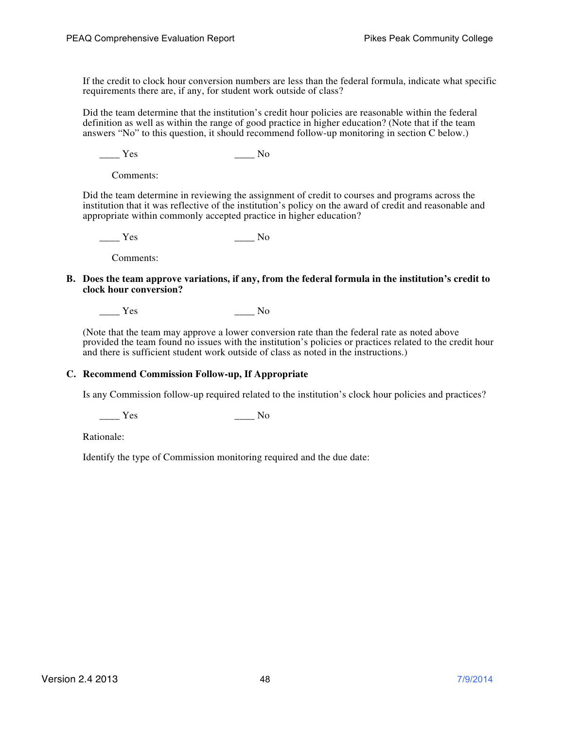If the credit to clock hour conversion numbers are less than the federal formula, indicate what specific requirements there are, if any, for student work outside of class?

Did the team determine that the institution's credit hour policies are reasonable within the federal definition as well as within the range of good practice in higher education? (Note that if the team answers "No" to this question, it should recommend follow-up monitoring in section C below.)

____ Yes ____ No

Comments:

Did the team determine in reviewing the assignment of credit to courses and programs across the institution that it was reflective of the institution's policy on the award of credit and reasonable and appropriate within commonly accepted practice in higher education?

____ Yes ____ No

Comments:

**B. Does the team approve variations, if any, from the federal formula in the institution's credit to clock hour conversion?**

____ Yes ____ No

(Note that the team may approve a lower conversion rate than the federal rate as noted above provided the team found no issues with the institution's policies or practices related to the credit hour and there is sufficient student work outside of class as noted in the instructions.)

**C. Recommend Commission Follow-up, If Appropriate**

Is any Commission follow-up required related to the institution's clock hour policies and practices?

____ Yes ____ No

Rationale:

Identify the type of Commission monitoring required and the due date: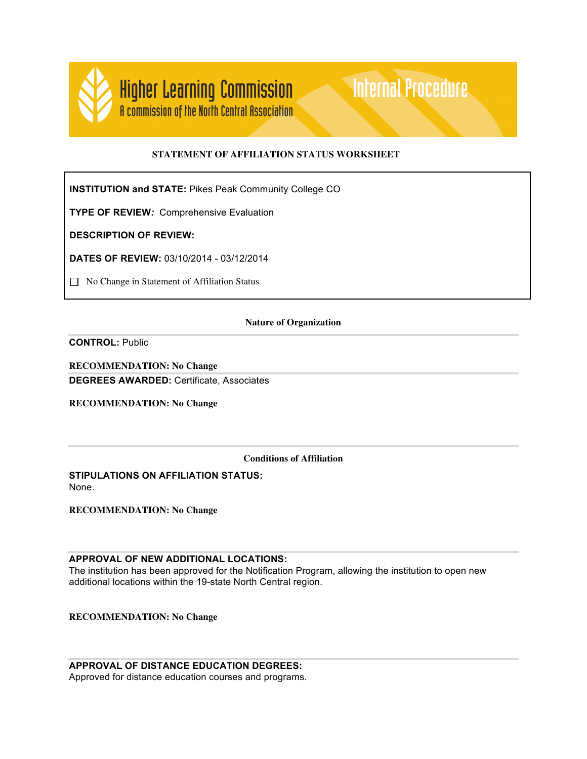Higher Learning Commission
A commission of the North Central Association

Internal Procedure

## STATEMENT OF AFFILIATION STATUS WORKSHEET

**INSTITUTION and STATE:** Pikes Peak Community College CO

**TYPE OF REVIEW*:*** Comprehensive Evaluation

**DESCRIPTION OF REVIEW:**

**DATES OF REVIEW:** 03/10/2014 - 03/12/2014

☐ No Change in Statement of Affiliation Status

### Nature of Organization

**CONTROL:** Public

**RECOMMENDATION: No Change**

**DEGREES AWARDED:** Certificate, Associates

**RECOMMENDATION: No Change**

### Conditions of Affiliation

**STIPULATIONS ON AFFILIATION STATUS:**
None.

**RECOMMENDATION: No Change**

**APPROVAL OF NEW ADDITIONAL LOCATIONS:**
The institution has been approved for the Notification Program, allowing the institution to open new additional locations within the 19-state North Central region.

**RECOMMENDATION: No Change**

**APPROVAL OF DISTANCE EDUCATION DEGREES:**
Approved for distance education courses and programs.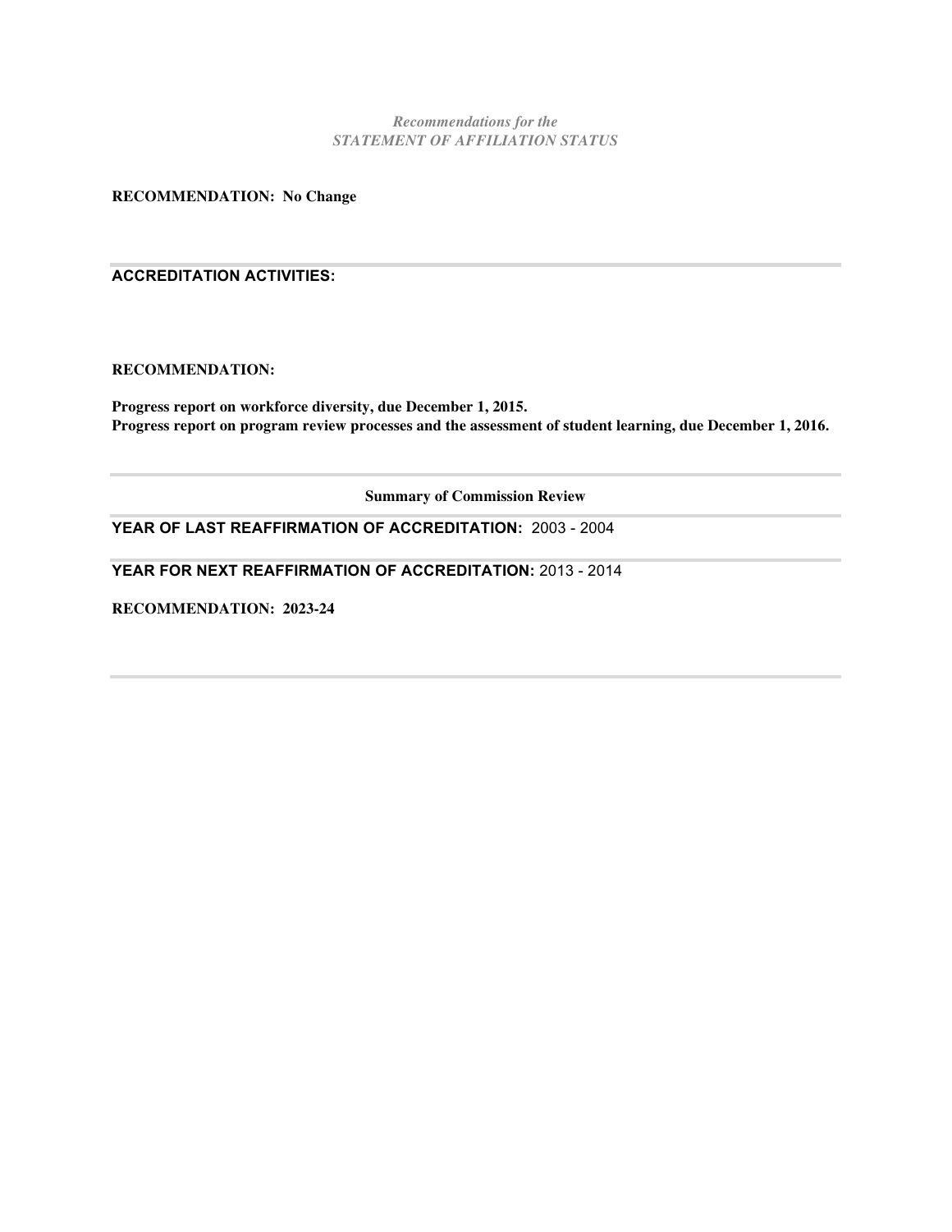*Recommendations for the*
*STATEMENT OF AFFILIATION STATUS*

**RECOMMENDATION: No Change**

---

**ACCREDITATION ACTIVITIES:**

**RECOMMENDATION:**

**Progress report on workforce diversity, due December 1, 2015.**
**Progress report on program review processes and the assessment of student learning, due December 1, 2016.**

---

**Summary of Commission Review**

---

**YEAR OF LAST REAFFIRMATION OF ACCREDITATION:** 2003 - 2004

---

**YEAR FOR NEXT REAFFIRMATION OF ACCREDITATION:** 2013 - 2014

**RECOMMENDATION: 2023-24**

---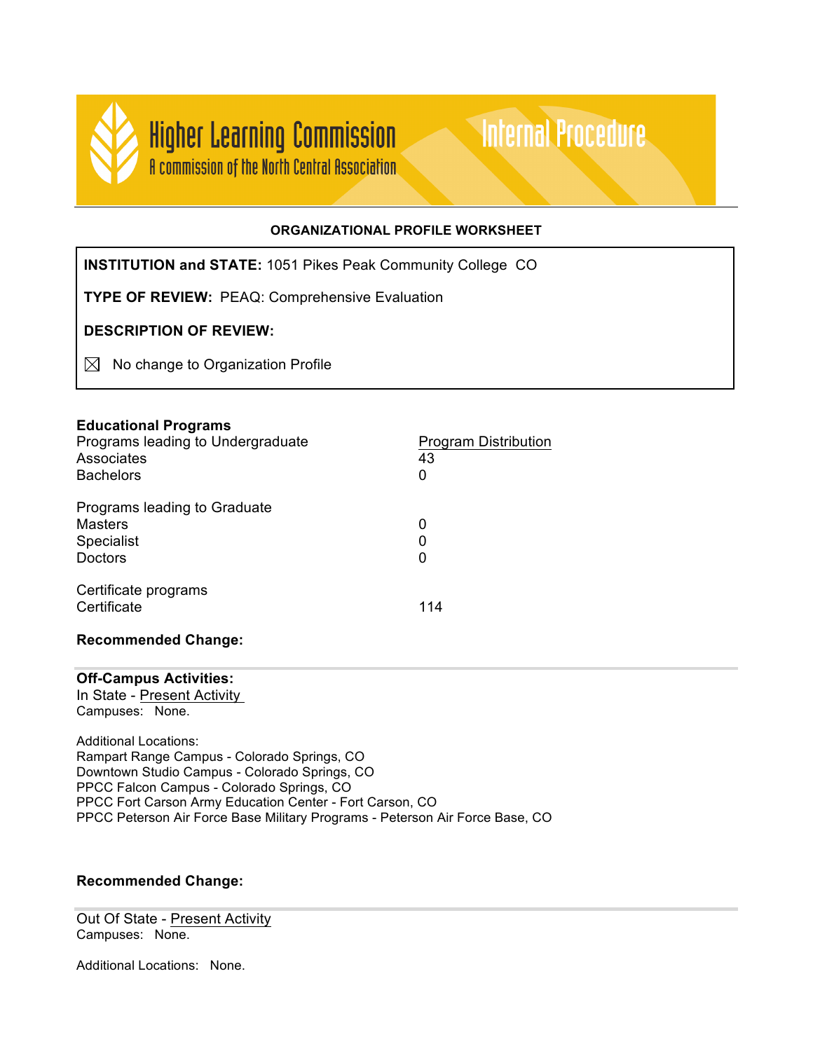Higher Learning Commission
A commission of the North Central Association

Internal Procedure

## ORGANIZATIONAL PROFILE WORKSHEET

**INSTITUTION and STATE:** 1051 Pikes Peak Community College CO

**TYPE OF REVIEW:** PEAQ: Comprehensive Evaluation

**DESCRIPTION OF REVIEW:**

☒ No change to Organization Profile

### Educational Programs

| Programs leading to Undergraduate | Program Distribution |
|---|---|
| Associates | 43 |
| Bachelors | 0 |
| **Programs leading to Graduate** | |
| Masters | 0 |
| Specialist | 0 |
| Doctors | 0 |
| **Certificate programs** | |
| Certificate | 114 |

**Recommended Change:**

---

**Off-Campus Activities:**

In State - Present Activity
Campuses: None.

Additional Locations:
Rampart Range Campus - Colorado Springs, CO
Downtown Studio Campus - Colorado Springs, CO
PPCC Falcon Campus - Colorado Springs, CO
PPCC Fort Carson Army Education Center - Fort Carson, CO
PPCC Peterson Air Force Base Military Programs - Peterson Air Force Base, CO

**Recommended Change:**

---

Out Of State - Present Activity
Campuses: None.

Additional Locations: None.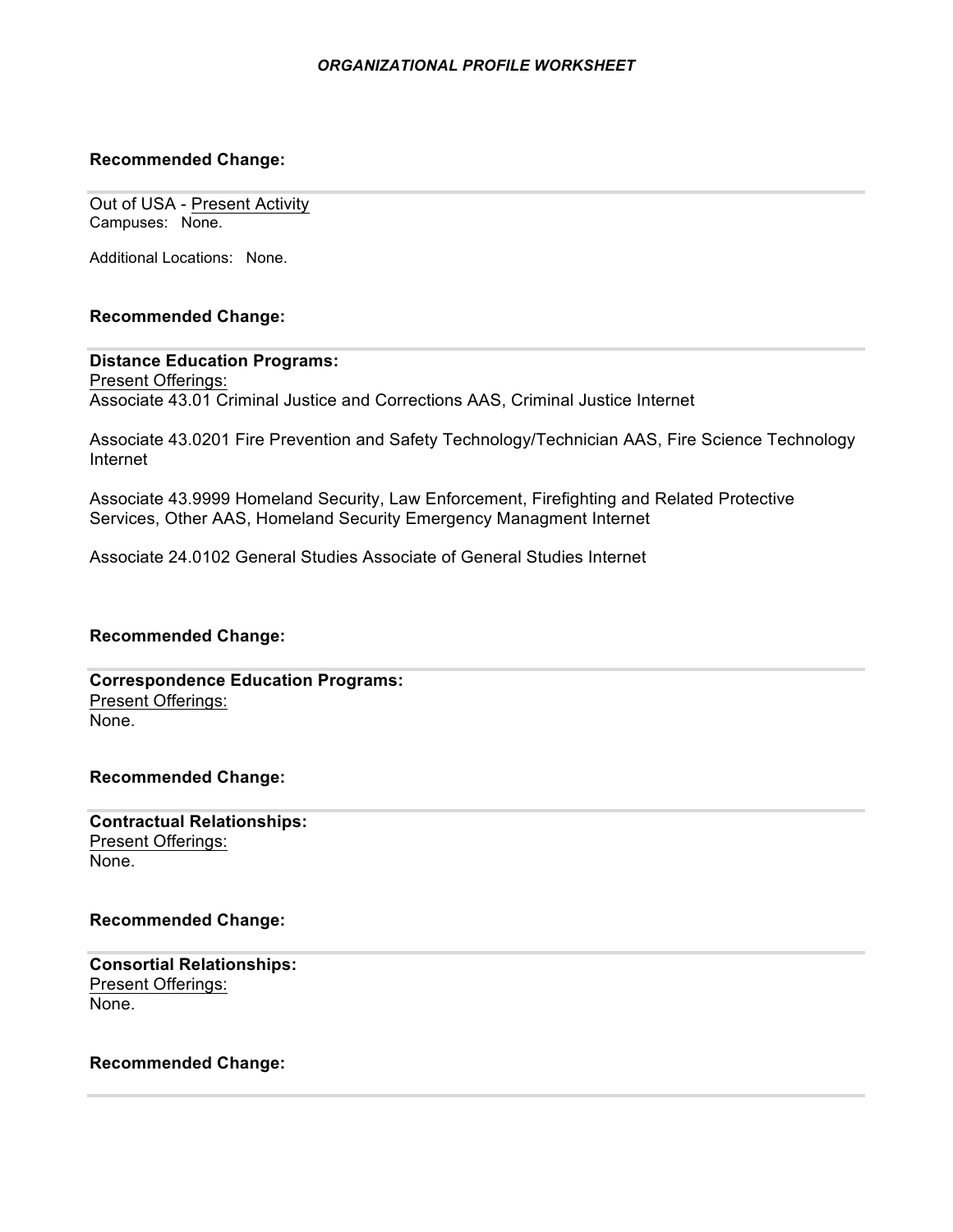**Recommended Change:**

---

Out of USA - Present Activity
Campuses: None.

Additional Locations: None.

**Recommended Change:**

---

**Distance Education Programs:**
Present Offerings:
Associate 43.01 Criminal Justice and Corrections AAS, Criminal Justice Internet

Associate 43.0201 Fire Prevention and Safety Technology/Technician AAS, Fire Science Technology Internet

Associate 43.9999 Homeland Security, Law Enforcement, Firefighting and Related Protective Services, Other AAS, Homeland Security Emergency Managment Internet

Associate 24.0102 General Studies Associate of General Studies Internet

**Recommended Change:**

---

**Correspondence Education Programs:**
Present Offerings:
None.

**Recommended Change:**

---

**Contractual Relationships:**
Present Offerings:
None.

**Recommended Change:**

---

**Consortial Relationships:**
Present Offerings:
None.

**Recommended Change:**

---